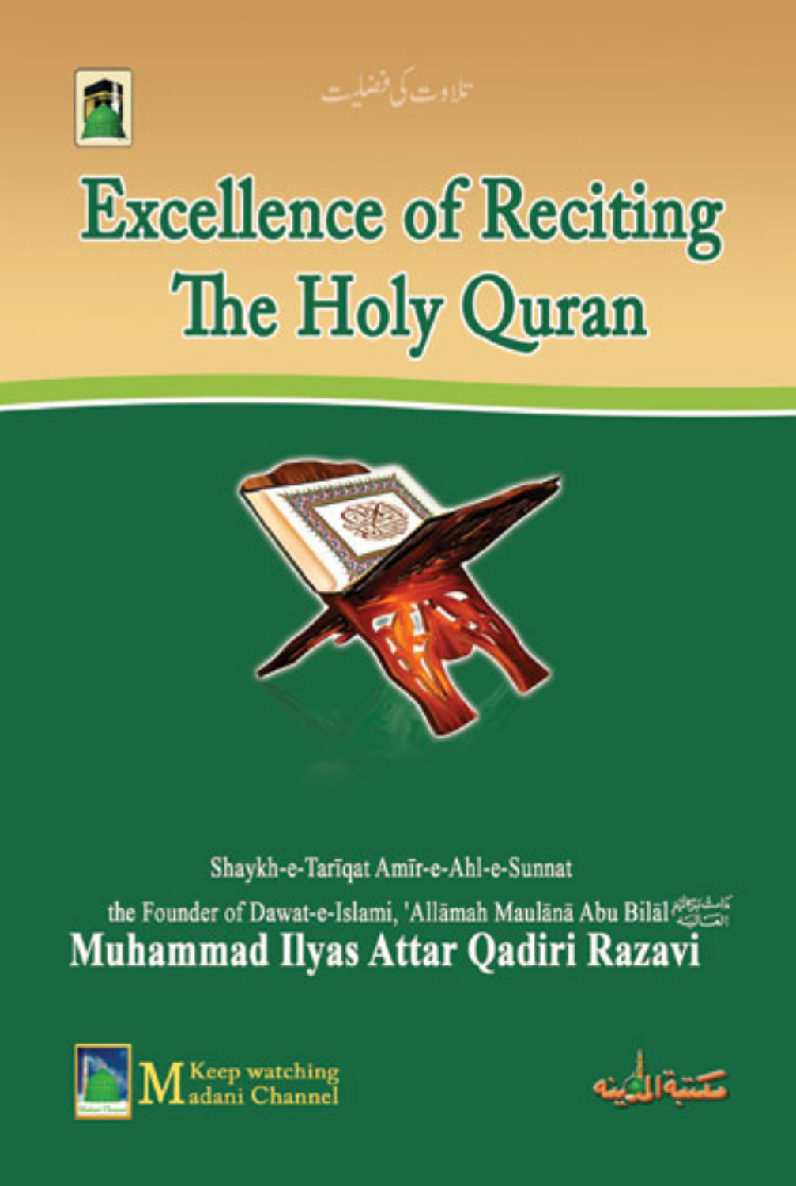تلاوت کی فضیلت

# Excellence of Reciting The Holy Quran

Shaykh-e-Ṭarīqat Amīr-e-Ahl-e-Sunnat

the Founder of Dawat-e-Islami, 'Allāmah Maulānā Abu Bilāl دامت برکاتہم العالیہ

**Muhammad Ilyas Attar Qadiri Razavi**

Keep watching Madani Channel

مکتبۃ المدینہ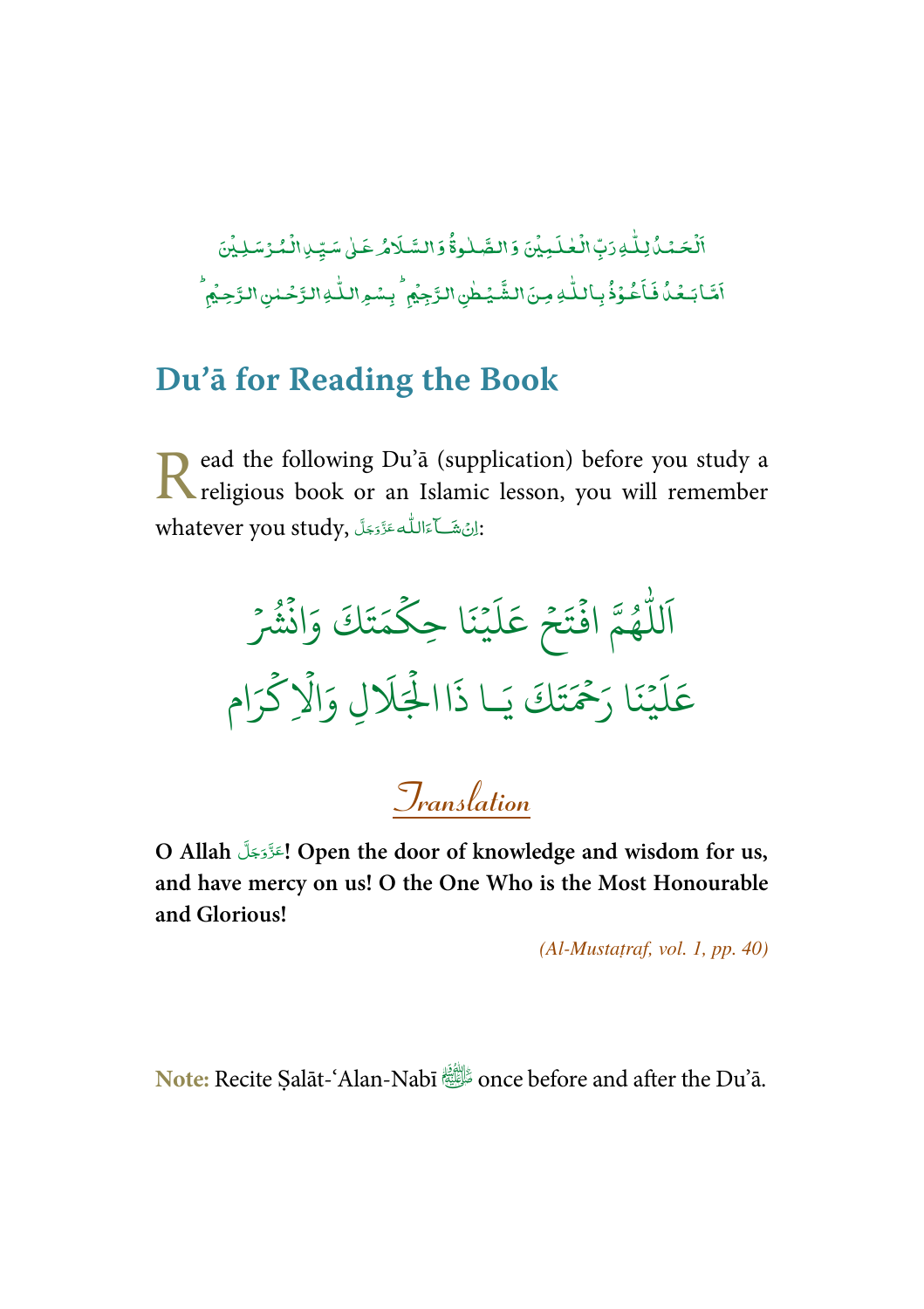اَلْحَمْدُ لِلّٰهِ رَبِّ الْعٰلَمِيْنَ وَ الصَّلٰوةُ وَ السَّلَامُ عَلٰى سَيِّدِ الْمُرْسَلِيْنَ

اَمَّا بَعْدُ فَاَعُوْذُ بِاللّٰهِ مِنَ الشَّيْطٰنِ الرَّجِيْمِ ؕ بِسْمِ اللّٰهِ الرَّحْمٰنِ الرَّحِيْمِ ؕ

## Du'ā for Reading the Book

Read the following Du'ā (supplication) before you study a religious book or an Islamic lesson, you will remember whatever you study, اِنْ شَآءَ اللّٰه عَزَّوَجَلَّ:

اَللّٰهُمَّ افْتَحْ عَلَيْنَا حِكْمَتَكَ وَانْشُرْ

عَلَيْنَا رَحْمَتَكَ يَا ذَاالْجَلَالِ وَالْاِكْرَام

### Translation

**O Allah عَزَّوَجَلَّ! Open the door of knowledge and wisdom for us, and have mercy on us! O the One Who is the Most Honourable and Glorious!**

*(Al-Mustaṭraf, vol. 1, pp. 40)*

**Note:** Recite Ṣalāt-'Alan-Nabī ﷺ once before and after the Du'ā.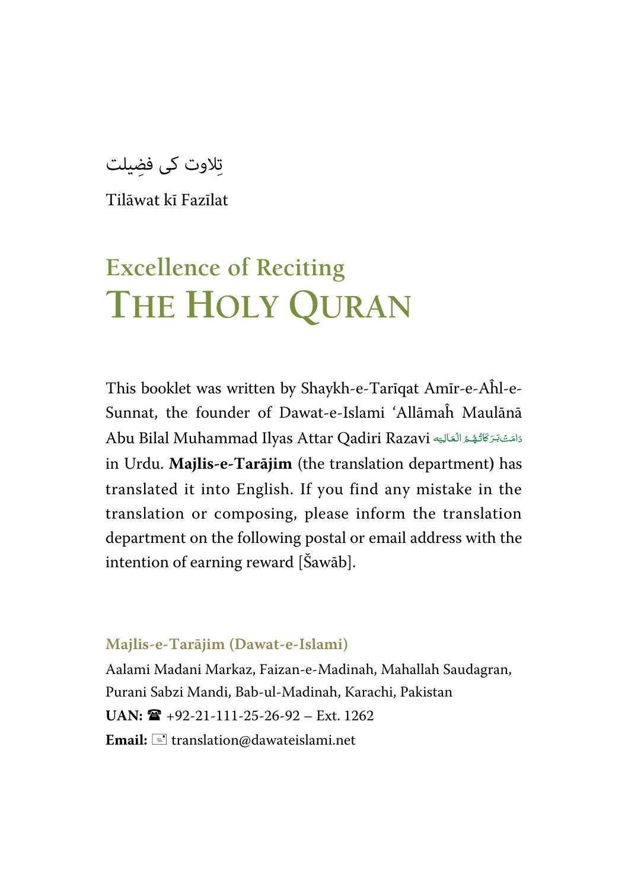تِلاوت کی فضِیلت

Tilāwat kī Fazīlat

# Excellence of Reciting THE HOLY QURAN

This booklet was written by Shaykh-e-Tarīqat Amīr-e-Aĥl-e-Sunnat, the founder of Dawat-e-Islami 'Allāmaĥ Maulānā Abu Bilal Muhammad Ilyas Attar Qadiri Razavi دَامَتْ بَرَكَاتُهُمُ الْعَالِيَه in Urdu. **Majlis-e-Tarājim** (the translation department) has translated it into English. If you find any mistake in the translation or composing, please inform the translation department on the following postal or email address with the intention of earning reward [Šawāb].

**Majlis-e-Tarājim (Dawat-e-Islami)**

Aalami Madani Markaz, Faizan-e-Madinah, Mahallah Saudagran, Purani Sabzi Mandi, Bab-ul-Madinah, Karachi, Pakistan

**UAN:** ☎ +92-21-111-25-26-92 – Ext. 1262

**Email:** translation@dawateislami.net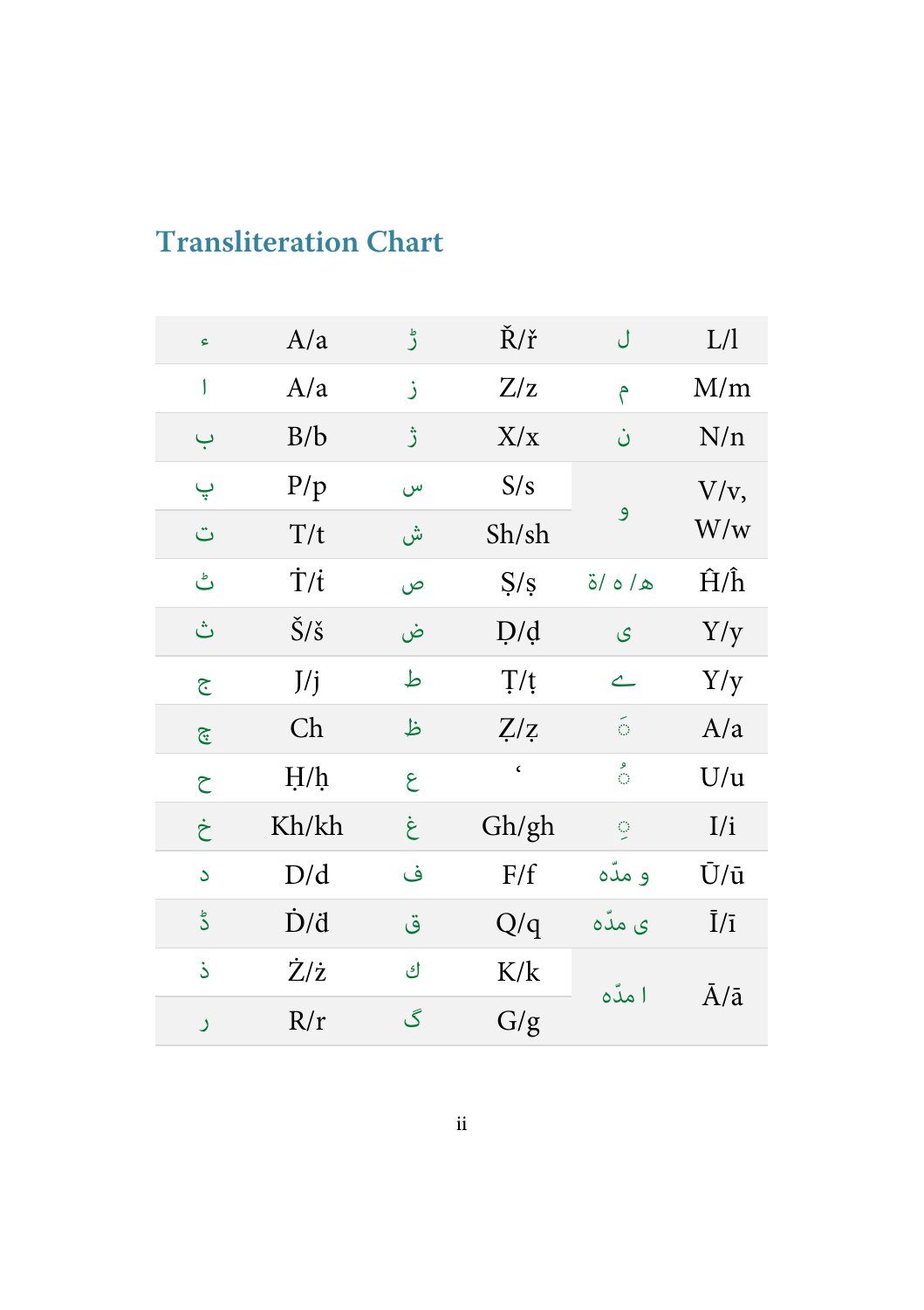## Transliteration Chart

| | | | | | |
|---|---|---|---|---|---|
| ء | A/a | ڑ | Ř/ř | ل | L/l |
| ا | A/a | ز | Z/z | م | M/m |
| ب | B/b | ژ | X/x | ن | N/n |
| پ | P/p | س | S/s | و | V/v, W/w |
| ت | T/t | ش | Sh/sh | | |
| ٹ | Ṫ/ṫ | ص | Ṣ/ṣ | ھ / ہ /ۃ | Ĥ/ĥ |
| ث | Š/š | ض | Ḍ/ḍ | ی | Y/y |
| ج | J/j | ط | Ṭ/ṭ | ے | Y/y |
| چ | Ch | ظ | Ẓ/ẓ | َ | A/a |
| ح | Ḥ/ḥ | ع | ʻ | ُ | U/u |
| خ | Kh/kh | غ | Gh/gh | ِ | I/i |
| د | D/d | ف | F/f | و مدّہ | Ū/ū |
| ڈ | Ḋ/ḋ | ق | Q/q | ی مدّہ | Ī/ī |
| ذ | Ż/ż | ك | K/k | ا مدّہ | Ā/ā |
| ر | R/r | گ | G/g | | |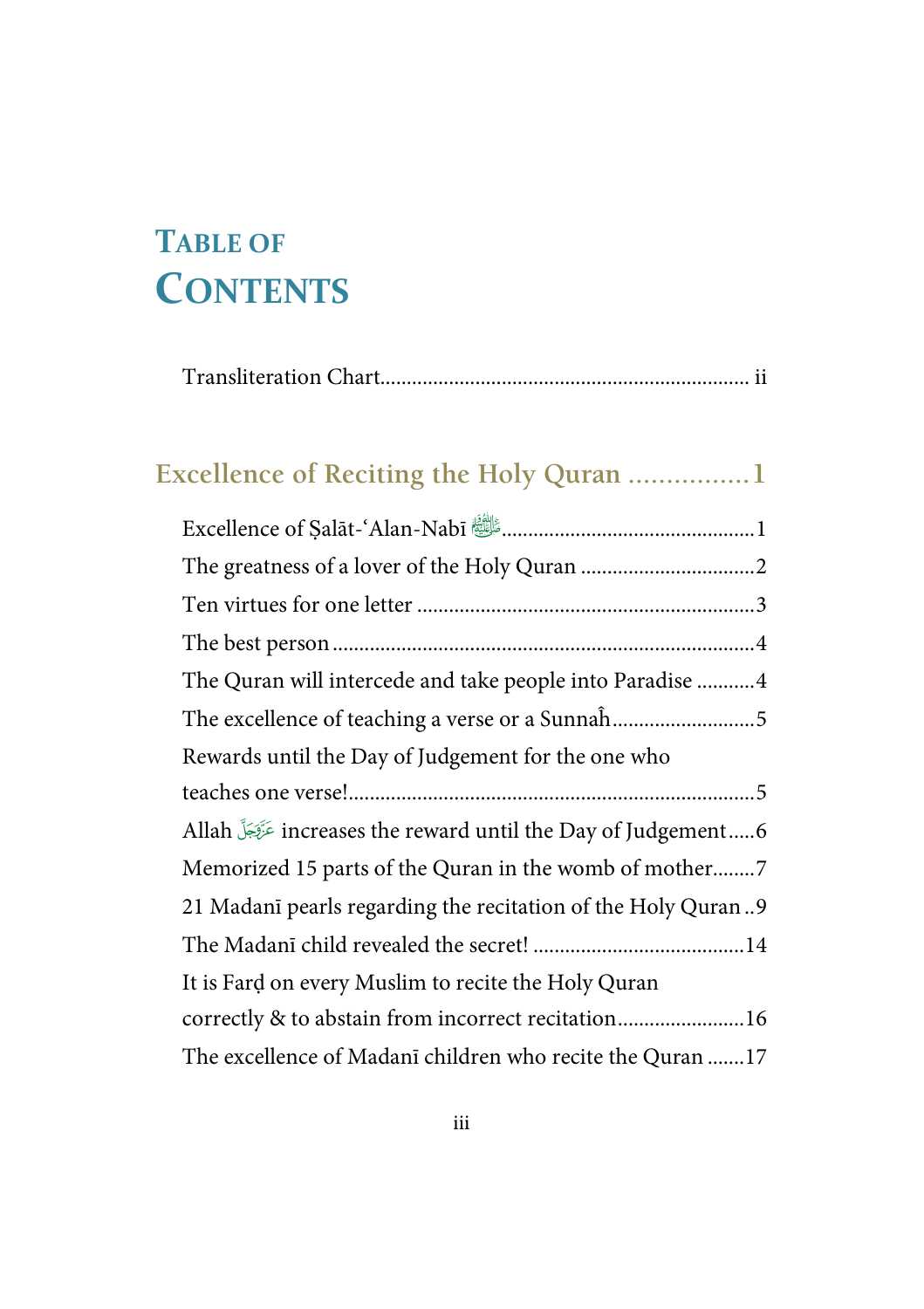# TABLE OF CONTENTS

Transliteration Chart.................................................................... ii

## Excellence of Reciting the Holy Quran ...............1

Excellence of Ṣalāt-'Alan-Nabī ﷺ...............................................1

The greatness of a lover of the Holy Quran ................................2

Ten virtues for one letter ...............................................................3

The best person ..............................................................................4

The Quran will intercede and take people into Paradise ...........4

The excellence of teaching a verse or a Sunnaĥ..........................5

Rewards until the Day of Judgement for the one who teaches one verse!............................................................................5

Allah عَزَّوَجَلَّ increases the reward until the Day of Judgement.....6

Memorized 15 parts of the Quran in the womb of mother........7

21 Madanī pearls regarding the recitation of the Holy Quran ..9

The Madanī child revealed the secret! .......................................14

It is Farḍ on every Muslim to recite the Holy Quran correctly & to abstain from incorrect recitation.......................16

The excellence of Madanī children who recite the Quran .......17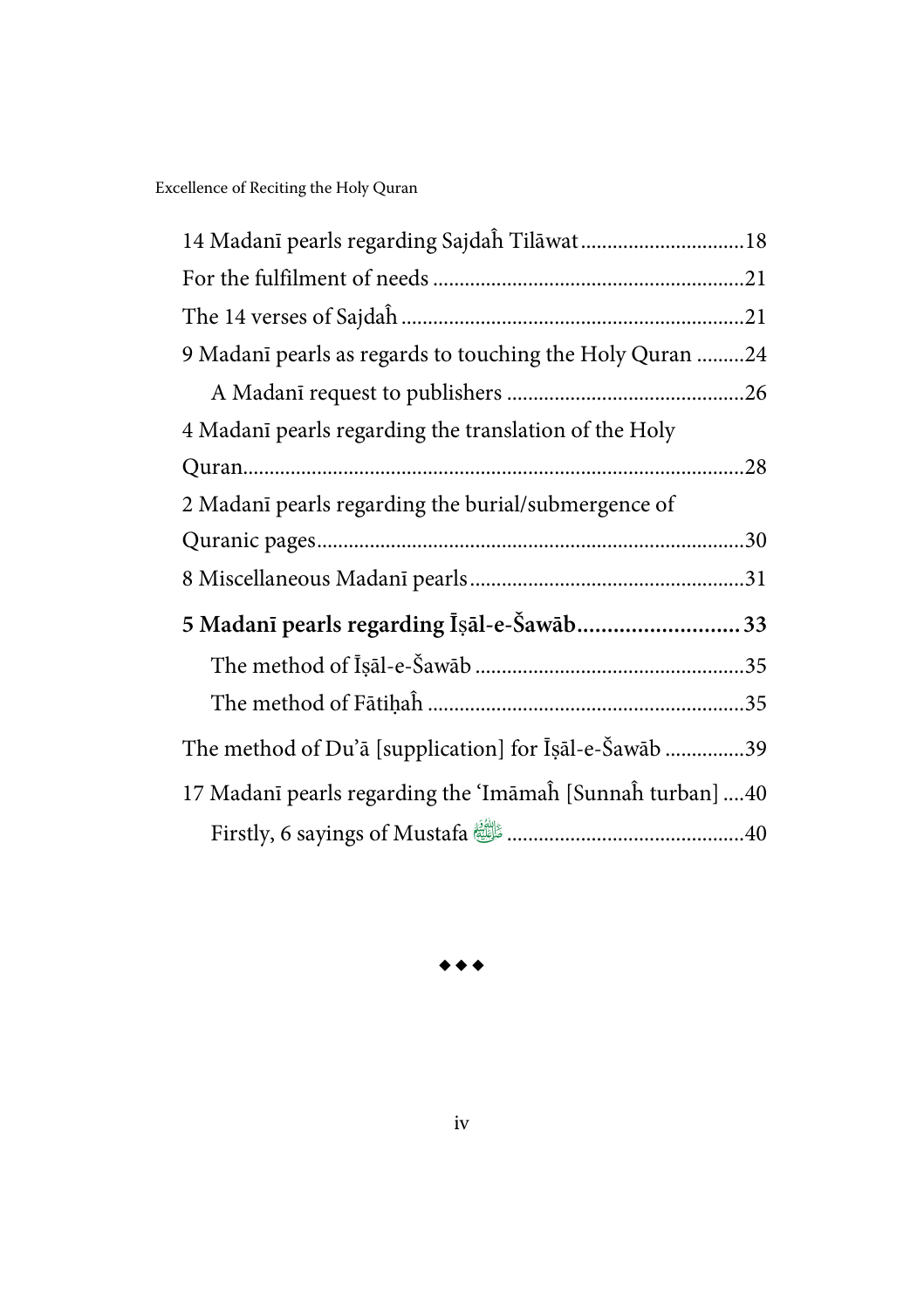14 Madanī pearls regarding Sajdaĥ Tilāwat ............................... 18

For the fulfilment of needs ........................................................... 21

The 14 verses of Sajdaĥ ................................................................. 21

9 Madanī pearls as regards to touching the Holy Quran ......... 24

  A Madanī request to publishers ............................................. 26

4 Madanī pearls regarding the translation of the Holy Quran................................................................................................. 28

2 Madanī pearls regarding the burial/submergence of Quranic pages.................................................................................. 30

8 Miscellaneous Madanī pearls .................................................... 31

**5 Madanī pearls regarding Īṣāl-e-Šawāb........................... 33**

  The method of Īṣāl-e-Šawāb ................................................... 35

  The method of Fātiḥaĥ ............................................................ 35

The method of Du'ā [supplication] for Īṣāl-e-Šawāb ............... 39

17 Madanī pearls regarding the 'Imāmaĥ [Sunnaĥ turban] .... 40

  Firstly, 6 sayings of Mustafa ﷺ ............................................. 40

◆ ◆ ◆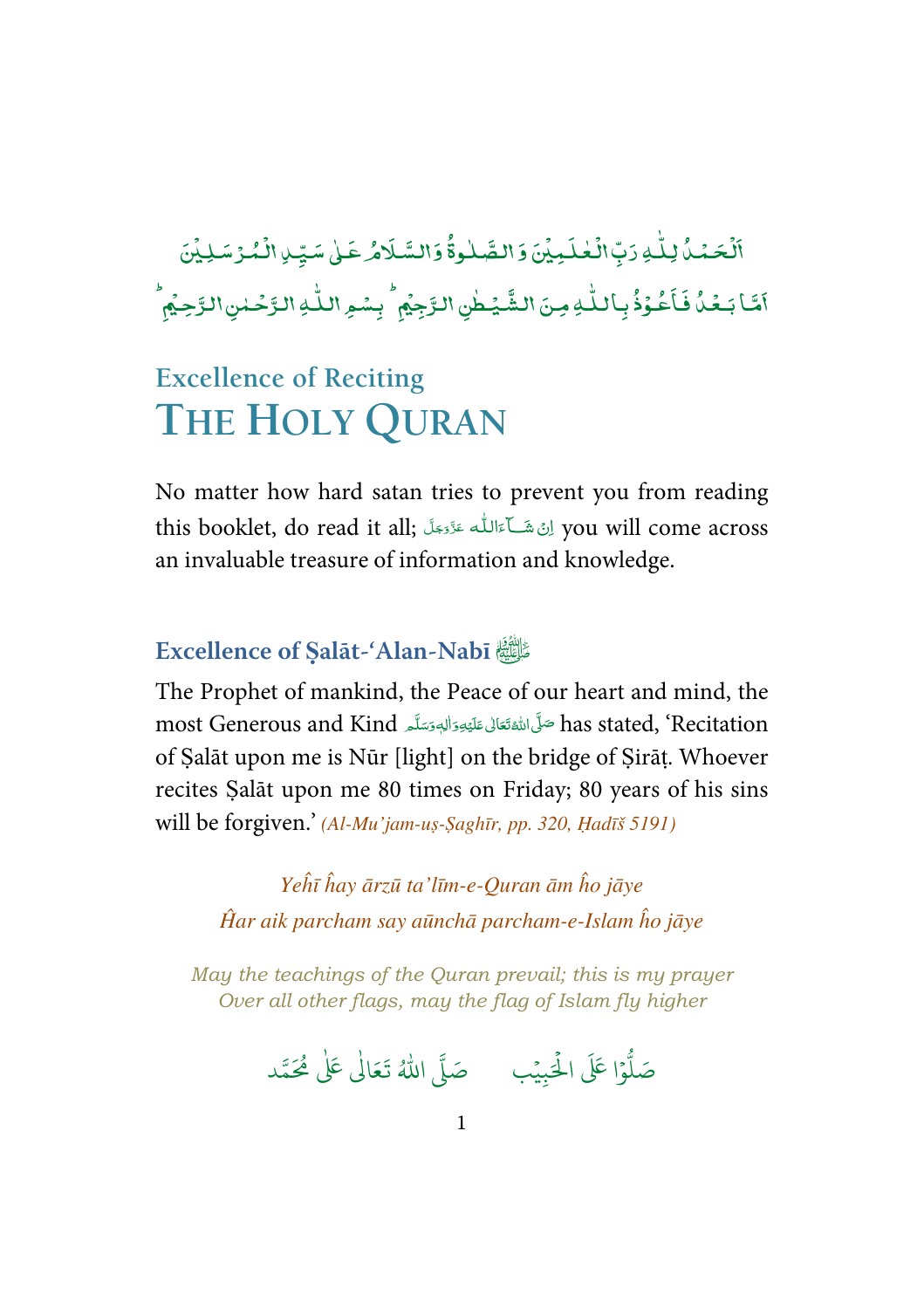اَلۡحَمۡدُ لِلّٰہِ رَبِّ الۡعٰلَمِیۡنَ وَ الصَّلٰوۃُ وَالسَّلَامُ عَلٰی سَیِّدِ الۡمُرۡسَلِیۡنَ
اَمَّا بَعۡدُ فَاَعُوۡذُ بِاللّٰہِ مِنَ الشَّیۡطٰنِ الرَّجِیۡمِ ؕ بِسۡمِ اللّٰہِ الرَّحۡمٰنِ الرَّحِیۡمِ ؕ

# Excellence of Reciting THE HOLY QURAN

No matter how hard satan tries to prevent you from reading this booklet, do read it all; اِنۡ شَآءَاللّٰہ عَزَّوَجَلَّ you will come across an invaluable treasure of information and knowledge.

## Excellence of Ṣalāt-'Alan-Nabī ﷺ

The Prophet of mankind, the Peace of our heart and mind, the most Generous and Kind صَلَّی اللّٰہُ تَعَالٰی عَلَیۡہِ وَاٰلِہٖ وَسَلَّم has stated, 'Recitation of Ṣalāt upon me is Nūr [light] on the bridge of Ṣirāṭ. Whoever recites Ṣalāt upon me 80 times on Friday; 80 years of his sins will be forgiven.' *(Al-Mu'jam-uṣ-Ṣaghīr, pp. 320, Ḥadīš 5191)*

*Yeĥī ĥay ārzū ta'līm-e-Quran ām ĥo jāye*
*Ĥar aik parcham say aūnchā parcham-e-Islam ĥo jāye*

*May the teachings of the Quran prevail; this is my prayer*
*Over all other flags, may the flag of Islam fly higher*

صَلُّوۡا عَلَی الۡحَبِیۡب     صَلَّی اللّٰہُ تَعَالٰی عَلٰی مُحَمَّد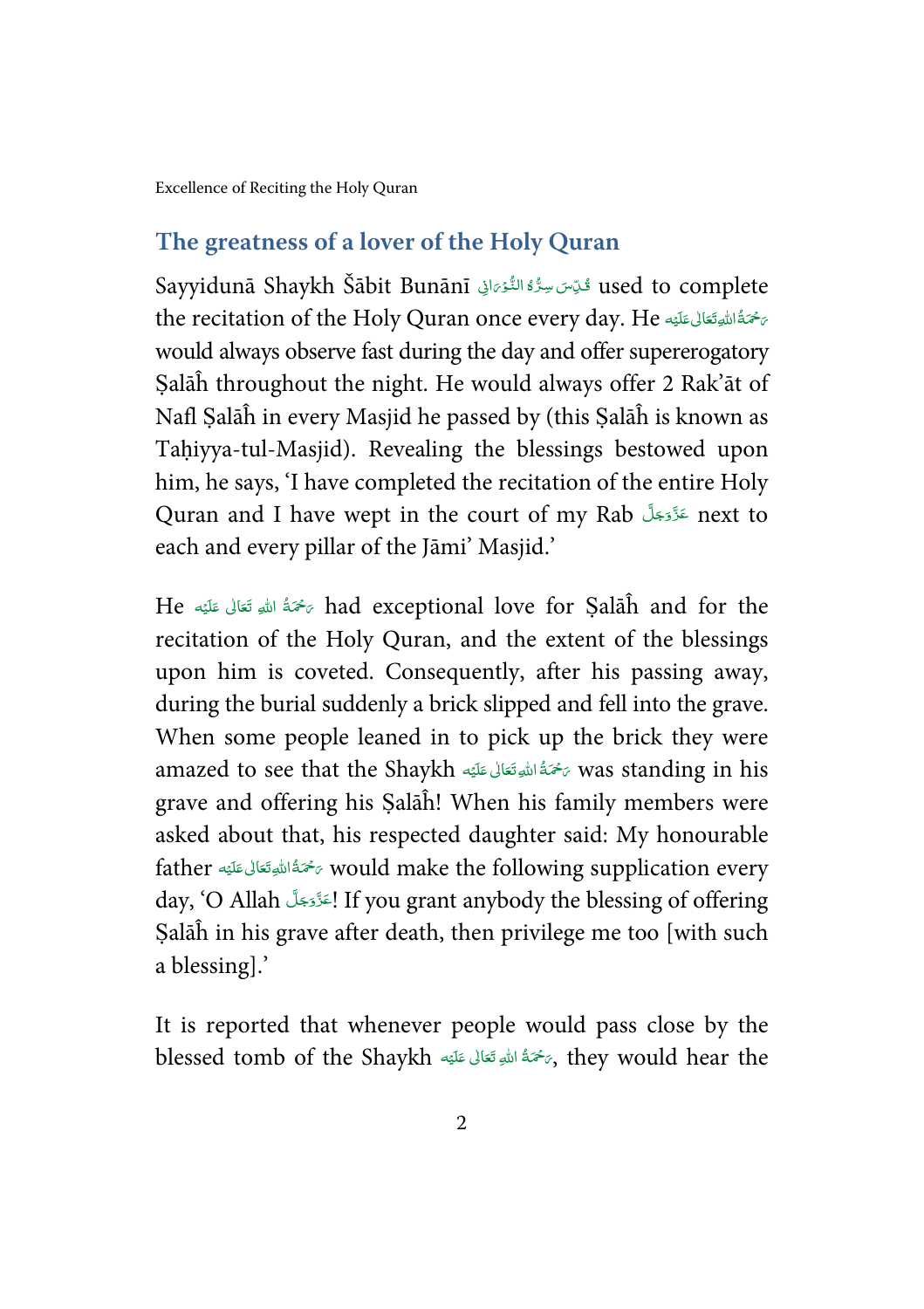## The greatness of a lover of the Holy Quran

Sayyidunā Shaykh Šābit Bunānī قُدِّسَ سِرُّهُ النُّوْرَانِی used to complete the recitation of the Holy Quran once every day. He رَحْمَةُ اللهِ تَعَالٰی عَلَيْه would always observe fast during the day and offer supererogatory Ṣalāĥ throughout the night. He would always offer 2 Rak'āt of Nafl Ṣalāĥ in every Masjid he passed by (this Ṣalāĥ is known as Taḥiyya-tul-Masjid). Revealing the blessings bestowed upon him, he says, 'I have completed the recitation of the entire Holy Quran and I have wept in the court of my Rab عَزَّوَجَلَّ next to each and every pillar of the Jāmi' Masjid.'

He رَحْمَةُ اللهِ تَعَالٰی عَلَيْه had exceptional love for Ṣalāĥ and for the recitation of the Holy Quran, and the extent of the blessings upon him is coveted. Consequently, after his passing away, during the burial suddenly a brick slipped and fell into the grave. When some people leaned in to pick up the brick they were amazed to see that the Shaykh رَحْمَةُ اللهِ تَعَالٰی عَلَيْه was standing in his grave and offering his Ṣalāĥ! When his family members were asked about that, his respected daughter said: My honourable father رَحْمَةُ اللهِ تَعَالٰی عَلَيْه would make the following supplication every day, 'O Allah عَزَّوَجَلَّ! If you grant anybody the blessing of offering Ṣalāĥ in his grave after death, then privilege me too [with such a blessing].'

It is reported that whenever people would pass close by the blessed tomb of the Shaykh رَحْمَةُ اللهِ تَعَالٰی عَلَيْه, they would hear the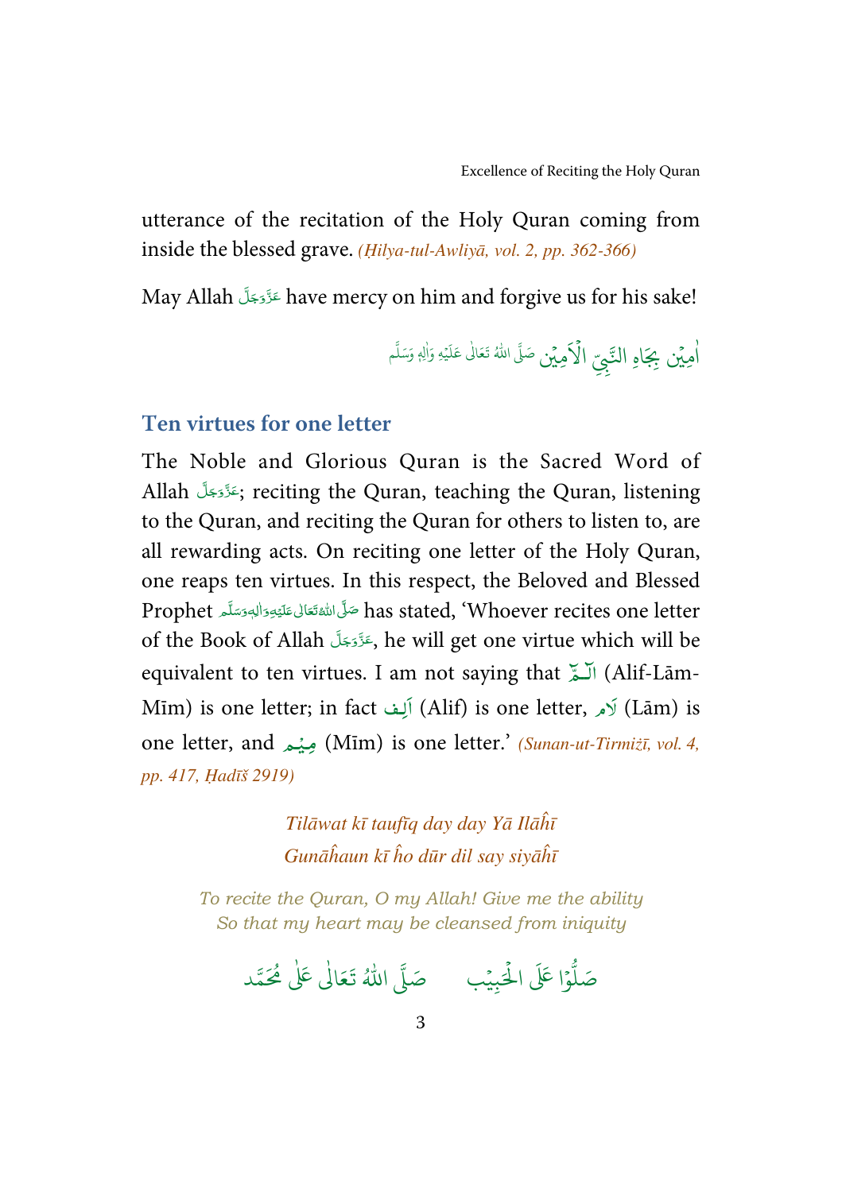utterance of the recitation of the Holy Quran coming from inside the blessed grave. *(Ḥilya-tul-Awliyā, vol. 2, pp. 362-366)*

May Allah عَزَّوَجَلَّ have mercy on him and forgive us for his sake!

اٰمِيْن بِجَاہِ النَّبِيِّ الْاَمِيْن صَلَّى اللهُ تَعَالٰى عَلَيْهِ وَاٰلِهٖ وَسَلَّم

## Ten virtues for one letter

The Noble and Glorious Quran is the Sacred Word of Allah عَزَّوَجَلَّ; reciting the Quran, teaching the Quran, listening to the Quran, and reciting the Quran for others to listen to, are all rewarding acts. On reciting one letter of the Holy Quran, one reaps ten virtues. In this respect, the Beloved and Blessed Prophet صَلَّى اللهُ تَعَالٰى عَلَيْهِ وَاٰلِهٖ وَسَلَّم has stated, 'Whoever recites one letter of the Book of Allah عَزَّوَجَلَّ, he will get one virtue which will be equivalent to ten virtues. I am not saying that الٓمّٓ (Alif-Lām-Mīm) is one letter; in fact اَلِف (Alif) is one letter, لَام (Lām) is one letter, and مِيْم (Mīm) is one letter.' *(Sunan-ut-Tirmiżī, vol. 4, pp. 417, Ḥadīš 2919)*

*Tilāwat kī taufīq day day Yā Ilāĥī*
*Gunāĥaun kī ĥo dūr dil say siyāĥī*

*To recite the Quran, O my Allah! Give me the ability*
*So that my heart may be cleansed from iniquity*

صَلُّوْا عَلَى الْحَبِيْب صَلَّى اللهُ تَعَالٰى عَلٰى مُحَمَّد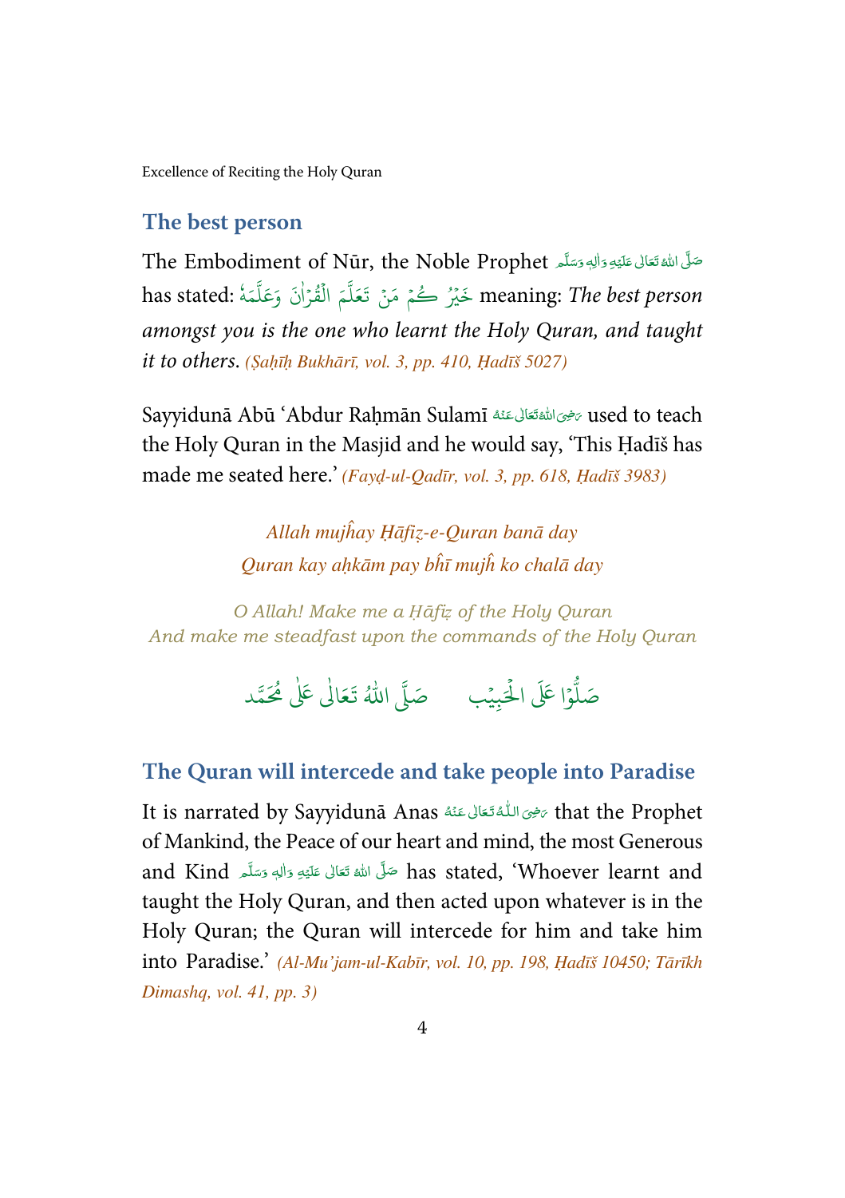## The best person

The Embodiment of Nūr, the Noble Prophet صَلَّى اللهُ تَعَالٰى عَلَيْهِ وَاٰلِهٖ وَسَلَّم has stated: خَيْرُ كُمْ مَنْ تَعَلَّمَ الْقُرْاٰنَ وَعَلَّمَهٗ meaning: *The best person amongst you is the one who learnt the Holy Quran, and taught it to others.* *(Ṣaḥīḥ Bukhārī, vol. 3, pp. 410, Ḥadīš 5027)*

Sayyidunā Abū 'Abdur Raḥmān Sulamī رَضِیَ اللهُ تَعَالٰی عَنْهُ used to teach the Holy Quran in the Masjid and he would say, 'This Ḥadīš has made me seated here.' *(Fayḍ-ul-Qadīr, vol. 3, pp. 618, Ḥadīš 3983)*

*Allah mujĥay Ḥāfiẓ-e-Quran banā day*
*Quran kay aḥkām pay bĥī mujĥ ko chalā day*

*O Allah! Make me a Ḥāfiẓ of the Holy Quran*
*And make me steadfast upon the commands of the Holy Quran*

صَلُّوْا عَلَى الْحَبِيْب صَلَّى اللهُ تَعَالٰى عَلٰى مُحَمَّد

## The Quran will intercede and take people into Paradise

It is narrated by Sayyidunā Anas رَضِیَ اللّٰهُ تَعَالٰی عَنْهُ that the Prophet of Mankind, the Peace of our heart and mind, the most Generous and Kind صَلَّى اللهُ تَعَالٰى عَلَيْهِ وَاٰلِهٖ وَسَلَّم has stated, 'Whoever learnt and taught the Holy Quran, and then acted upon whatever is in the Holy Quran; the Quran will intercede for him and take him into Paradise.' *(Al-Mu'jam-ul-Kabīr, vol. 10, pp. 198, Ḥadīš 10450; Tārīkh Dimashq, vol. 41, pp. 3)*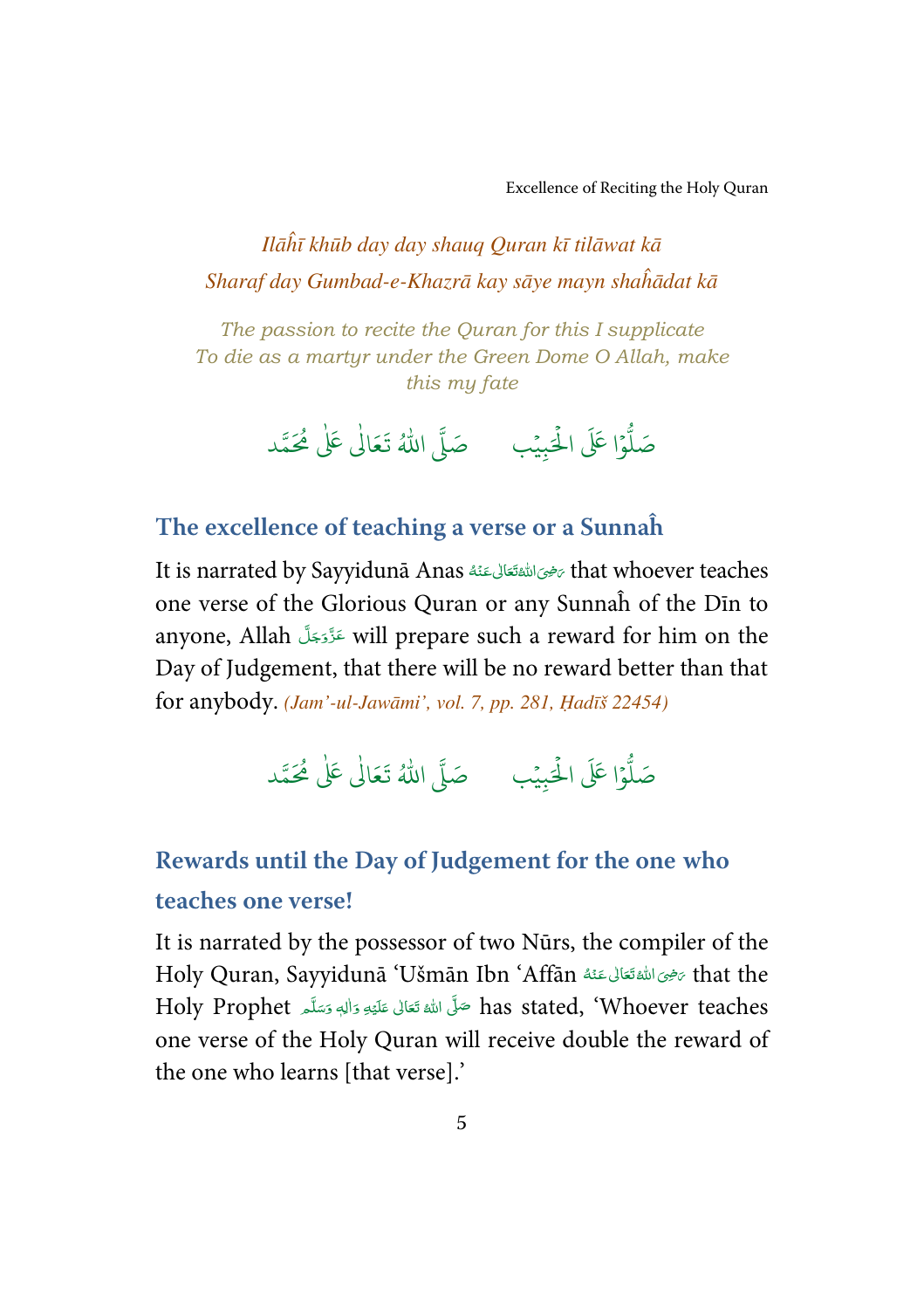*Ilāĥī khūb day day shauq Quran kī tilāwat kā*
*Sharaf day Gumbad-e-Khazrā kay sāye mayn shaĥādat kā*

*The passion to recite the Quran for this I supplicate*
*To die as a martyr under the Green Dome O Allah, make this my fate*

صَلُّوْا عَلَى الْحَبِيْب صَلَّى اللّٰهُ تَعَالٰى عَلٰى مُحَمَّد

## The excellence of teaching a verse or a Sunnaĥ

It is narrated by Sayyidunā Anas رَضِیَ اللّٰہُ تَعَالٰی عَنْہُ that whoever teaches one verse of the Glorious Quran or any Sunnaĥ of the Dīn to anyone, Allah عَزَّوَجَلَّ will prepare such a reward for him on the Day of Judgement, that there will be no reward better than that for anybody. *(Jam'-ul-Jawāmi', vol. 7, pp. 281, Ḥadīš 22454)*

صَلُّوْا عَلَى الْحَبِيْب صَلَّى اللّٰهُ تَعَالٰى عَلٰى مُحَمَّد

## Rewards until the Day of Judgement for the one who teaches one verse!

It is narrated by the possessor of two Nūrs, the compiler of the Holy Quran, Sayyidunā 'Ušmān Ibn 'Affān رَضِیَ اللّٰہُ تَعَالٰی عَنْہُ that the Holy Prophet صَلَّی اللّٰہُ تَعَالٰی عَلَیْہِ وَاٰلِہٖ وَسَلَّم has stated, 'Whoever teaches one verse of the Holy Quran will receive double the reward of the one who learns [that verse].'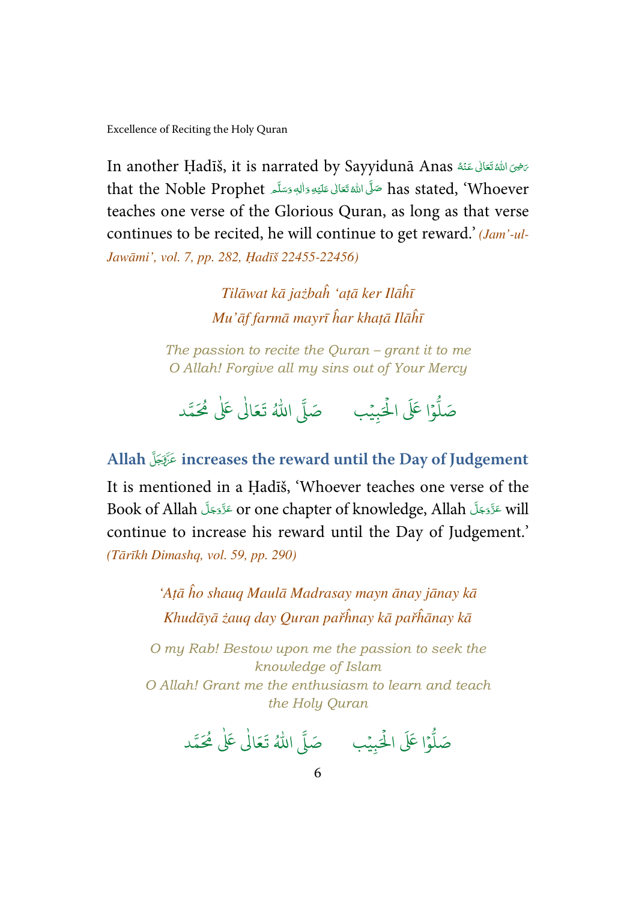In another Ḥadīš, it is narrated by Sayyidunā Anas رَضِیَ اللّٰہُ تَعَالٰی عَنۡہُ that the Noble Prophet صَلَّی اللّٰہُ تَعَالٰی عَلَیۡہِ وَاٰلِہٖ وَسَلَّم has stated, 'Whoever teaches one verse of the Glorious Quran, as long as that verse continues to be recited, he will continue to get reward.' *(Jam'-ul-Jawāmi', vol. 7, pp. 282, Ḥadīš 22455-22456)*

*Tilāwat kā jażbaĥ 'aṭā ker Ilāĥī*
*Mu'āf farmā mayrī ĥar khaṭā Ilāĥī*

*The passion to recite the Quran – grant it to me*
*O Allah! Forgive all my sins out of Your Mercy*

صَلُّوۡا عَلَی الۡحَبِیۡب     صَلَّی اللّٰہُ تَعَالٰی عَلٰی مُحَمَّد

## Allah عَزَّوَجَلَّ increases the reward until the Day of Judgement

It is mentioned in a Ḥadīš, 'Whoever teaches one verse of the Book of Allah عَزَّوَجَلَّ or one chapter of knowledge, Allah عَزَّوَجَلَّ will continue to increase his reward until the Day of Judgement.' *(Tārīkh Dimashq, vol. 59, pp. 290)*

*'Aṭā ĥo shauq Maulā Madrasay mayn ānay jānay kā*
*Khudāyā żauq day Quran pařĥnay kā pařĥānay kā*

*O my Rab! Bestow upon me the passion to seek the knowledge of Islam*
*O Allah! Grant me the enthusiasm to learn and teach the Holy Quran*

صَلُّوۡا عَلَی الۡحَبِیۡب     صَلَّی اللّٰہُ تَعَالٰی عَلٰی مُحَمَّد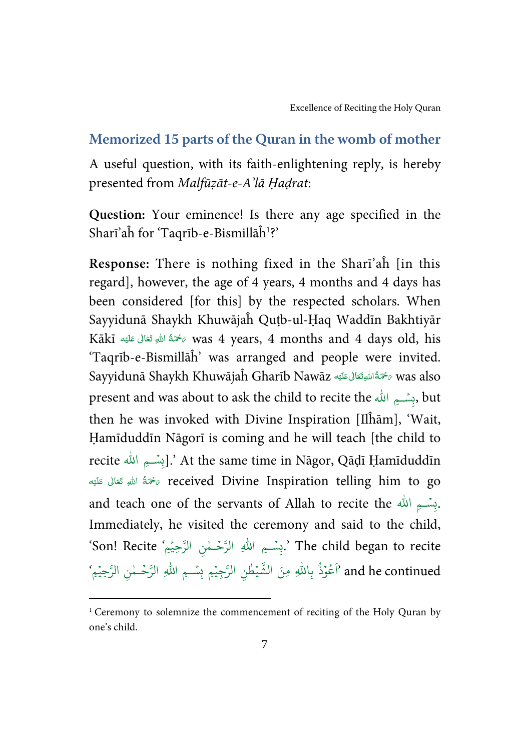## Memorized 15 parts of the Quran in the womb of mother

A useful question, with its faith-enlightening reply, is hereby presented from *Malfūẓāt-e-A'lā Ḥaḍrat*:

**Question:** Your eminence! Is there any age specified in the Sharī'aĥ for 'Taqrīb-e-Bismillāĥ[1]?'

**Response:** There is nothing fixed in the Sharī'aĥ [in this regard], however, the age of 4 years, 4 months and 4 days has been considered [for this] by the respected scholars. When Sayyidunā Shaykh Khuwājaĥ Quṭb-ul-Ḥaq Waddīn Bakhtiyār Kākī رَحْمَةُ اللهِ تَعَالٰى عَلَيْه was 4 years, 4 months and 4 days old, his 'Taqrīb-e-Bismillāĥ' was arranged and people were invited. Sayyidunā Shaykh Khuwājaĥ Gharīb Nawāz رَحْمَةُ اللهِ تَعَالٰى عَلَيْه was also present and was about to ask the child to recite the بِسْمِ الله, but then he was invoked with Divine Inspiration [Ilĥām], 'Wait, Ḥamīduddīn Nāgorī is coming and he will teach [the child to recite بِسْمِ الله].' At the same time in Nāgor, Qāḍī Ḥamīduddīn رَحْمَةُ اللهِ تَعَالٰى عَلَيْه received Divine Inspiration telling him to go and teach one of the servants of Allah to recite the بِسْمِ الله. Immediately, he visited the ceremony and said to the child, 'Son! Recite 'بِسْمِ اللهِ الرَّحْمٰنِ الرَّحِيْمِ.' The child began to recite 'اَعُوْذُ بِاللهِ مِنَ الشَّيْطٰنِ الرَّجِيْمِ بِسْمِ اللهِ الرَّحْمٰنِ الرَّحِيْمِ' and he continued

[1] Ceremony to solemnize the commencement of reciting of the Holy Quran by one's child.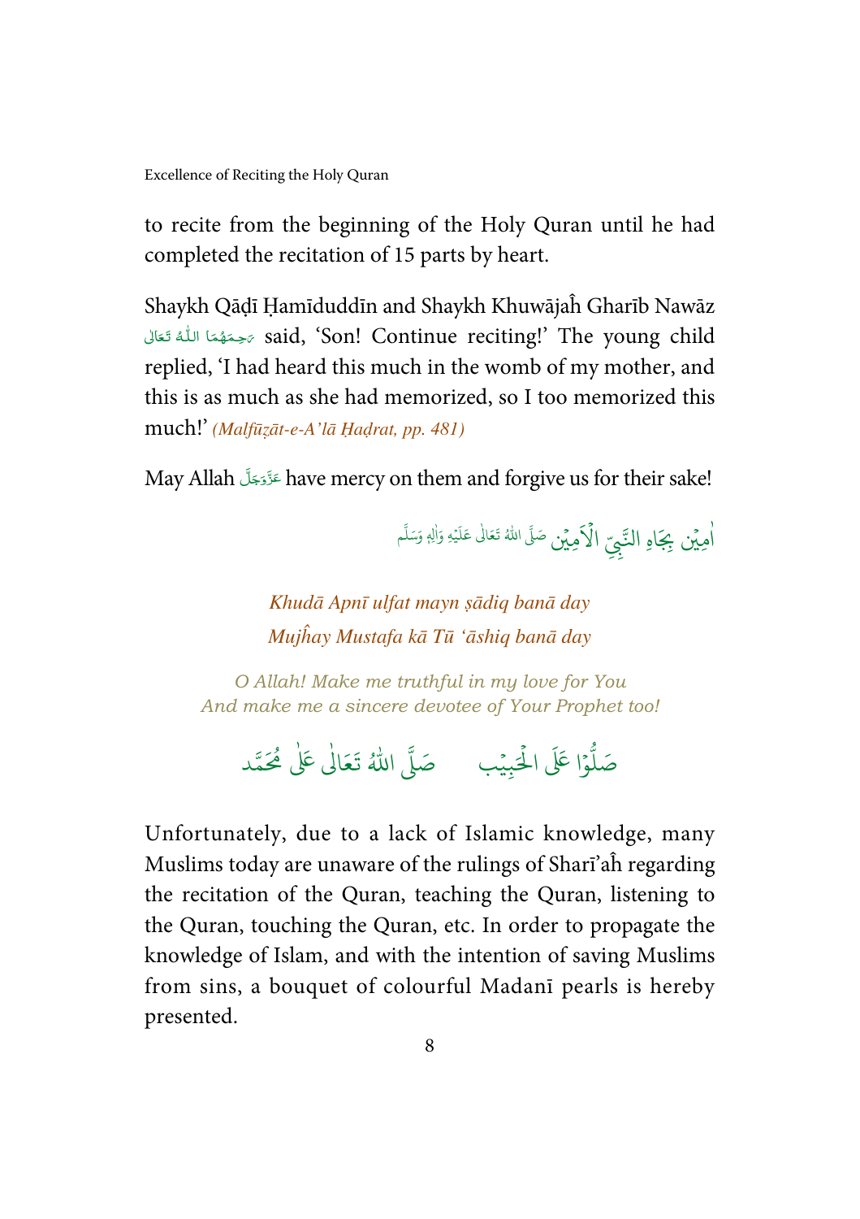to recite from the beginning of the Holy Quran until he had completed the recitation of 15 parts by heart.

Shaykh Qāḍī Ḥamīduddīn and Shaykh Khuwājaĥ Gharīb Nawāz رَحِمَهُمَا اللّٰهُ تَعَالٰی said, 'Son! Continue reciting!' The young child replied, 'I had heard this much in the womb of my mother, and this is as much as she had memorized, so I too memorized this much!' *(Malfūẓāt-e-A'lā Ḥaḍrat, pp. 481)*

May Allah عَزَّوَجَلَّ have mercy on them and forgive us for their sake!

اٰمِيْن بِجَاهِ النَّبِيِّ الْاَمِيْن صَلَّى اللّٰهُ تَعَالٰى عَلَيْهِ وَاٰلِهٖ وَسَلَّم

*Khudā Apnī ulfat mayn ṣādiq banā day*
*Mujĥay Mustafa kā Tū 'āshiq banā day*

*O Allah! Make me truthful in my love for You*
*And make me a sincere devotee of Your Prophet too!*

صَلُّوْا عَلَى الْحَبِيْب صَلَّى اللّٰهُ تَعَالٰى عَلٰى مُحَمَّد

Unfortunately, due to a lack of Islamic knowledge, many Muslims today are unaware of the rulings of Sharī'aĥ regarding the recitation of the Quran, teaching the Quran, listening to the Quran, touching the Quran, etc. In order to propagate the knowledge of Islam, and with the intention of saving Muslims from sins, a bouquet of colourful Madanī pearls is hereby presented.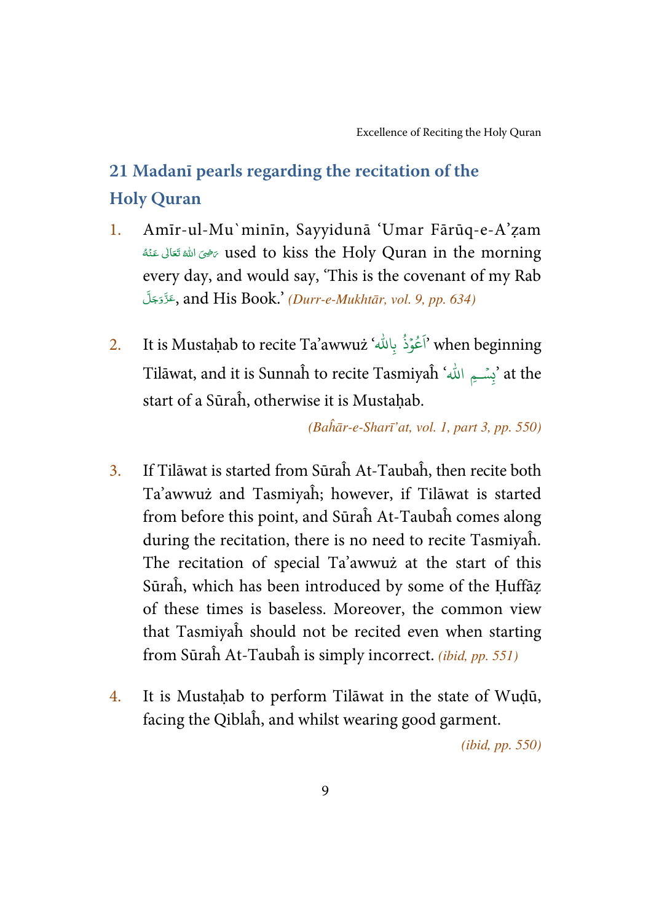## 21 Madanī pearls regarding the recitation of the Holy Quran

1. Amīr-ul-Mu`minīn, Sayyidunā 'Umar Fārūq-e-A'ẓam رَضِيَ اللهُ تَعَالٰى عَنْهُ used to kiss the Holy Quran in the morning every day, and would say, 'This is the covenant of my Rab عَزَّوَجَلَّ, and His Book.' *(Durr-e-Mukhtār, vol. 9, pp. 634)*

2. It is Mustaḥab to recite Ta'awwuż 'اَعُوْذُ بِاللهِ' when beginning Tilāwat, and it is Sunnaĥ to recite Tasmiyaĥ 'بِسْمِ الله' at the start of a Sūraĥ, otherwise it is Mustaḥab.

   *(Baĥār-e-Sharī'at, vol. 1, part 3, pp. 550)*

3. If Tilāwat is started from Sūraĥ At-Taubaĥ, then recite both Ta'awwuż and Tasmiyaĥ; however, if Tilāwat is started from before this point, and Sūraĥ At-Taubaĥ comes along during the recitation, there is no need to recite Tasmiyaĥ. The recitation of special Ta'awwuż at the start of this Sūraĥ, which has been introduced by some of the Ḥuffāẓ of these times is baseless. Moreover, the common view that Tasmiyaĥ should not be recited even when starting from Sūraĥ At-Taubaĥ is simply incorrect. *(ibid, pp. 551)*

4. It is Mustaḥab to perform Tilāwat in the state of Wuḍū, facing the Qiblaĥ, and whilst wearing good garment.

   *(ibid, pp. 550)*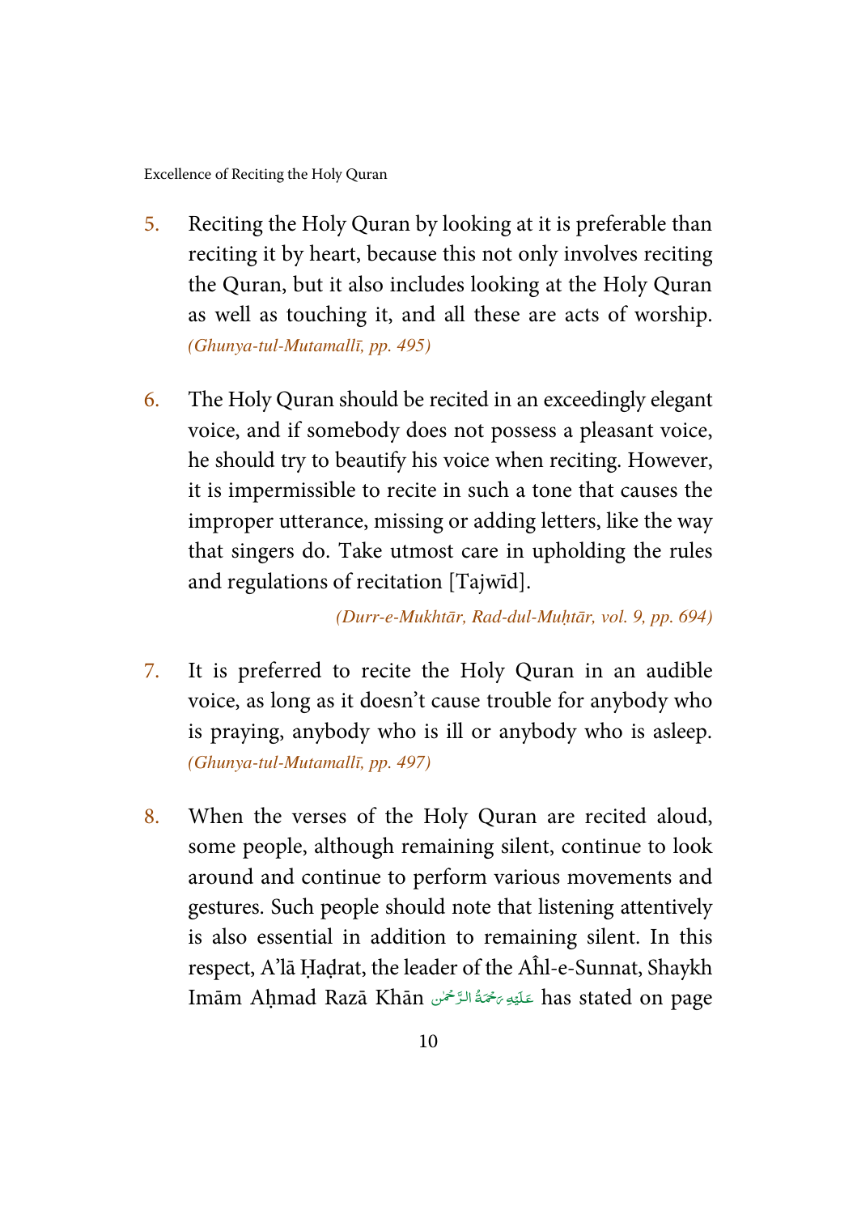5. Reciting the Holy Quran by looking at it is preferable than reciting it by heart, because this not only involves reciting the Quran, but it also includes looking at the Holy Quran as well as touching it, and all these are acts of worship. *(Ghunya-tul-Mutamallī, pp. 495)*

6. The Holy Quran should be recited in an exceedingly elegant voice, and if somebody does not possess a pleasant voice, he should try to beautify his voice when reciting. However, it is impermissible to recite in such a tone that causes the improper utterance, missing or adding letters, like the way that singers do. Take utmost care in upholding the rules and regulations of recitation [Tajwīd].

   *(Durr-e-Mukhtār, Rad-dul-Muḥtār, vol. 9, pp. 694)*

7. It is preferred to recite the Holy Quran in an audible voice, as long as it doesn't cause trouble for anybody who is praying, anybody who is ill or anybody who is asleep. *(Ghunya-tul-Mutamallī, pp. 497)*

8. When the verses of the Holy Quran are recited aloud, some people, although remaining silent, continue to look around and continue to perform various movements and gestures. Such people should note that listening attentively is also essential in addition to remaining silent. In this respect, A'lā Ḥaḍrat, the leader of the Aĥl-e-Sunnat, Shaykh Imām Aḥmad Razā Khān عَلَيْهِ رَحْمَةُ الرَّحْمٰن has stated on page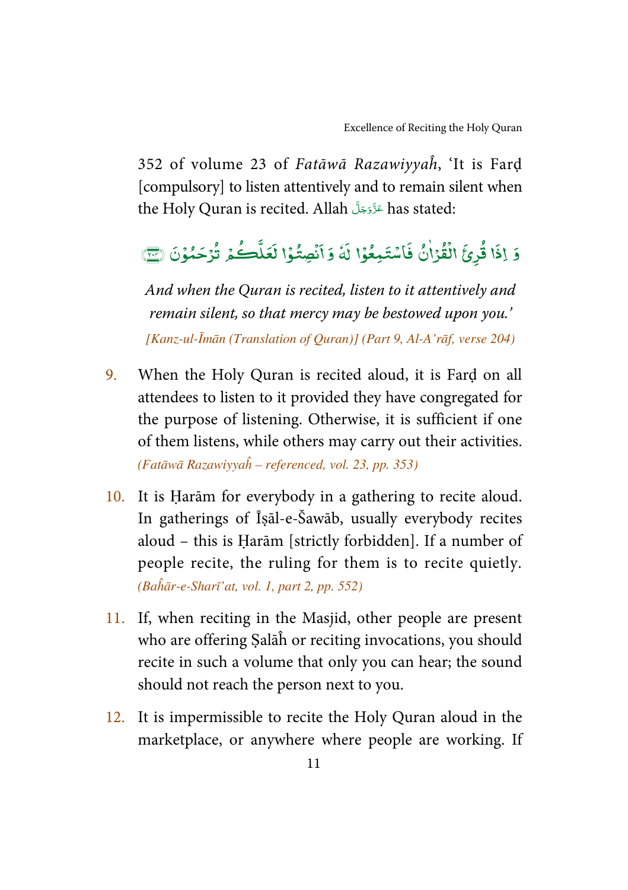352 of volume 23 of *Fatāwā Razawiyyaĥ*, 'It is Farḍ [compulsory] to listen attentively and to remain silent when the Holy Quran is recited. Allah عَزَّوَجَلَّ has stated:

وَ اِذَا قُرِئَ الْقُرْاٰنُ فَاسْتَمِعُوْا لَهٗ وَ اَنْصِتُوْا لَعَلَّكُمْ تُرْحَمُوْنَ ﴿۲۰۴﴾

*And when the Quran is recited, listen to it attentively and remain silent, so that mercy may be bestowed upon you.'*

*[Kanz-ul-Īmān (Translation of Quran)] (Part 9, Al-A'rāf, verse 204)*

9. When the Holy Quran is recited aloud, it is Farḍ on all attendees to listen to it provided they have congregated for the purpose of listening. Otherwise, it is sufficient if one of them listens, while others may carry out their activities. *(Fatāwā Razawiyyaĥ – referenced, vol. 23, pp. 353)*

10. It is Ḥarām for everybody in a gathering to recite aloud. In gatherings of Īṣāl-e-Šawāb, usually everybody recites aloud – this is Ḥarām [strictly forbidden]. If a number of people recite, the ruling for them is to recite quietly. *(Baĥār-e-Sharī'at, vol. 1, part 2, pp. 552)*

11. If, when reciting in the Masjid, other people are present who are offering Ṣalāĥ or reciting invocations, you should recite in such a volume that only you can hear; the sound should not reach the person next to you.

12. It is impermissible to recite the Holy Quran aloud in the marketplace, or anywhere where people are working. If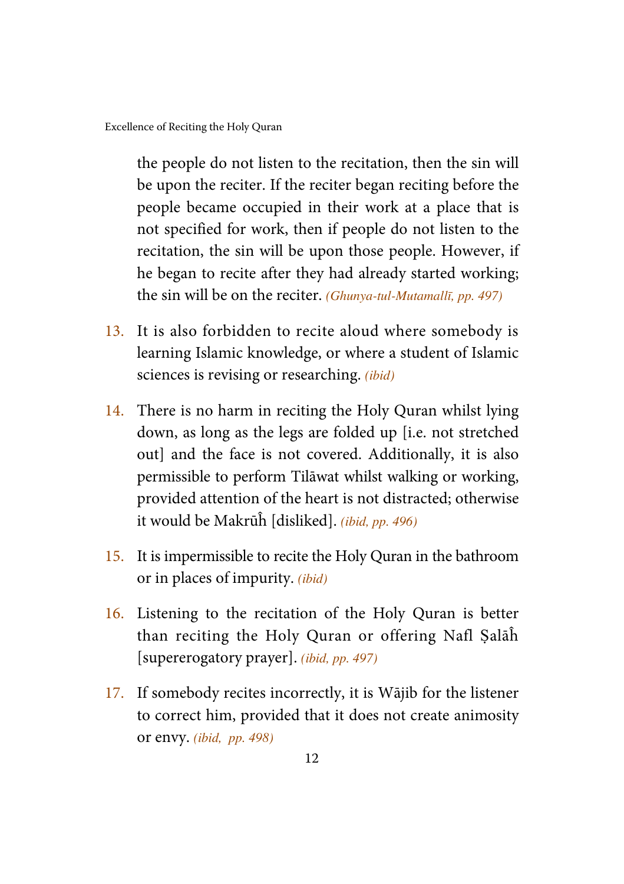the people do not listen to the recitation, then the sin will be upon the reciter. If the reciter began reciting before the people became occupied in their work at a place that is not specified for work, then if people do not listen to the recitation, the sin will be upon those people. However, if he began to recite after they had already started working; the sin will be on the reciter. *(Ghunya-tul-Mutamallī, pp. 497)*

13. It is also forbidden to recite aloud where somebody is learning Islamic knowledge, or where a student of Islamic sciences is revising or researching. *(ibid)*

14. There is no harm in reciting the Holy Quran whilst lying down, as long as the legs are folded up [i.e. not stretched out] and the face is not covered. Additionally, it is also permissible to perform Tilāwat whilst walking or working, provided attention of the heart is not distracted; otherwise it would be Makrūĥ [disliked]. *(ibid, pp. 496)*

15. It is impermissible to recite the Holy Quran in the bathroom or in places of impurity. *(ibid)*

16. Listening to the recitation of the Holy Quran is better than reciting the Holy Quran or offering Nafl Ṣalāĥ [supererogatory prayer]. *(ibid, pp. 497)*

17. If somebody recites incorrectly, it is Wājib for the listener to correct him, provided that it does not create animosity or envy. *(ibid, pp. 498)*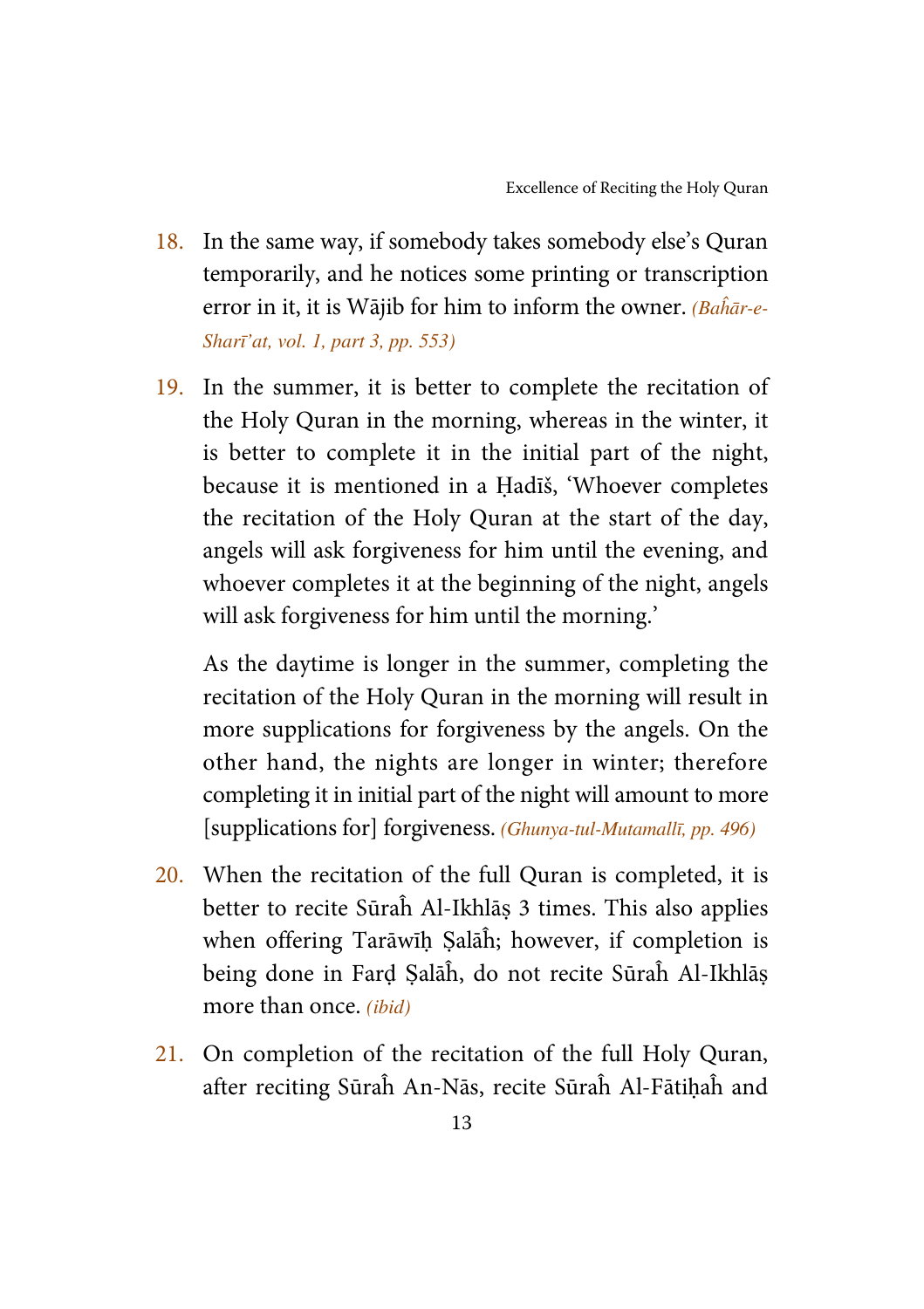18. In the same way, if somebody takes somebody else's Quran temporarily, and he notices some printing or transcription error in it, it is Wājib for him to inform the owner. *(Baĥār-e-Sharī'at, vol. 1, part 3, pp. 553)*

19. In the summer, it is better to complete the recitation of the Holy Quran in the morning, whereas in the winter, it is better to complete it in the initial part of the night, because it is mentioned in a Ḥadīš, 'Whoever completes the recitation of the Holy Quran at the start of the day, angels will ask forgiveness for him until the evening, and whoever completes it at the beginning of the night, angels will ask forgiveness for him until the morning.'

    As the daytime is longer in the summer, completing the recitation of the Holy Quran in the morning will result in more supplications for forgiveness by the angels. On the other hand, the nights are longer in winter; therefore completing it in initial part of the night will amount to more [supplications for] forgiveness. *(Ghunya-tul-Mutamallī, pp. 496)*

20. When the recitation of the full Quran is completed, it is better to recite Sūraĥ Al-Ikhlāṣ 3 times. This also applies when offering Tarāwīḥ Ṣalāĥ; however, if completion is being done in Farḍ Ṣalāĥ, do not recite Sūraĥ Al-Ikhlāṣ more than once. *(ibid)*

21. On completion of the recitation of the full Holy Quran, after reciting Sūraĥ An-Nās, recite Sūraĥ Al-Fātiḥaĥ and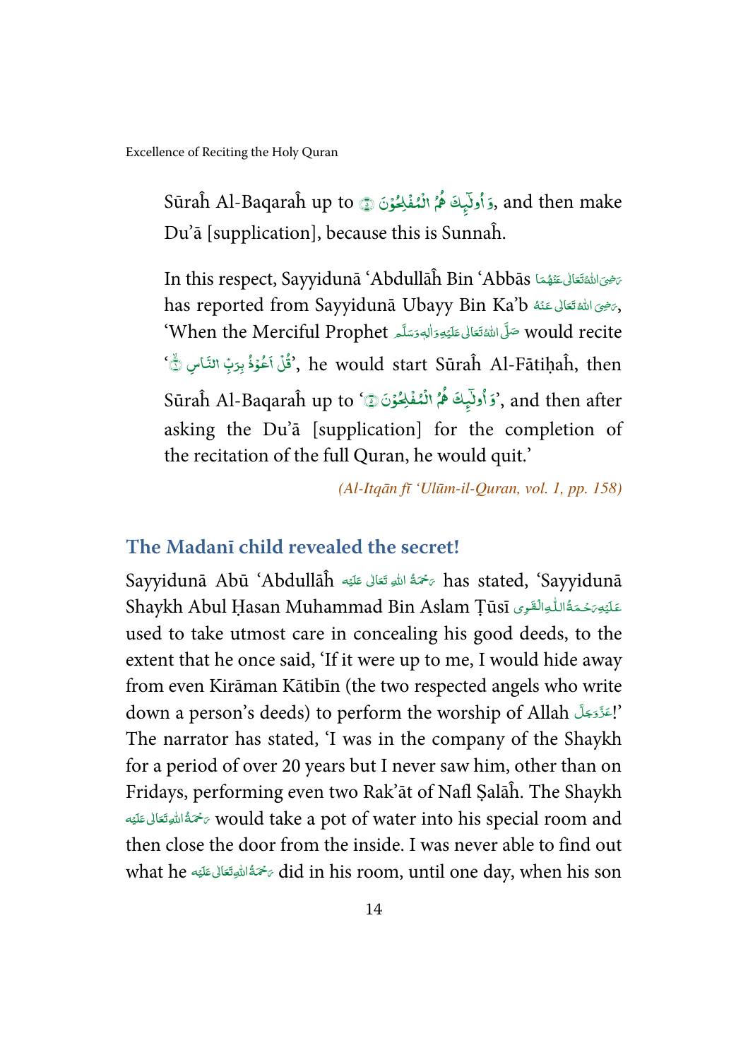Sūraĥ Al-Baqaraĥ up to وَ اُولٰٓىِٕكَ هُمُ الْمُفْلِحُوْنَ ۝, and then make Du'ā [supplication], because this is Sunnaĥ.

In this respect, Sayyidunā 'Abdullāĥ Bin 'Abbās رَضِیَ اللّٰہُ تَعَالٰی عَنۡہُمَا has reported from Sayyidunā Ubayy Bin Ka'b رَضِیَ اللّٰہُ تَعَالٰی عَنۡہُ, 'When the Merciful Prophet صَلَّی اللّٰہُ تَعَالٰی عَلَیۡہِ وَاٰلِہٖ وَسَلَّم would recite 'قُلْ اَعُوْذُ بِرَبِّ النَّاسِ ۝', he would start Sūraĥ Al-Fātiḥaĥ, then Sūraĥ Al-Baqaraĥ up to 'وَ اُولٰٓىِٕكَ هُمُ الْمُفْلِحُوْنَ ۝', and then after asking the Du'ā [supplication] for the completion of the recitation of the full Quran, he would quit.'

*(Al-Itqān fī 'Ulūm-il-Quran, vol. 1, pp. 158)*

## The Madanī child revealed the secret!

Sayyidunā Abū 'Abdullāĥ رَحۡمَۃُ اللّٰہِ تَعَالٰی عَلَیۡہ has stated, 'Sayyidunā Shaykh Abul Ḥasan Muhammad Bin Aslam Ṭūsī عَلَیۡہِ رَحۡمَۃُ اللّٰہِ الۡقَوِی used to take utmost care in concealing his good deeds, to the extent that he once said, 'If it were up to me, I would hide away from even Kirāman Kātibīn (the two respected angels who write down a person's deeds) to perform the worship of Allah عَزَّوَجَلَّ!' The narrator has stated, 'I was in the company of the Shaykh for a period of over 20 years but I never saw him, other than on Fridays, performing even two Rak'āt of Nafl Ṣalāĥ. The Shaykh رَحۡمَۃُ اللّٰہِ تَعَالٰی عَلَیۡہ would take a pot of water into his special room and then close the door from the inside. I was never able to find out what he رَحۡمَۃُ اللّٰہِ تَعَالٰی عَلَیۡہ did in his room, until one day, when his son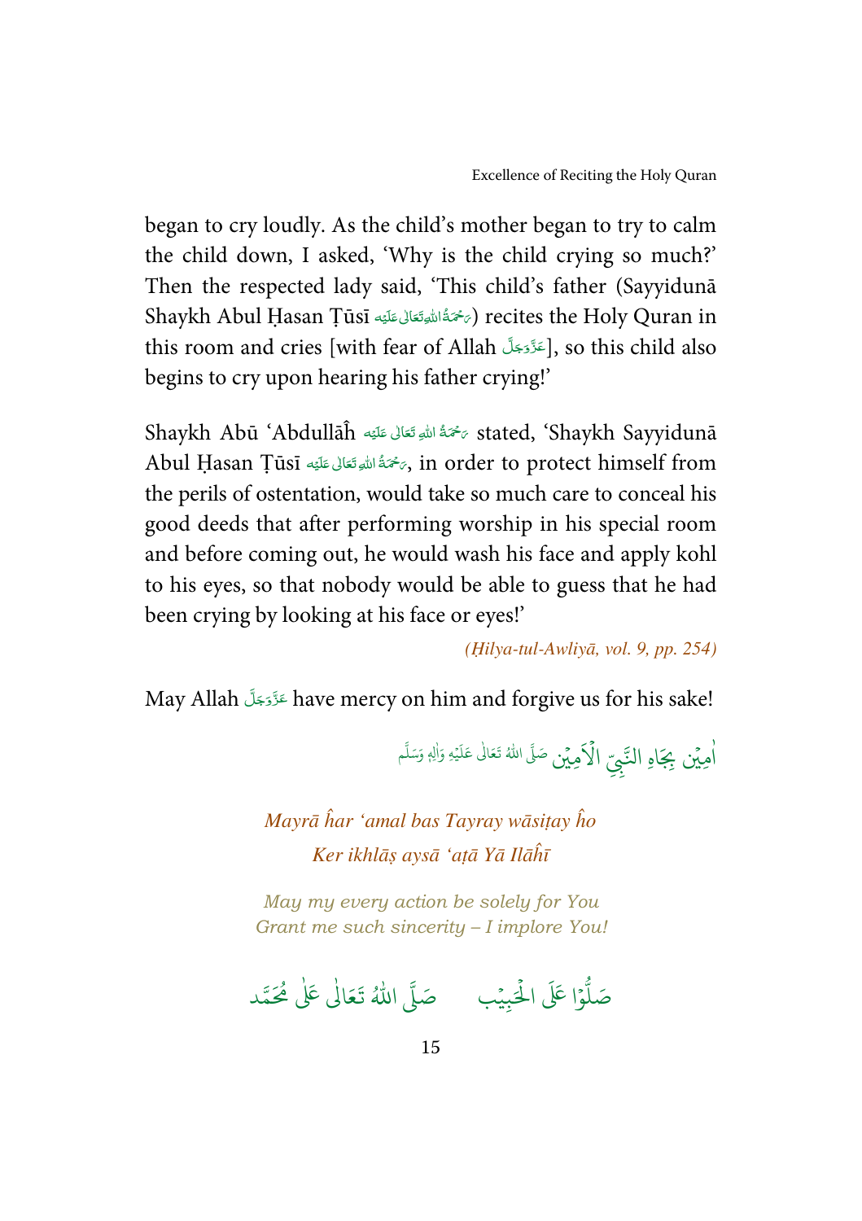began to cry loudly. As the child's mother began to try to calm the child down, I asked, 'Why is the child crying so much?' Then the respected lady said, 'This child's father (Sayyidunā Shaykh Abul Ḥasan Ṭūsī رَحْمَةُ اللهِ تَعَالٰی عَلَيْه) recites the Holy Quran in this room and cries [with fear of Allah عَزَّوَجَلَّ], so this child also begins to cry upon hearing his father crying!'

Shaykh Abū 'Abdullāĥ رَحْمَةُ اللهِ تَعَالٰی عَلَيْه stated, 'Shaykh Sayyidunā Abul Ḥasan Ṭūsī رَحْمَةُ اللهِ تَعَالٰی عَلَيْه, in order to protect himself from the perils of ostentation, would take so much care to conceal his good deeds that after performing worship in his special room and before coming out, he would wash his face and apply kohl to his eyes, so that nobody would be able to guess that he had been crying by looking at his face or eyes!'

*(Ḥilya-tul-Awliyā, vol. 9, pp. 254)*

May Allah عَزَّوَجَلَّ have mercy on him and forgive us for his sake!

اٰمِيْن بِجَاهِ النَّبِيِّ الْاَمِيْن صَلَّى اللهُ تَعَالٰى عَلَيْهِ وَاٰلِهٖ وَسَلَّم

*Mayrā ĥar 'amal bas Tayray wāsiṭay ĥo*
*Ker ikhlāṣ aysā 'aṭā Yā Ilāĥī*

*May my every action be solely for You*
*Grant me such sincerity – I implore You!*

صَلُّوْا عَلَى الْحَبِيْب صَلَّى اللهُ تَعَالٰى عَلٰى مُحَمَّد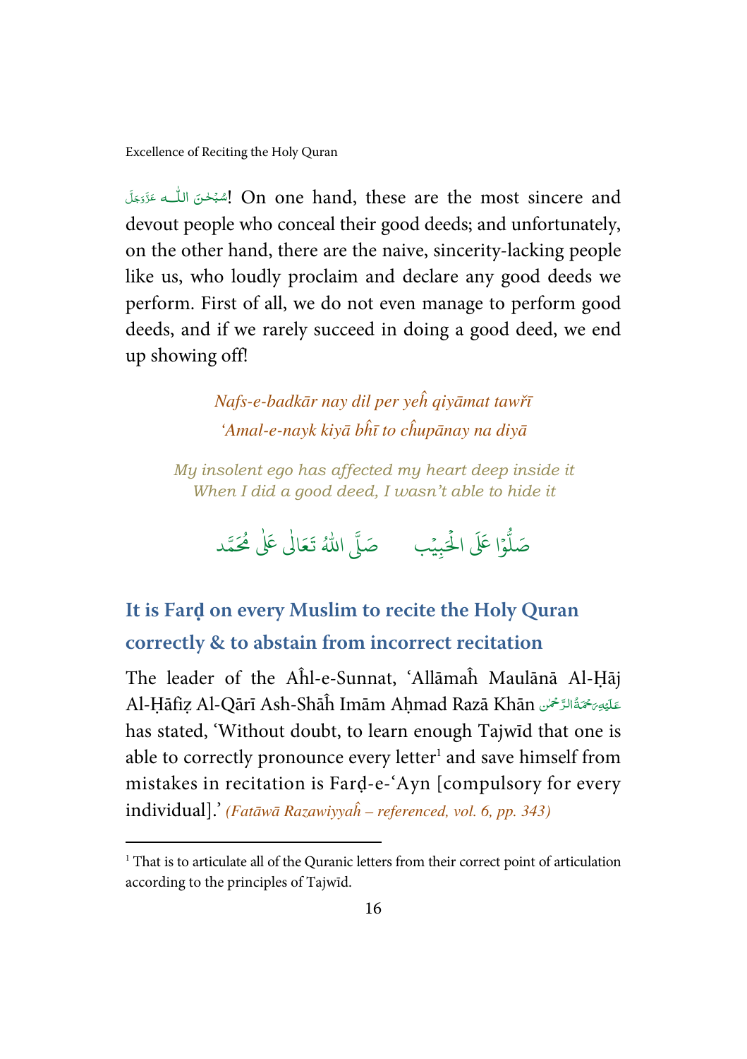سُبْحٰنَ اللّٰه عَزَّوَجَلَّ! On one hand, these are the most sincere and devout people who conceal their good deeds; and unfortunately, on the other hand, there are the naive, sincerity-lacking people like us, who loudly proclaim and declare any good deeds we perform. First of all, we do not even manage to perform good deeds, and if we rarely succeed in doing a good deed, we end up showing off!

*Nafs-e-badkār nay dil per yeĥ qiyāmat tawřī*
*'Amal-e-nayk kiyā bĥī to cĥupānay na diyā*

*My insolent ego has affected my heart deep inside it*
*When I did a good deed, I wasn't able to hide it*

صَلُّوْا عَلَى الْحَبِيْب &nbsp;&nbsp;&nbsp; صَلَّى اللّٰهُ تَعَالٰى عَلٰى مُحَمَّد

## It is Farḍ on every Muslim to recite the Holy Quran correctly & to abstain from incorrect recitation

The leader of the Aĥl-e-Sunnat, 'Allāmaĥ Maulānā Al-Ḥāj Al-Ḥāfiẓ Al-Qārī Ash-Shāĥ Imām Aḥmad Razā Khān عَلَيْهِ رَحْمَةُ الرَّحْمٰن has stated, 'Without doubt, to learn enough Tajwīd that one is able to correctly pronounce every letter[1] and save himself from mistakes in recitation is Farḍ-e-'Ayn [compulsory for every individual].' *(Fatāwā Razawiyyaĥ – referenced, vol. 6, pp. 343)*

---

[1] That is to articulate all of the Quranic letters from their correct point of articulation according to the principles of Tajwīd.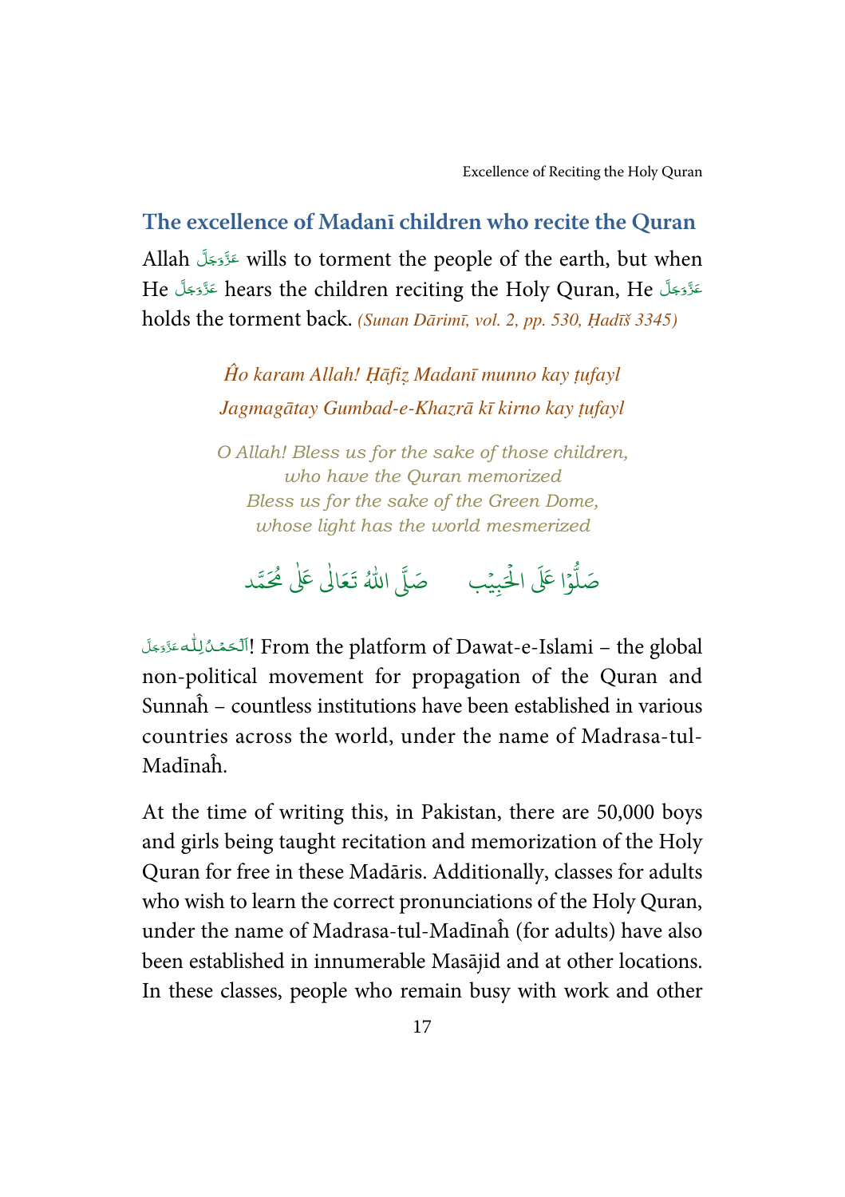## The excellence of Madanī children who recite the Quran

Allah عَزَّوَجَلَّ wills to torment the people of the earth, but when He عَزَّوَجَلَّ hears the children reciting the Holy Quran, He عَزَّوَجَلَّ holds the torment back. *(Sunan Dārimī, vol. 2, pp. 530, Ḥadīš 3345)*

*Ĥo karam Allah! Ḥāfiẓ Madanī munno kay ṭufayl*
*Jagmagātay Gumbad-e-Khazrā kī kirno kay ṭufayl*

*O Allah! Bless us for the sake of those children,*
*who have the Quran memorized*
*Bless us for the sake of the Green Dome,*
*whose light has the world mesmerized*

صَلُّوْا عَلَى الْحَبِيْب صَلَّى اللّٰهُ تَعَالٰى عَلٰى مُحَمَّد

اَلْحَمْدُ لِلّٰه عَزَّوَجَلَّ! From the platform of Dawat-e-Islami – the global non-political movement for propagation of the Quran and Sunnaĥ – countless institutions have been established in various countries across the world, under the name of Madrasa-tul-Madīnaĥ.

At the time of writing this, in Pakistan, there are 50,000 boys and girls being taught recitation and memorization of the Holy Quran for free in these Madāris. Additionally, classes for adults who wish to learn the correct pronunciations of the Holy Quran, under the name of Madrasa-tul-Madīnaĥ (for adults) have also been established in innumerable Masājid and at other locations. In these classes, people who remain busy with work and other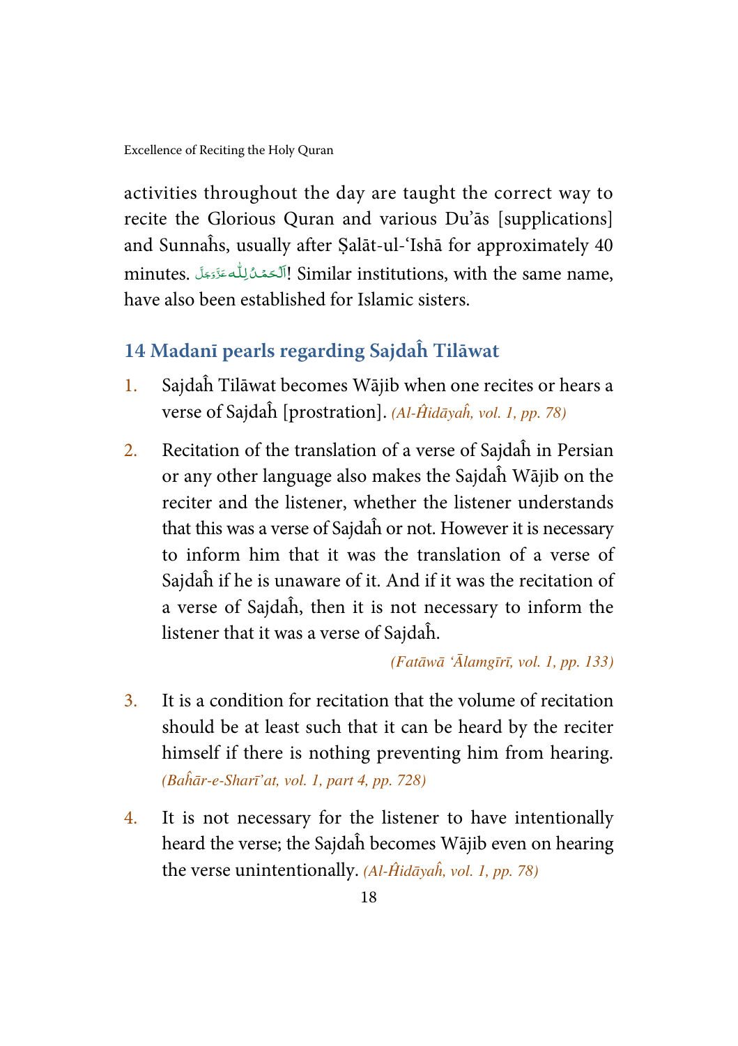activities throughout the day are taught the correct way to recite the Glorious Quran and various Du'ās [supplications] and Sunnaĥs, usually after Ṣalāt-ul-'Ishā for approximately 40 minutes. اَلْحَمْدُ لِلّٰه عَزَّوَجَلَّ! Similar institutions, with the same name, have also been established for Islamic sisters.

## 14 Madanī pearls regarding Sajdaĥ Tilāwat

1. Sajdaĥ Tilāwat becomes Wājib when one recites or hears a verse of Sajdaĥ [prostration]. *(Al-Ĥidāyaĥ, vol. 1, pp. 78)*

2. Recitation of the translation of a verse of Sajdaĥ in Persian or any other language also makes the Sajdaĥ Wājib on the reciter and the listener, whether the listener understands that this was a verse of Sajdaĥ or not. However it is necessary to inform him that it was the translation of a verse of Sajdaĥ if he is unaware of it. And if it was the recitation of a verse of Sajdaĥ, then it is not necessary to inform the listener that it was a verse of Sajdaĥ.

   *(Fatāwā 'Ālamgīrī, vol. 1, pp. 133)*

3. It is a condition for recitation that the volume of recitation should be at least such that it can be heard by the reciter himself if there is nothing preventing him from hearing. *(Baĥār-e-Sharī'at, vol. 1, part 4, pp. 728)*

4. It is not necessary for the listener to have intentionally heard the verse; the Sajdaĥ becomes Wājib even on hearing the verse unintentionally. *(Al-Ĥidāyaĥ, vol. 1, pp. 78)*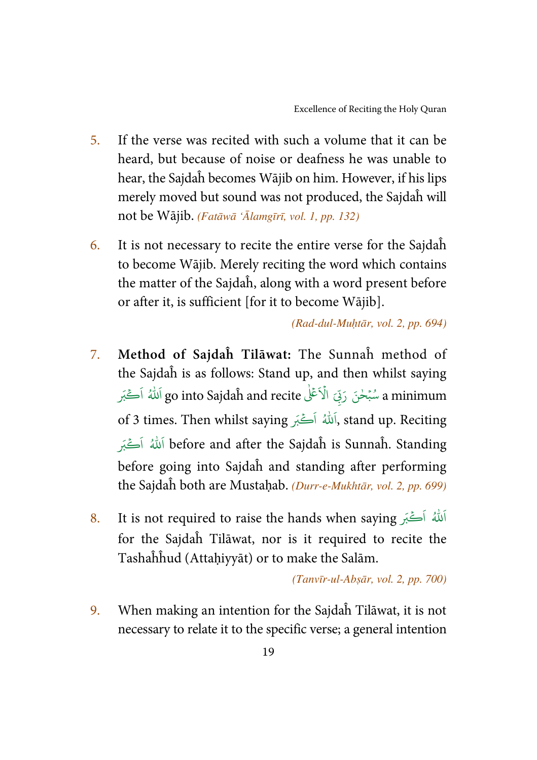5. If the verse was recited with such a volume that it can be heard, but because of noise or deafness he was unable to hear, the Sajdaĥ becomes Wājib on him. However, if his lips merely moved but sound was not produced, the Sajdaĥ will not be Wājib. *(Fatāwā 'Ālamgīrī, vol. 1, pp. 132)*

6. It is not necessary to recite the entire verse for the Sajdaĥ to become Wājib. Merely reciting the word which contains the matter of the Sajdaĥ, along with a word present before or after it, is sufficient [for it to become Wājib].

   *(Rad-dul-Muḥtār, vol. 2, pp. 694)*

7. **Method of Sajdaĥ Tilāwat:** The Sunnaĥ method of the Sajdaĥ is as follows: Stand up, and then whilst saying اَللّٰهُ اَكْبَر go into Sajdaĥ and recite سُبْحٰنَ رَبِّيَ الْاَعْلٰى a minimum of 3 times. Then whilst saying اَللّٰهُ اَكْبَر, stand up. Reciting اَللّٰهُ اَكْبَر before and after the Sajdaĥ is Sunnaĥ. Standing before going into Sajdaĥ and standing after performing the Sajdaĥ both are Mustaḥab. *(Durr-e-Mukhtār, vol. 2, pp. 699)*

8. It is not required to raise the hands when saying اَللّٰهُ اَكْبَر for the Sajdaĥ Tilāwat, nor is it required to recite the Tashaĥĥud (Attaḥiyyāt) or to make the Salām.

   *(Tanvīr-ul-Abṣār, vol. 2, pp. 700)*

9. When making an intention for the Sajdaĥ Tilāwat, it is not necessary to relate it to the specific verse; a general intention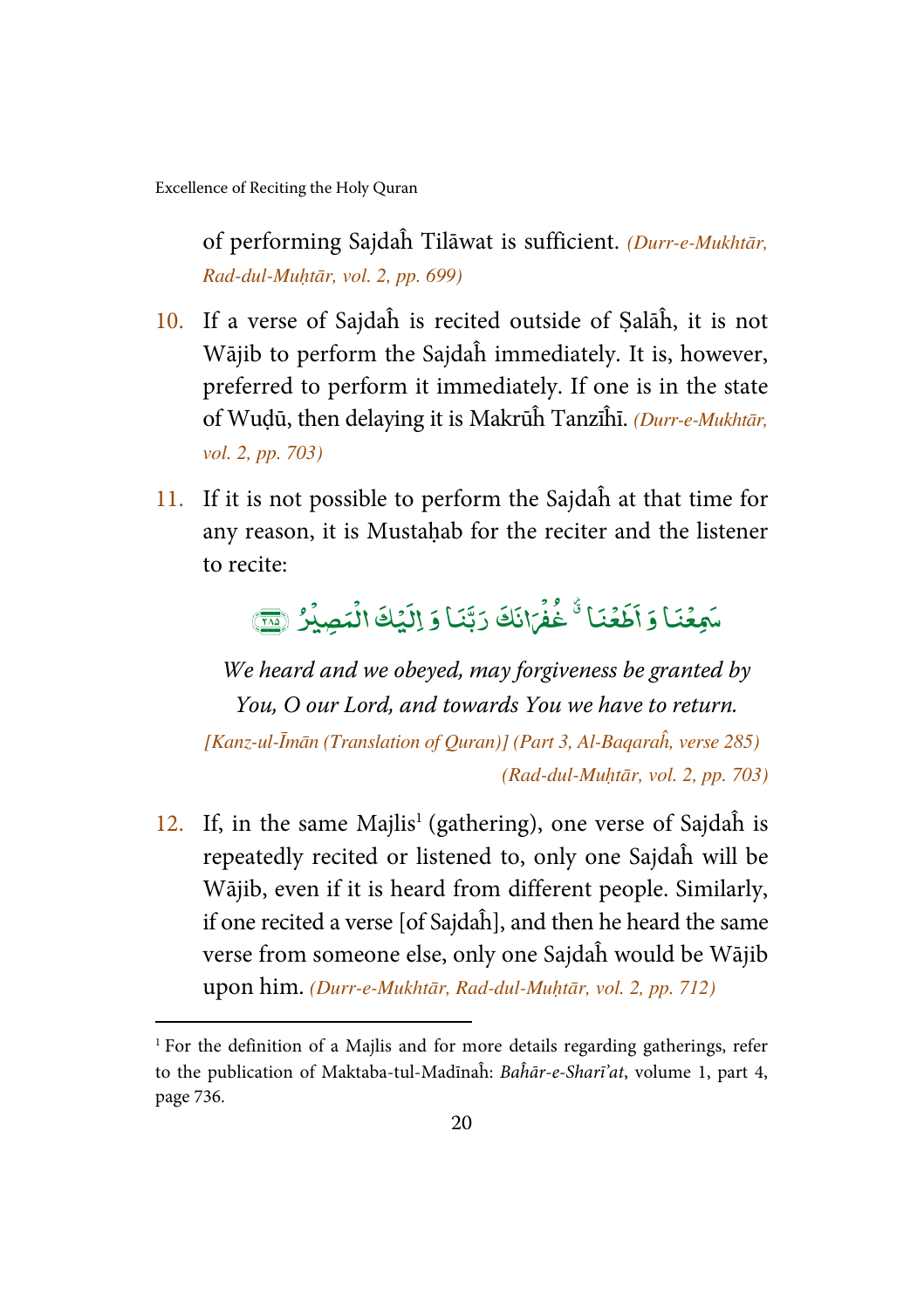of performing Sajdaĥ Tilāwat is sufficient. *(Durr-e-Mukhtār, Rad-dul-Muḥtār, vol. 2, pp. 699)*

10. If a verse of Sajdaĥ is recited outside of Ṣalāĥ, it is not Wājib to perform the Sajdaĥ immediately. It is, however, preferred to perform it immediately. If one is in the state of Wuḍū, then delaying it is Makrūĥ Tanzīĥī. *(Durr-e-Mukhtār, vol. 2, pp. 703)*

11. If it is not possible to perform the Sajdaĥ at that time for any reason, it is Mustaḥab for the reciter and the listener to recite:

سَمِعْنَا وَ اَطَعْنَا ٭ غُفْرَانَكَ رَبَّنَا وَ اِلَيْكَ الْمَصِيْرُ ﴿۲۸۵﴾

*We heard and we obeyed, may forgiveness be granted by You, O our Lord, and towards You we have to return.*

*[Kanz-ul-Īmān (Translation of Quran)] (Part 3, Al-Baqaraĥ, verse 285)*

*(Rad-dul-Muḥtār, vol. 2, pp. 703)*

12. If, in the same Majlis[1] (gathering), one verse of Sajdaĥ is repeatedly recited or listened to, only one Sajdaĥ will be Wājib, even if it is heard from different people. Similarly, if one recited a verse [of Sajdaĥ], and then he heard the same verse from someone else, only one Sajdaĥ would be Wājib upon him. *(Durr-e-Mukhtār, Rad-dul-Muḥtār, vol. 2, pp. 712)*

---

[1] For the definition of a Majlis and for more details regarding gatherings, refer to the publication of Maktaba-tul-Madīnaĥ: *Baĥār-e-Sharī'at*, volume 1, part 4, page 736.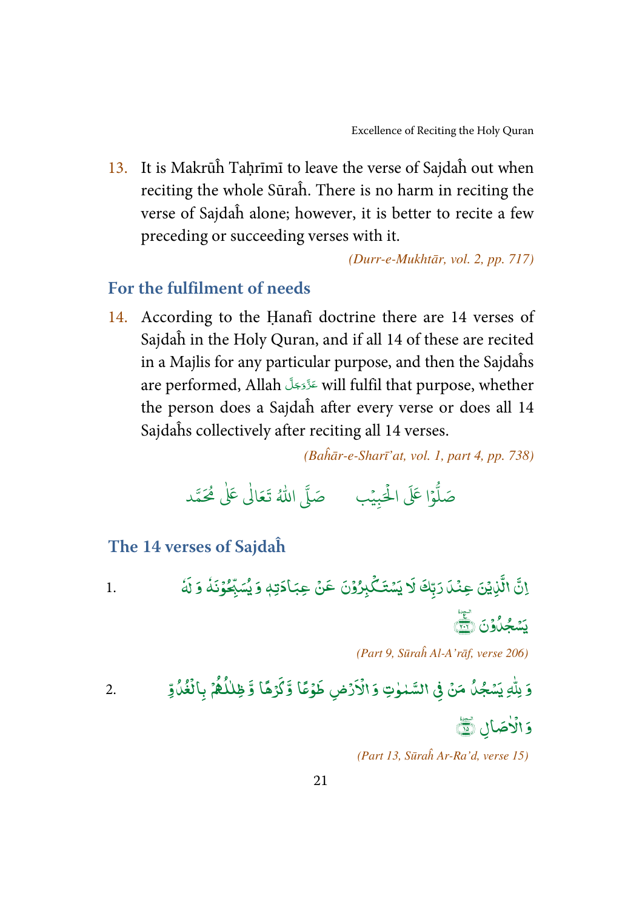13. It is Makrūĥ Taḥrīmī to leave the verse of Sajdaĥ out when reciting the whole Sūraĥ. There is no harm in reciting the verse of Sajdaĥ alone; however, it is better to recite a few preceding or succeeding verses with it.

*(Durr-e-Mukhtār, vol. 2, pp. 717)*

## For the fulfilment of needs

14. According to the Ḥanafī doctrine there are 14 verses of Sajdaĥ in the Holy Quran, and if all 14 of these are recited in a Majlis for any particular purpose, and then the Sajdaĥs are performed, Allah عَزَّوَجَلَّ will fulfil that purpose, whether the person does a Sajdaĥ after every verse or does all 14 Sajdaĥs collectively after reciting all 14 verses.

*(Baĥār-e-Sharī'at, vol. 1, part 4, pp. 738)*

صَلُّوْا عَلَى الْحَبِيْب     صَلَّى اللهُ تَعَالٰى عَلٰى مُحَمَّد

## The 14 verses of Sajdaĥ

1. اِنَّ الَّذِيْنَ عِنْدَ رَبِّكَ لَا يَسْتَكْبِرُوْنَ عَنْ عِبَادَتِهٖ وَ يُسَبِّحُوْنَهٗ وَ لَهٗ يَسْجُدُوْنَ ۩

*(Part 9, Sūraĥ Al-A'rāf, verse 206)*

2. وَ لِلّٰهِ يَسْجُدُ مَنْ فِي السَّمٰوٰتِ وَ الْاَرْضِ طَوْعًا وَّ كَرْهًا وَّ ظِلٰلُهُمْ بِالْغُدُوِّ وَ الْاٰصَالِ ۩

*(Part 13, Sūraĥ Ar-Ra'd, verse 15)*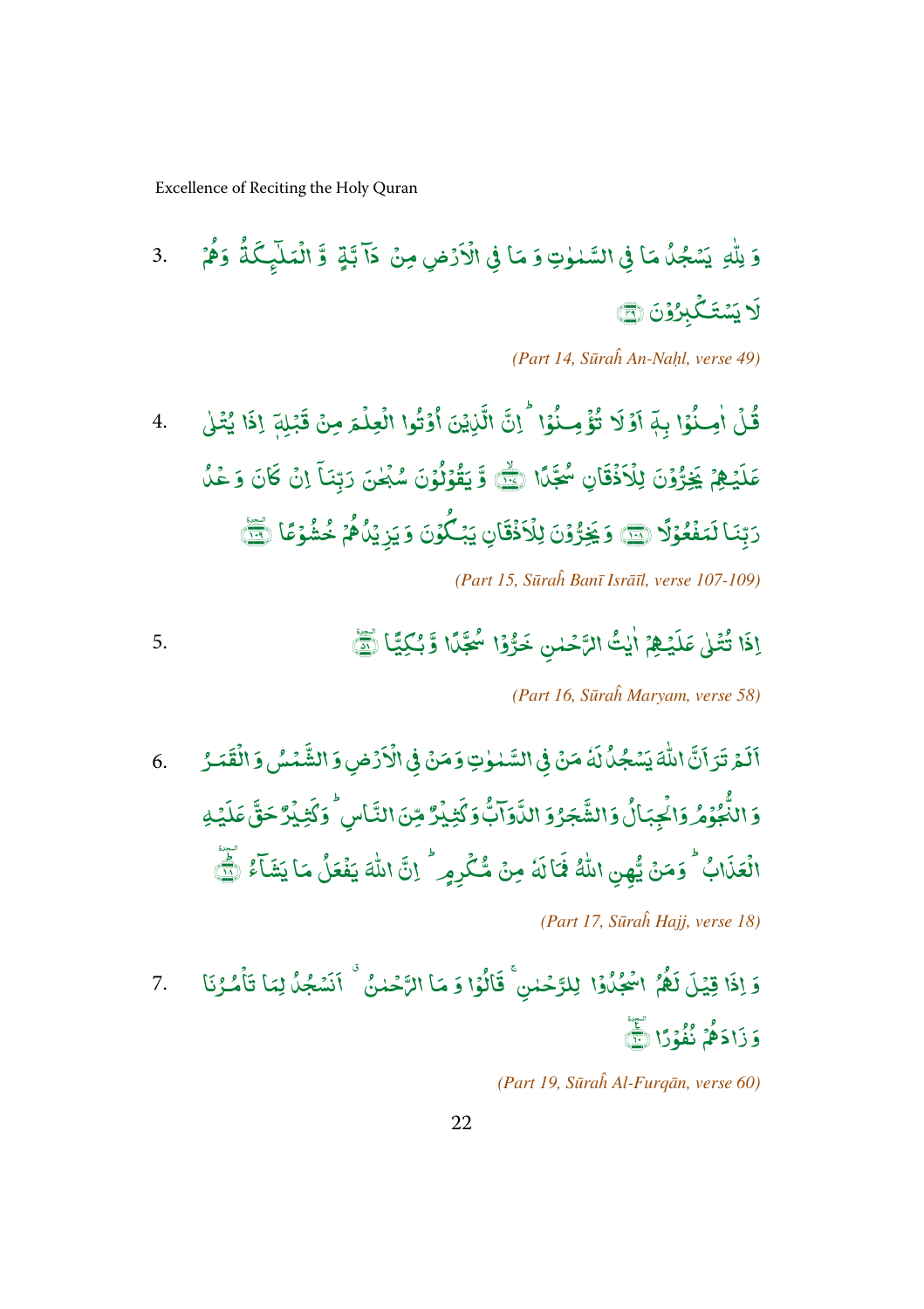3. وَ لِلّٰهِ يَسْجُدُ مَا فِي السَّمٰوٰتِ وَ مَا فِي الْاَرْضِ مِنْ دَآبَّةٍ وَّ الْمَلٰٓئِكَةُ وَهُمْ لَا يَسْتَكْبِرُوْنَ ﴿۴۹﴾

*(Part 14, Sūraĥ An-Naḥl, verse 49)*

4. قُلْ اٰمِنُوْا بِهٖۤ اَوْ لَا تُؤْمِنُوْا ؕ اِنَّ الَّذِيْنَ اُوْتُوا الْعِلْمَ مِنْ قَبْلِهٖۤ اِذَا يُتْلٰى عَلَيْهِمْ يَخِرُّوْنَ لِلْاَذْقَانِ سُجَّدًا ﴿۱۰۷﴾ وَّ يَقُوْلُوْنَ سُبْحٰنَ رَبِّنَاۤ اِنْ كَانَ وَعْدُ رَبِّنَا لَمَفْعُوْلًا ﴿۱۰۸﴾ وَ يَخِرُّوْنَ لِلْاَذْقَانِ يَبْكُوْنَ وَ يَزِيْدُهُمْ خُشُوْعًا ﴿۱۰۹﴾

*(Part 15, Sūraĥ Banī Isrāīl, verse 107-109)*

5. اِذَا تُتْلٰى عَلَيْهِمْ اٰيٰتُ الرَّحْمٰنِ خَرُّوْا سُجَّدًا وَّ بُكِيًّا ﴿۵۸﴾

*(Part 16, Sūraĥ Maryam, verse 58)*

6. اَلَمْ تَرَ اَنَّ اللّٰهَ يَسْجُدُ لَهٗ مَنْ فِي السَّمٰوٰتِ وَمَنْ فِي الْاَرْضِ وَ الشَّمْسُ وَ الْقَمَرُ وَ النُّجُوْمُ وَ الْجِبَالُ وَ الشَّجَرُ وَ الدَّوَآبُّ وَ كَثِيْرٌ مِّنَ النَّاسِ ؕ وَ كَثِيْرٌ حَقَّ عَلَيْهِ الْعَذَابُ ؕ وَمَنْ يُّهِنِ اللّٰهُ فَمَا لَهٗ مِنْ مُّكْرِمٍ ؕ اِنَّ اللّٰهَ يَفْعَلُ مَا يَشَآءُ ﴿۱۸﴾

*(Part 17, Sūraĥ Hajj, verse 18)*

7. وَ اِذَا قِيْلَ لَهُمُ اسْجُدُوْا لِلرَّحْمٰنِ قَالُوْا وَ مَا الرَّحْمٰنُ ٭ اَنَسْجُدُ لِمَا تَاْمُرُنَا وَ زَادَهُمْ نُفُوْرًا ﴿۶۰﴾

*(Part 19, Sūraĥ Al-Furqān, verse 60)*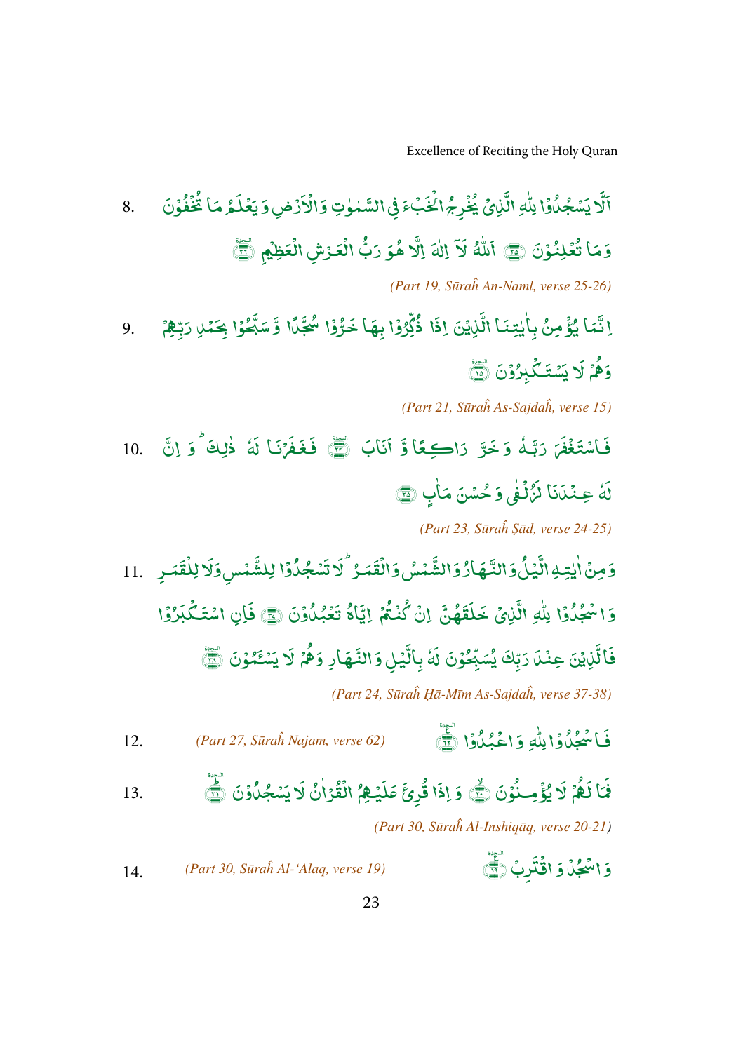8. اَلَّا يَسْجُدُوْا لِلّٰهِ الَّذِيْ يُخْرِجُ الْخَبْءَ فِي السَّمٰوٰتِ وَالْاَرْضِ وَيَعْلَمُ مَا تُخْفُوْنَ وَمَا تُعْلِنُوْنَ ﴿۲۵﴾ اَللّٰهُ لَآ اِلٰهَ اِلَّا هُوَ رَبُّ الْعَرْشِ الْعَظِيْمِ ﴿۲۶﴾

*(Part 19, Sūraĥ An-Naml, verse 25-26)*

9. اِنَّمَا يُؤْمِنُ بِاٰيٰتِنَا الَّذِيْنَ اِذَا ذُكِّرُوْا بِهَا خَرُّوْا سُجَّدًا وَّ سَبَّحُوْا بِحَمْدِ رَبِّهِمْ وَهُمْ لَا يَسْتَكْبِرُوْنَ ﴿۱۵﴾

*(Part 21, Sūraĥ As-Sajdaĥ, verse 15)*

10. فَاسْتَغْفَرَ رَبَّهٗ وَ خَرَّ رَاكِعًا وَّ اَنَابَ ﴿۲۴﴾ فَغَفَرْنَا لَهٗ ذٰلِكَ ؕ وَ اِنَّ لَهٗ عِنْدَنَا لَزُلْفٰى وَ حُسْنَ مَاٰبٍ ﴿۲۵﴾

*(Part 23, Sūraĥ Ṣād, verse 24-25)*

11. وَمِنْ اٰيٰتِهِ الَّيْلُ وَالنَّهَارُ وَالشَّمْسُ وَالْقَمَرُ ؕ لَا تَسْجُدُوْا لِلشَّمْسِ وَلَا لِلْقَمَرِ وَاسْجُدُوْا لِلّٰهِ الَّذِيْ خَلَقَهُنَّ اِنْ كُنْتُمْ اِيَّاهُ تَعْبُدُوْنَ ﴿۳۷﴾ فَاِنِ اسْتَكْبَرُوْا فَالَّذِيْنَ عِنْدَ رَبِّكَ يُسَبِّحُوْنَ لَهٗ بِالَّيْلِ وَالنَّهَارِ وَهُمْ لَا يَسْـَٔمُوْنَ ﴿۳۸﴾

*(Part 24, Sūraĥ Ḥā-Mīm As-Sajdaĥ, verse 37-38)*

12. فَاسْجُدُوْا لِلّٰهِ وَاعْبُدُوْا ﴿۶۲﴾ *(Part 27, Sūraĥ Najam, verse 62)*

13. فَمَا لَهُمْ لَا يُؤْمِنُوْنَ ﴿۲۰﴾ وَ اِذَا قُرِئَ عَلَيْهِمُ الْقُرْاٰنُ لَا يَسْجُدُوْنَ ﴿۲۱﴾

*(Part 30, Sūraĥ Al-Inshiqāq, verse 20-21)*

14. وَاسْجُدْ وَ اقْتَرِبْ ﴿۱۹﴾ *(Part 30, Sūraĥ Al-'Alaq, verse 19)*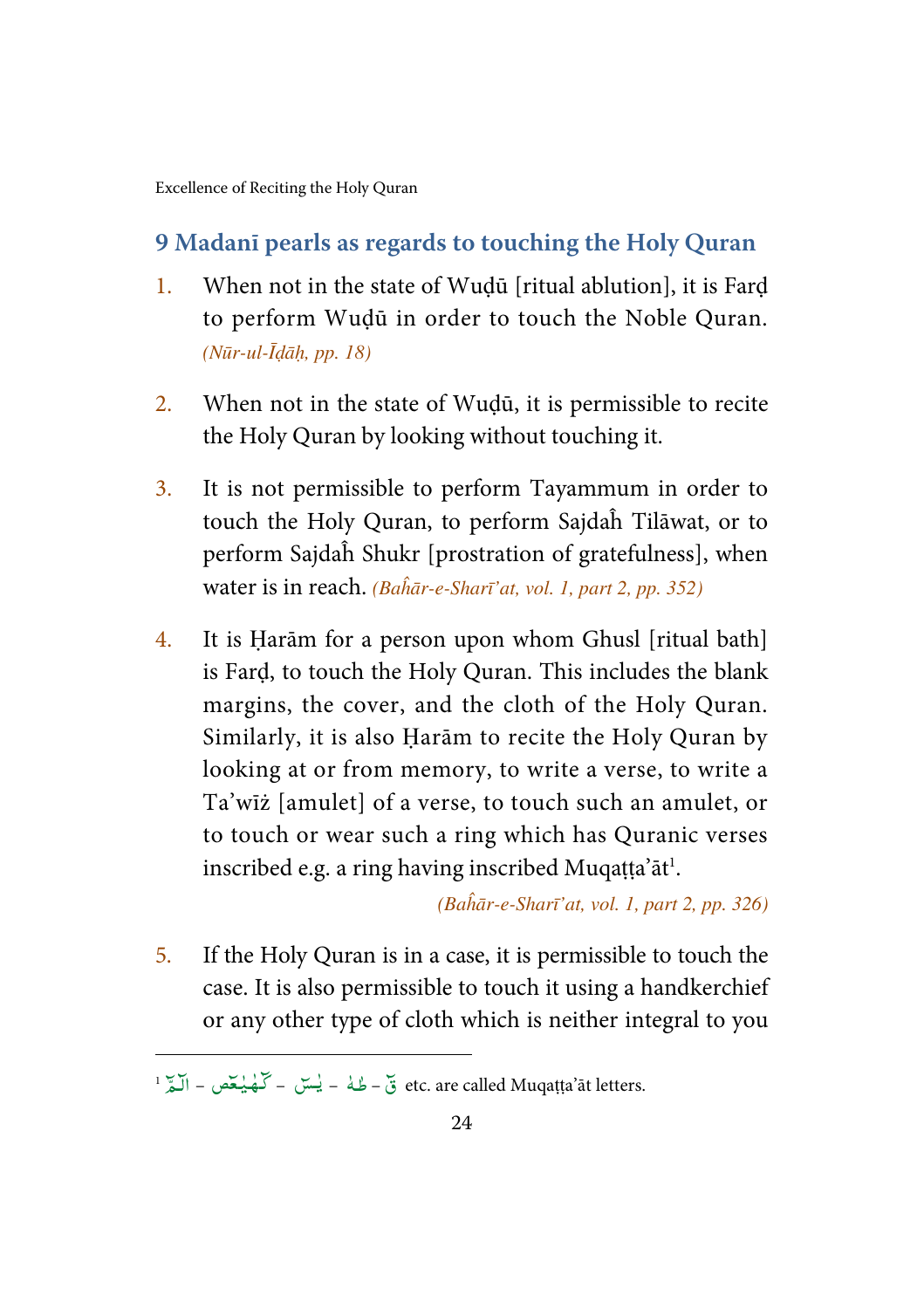## 9 Madanī pearls as regards to touching the Holy Quran

1. When not in the state of Wuḍū [ritual ablution], it is Farḍ to perform Wuḍū in order to touch the Noble Quran. *(Nūr-ul-Īḍāḥ, pp. 18)*

2. When not in the state of Wuḍū, it is permissible to recite the Holy Quran by looking without touching it.

3. It is not permissible to perform Tayammum in order to touch the Holy Quran, to perform Sajdaĥ Tilāwat, or to perform Sajdaĥ Shukr [prostration of gratefulness], when water is in reach. *(Baĥār-e-Sharī'at, vol. 1, part 2, pp. 352)*

4. It is Ḥarām for a person upon whom Ghusl [ritual bath] is Farḍ, to touch the Holy Quran. This includes the blank margins, the cover, and the cloth of the Holy Quran. Similarly, it is also Ḥarām to recite the Holy Quran by looking at or from memory, to write a verse, to write a Ta'wīż [amulet] of a verse, to touch such an amulet, or to touch or wear such a ring which has Quranic verses inscribed e.g. a ring having inscribed Muqaṭṭa'āt[1].

   *(Baĥār-e-Sharī'at, vol. 1, part 2, pp. 326)*

5. If the Holy Quran is in a case, it is permissible to touch the case. It is also permissible to touch it using a handkerchief or any other type of cloth which is neither integral to you

---

[1] الٓمّٓ - كٓهٰيٰعٓصٓ - يٰسٓ - طٰهٰ - قٓ etc. are called Muqaṭṭa'āt letters.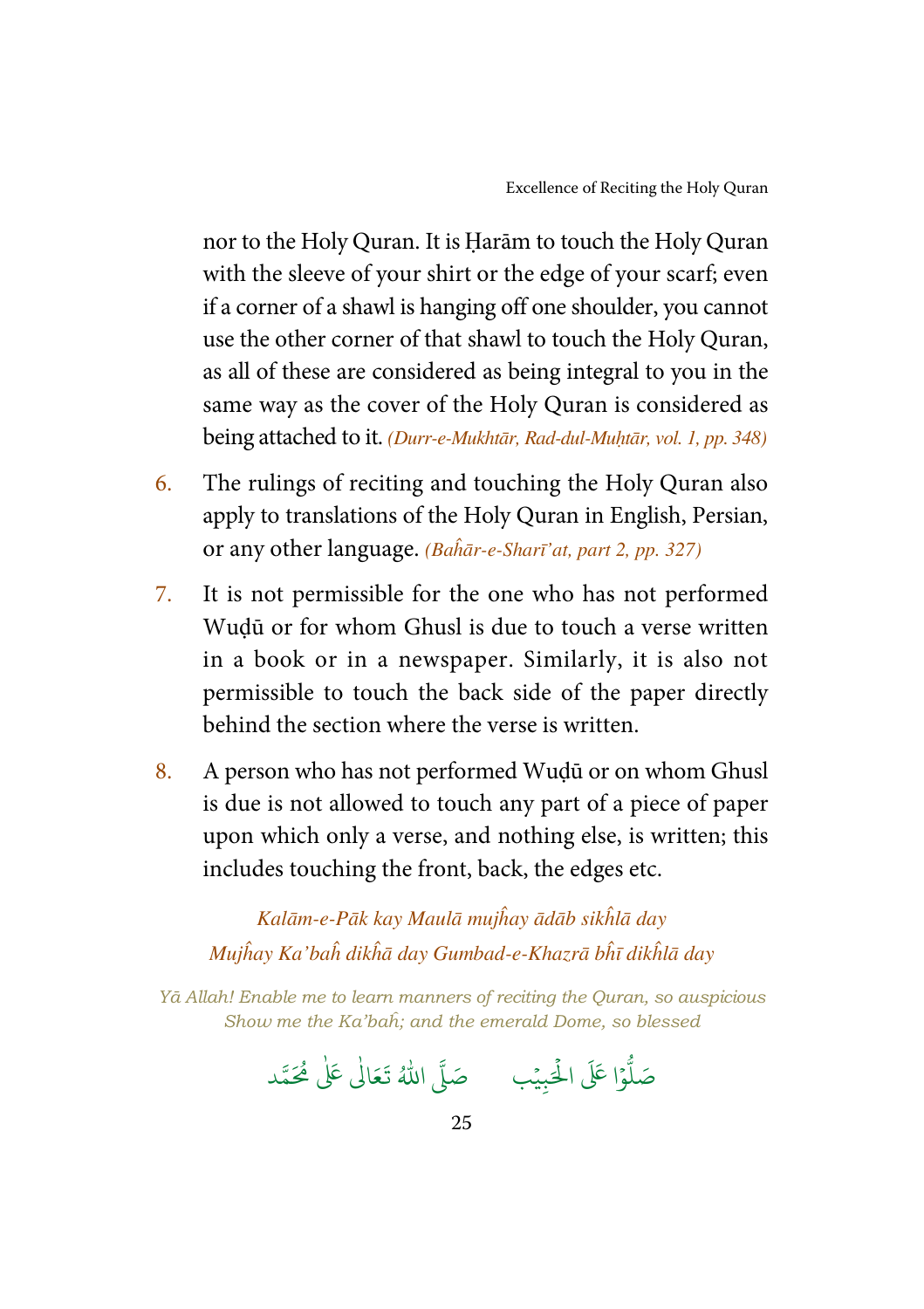nor to the Holy Quran. It is Ḥarām to touch the Holy Quran with the sleeve of your shirt or the edge of your scarf; even if a corner of a shawl is hanging off one shoulder, you cannot use the other corner of that shawl to touch the Holy Quran, as all of these are considered as being integral to you in the same way as the cover of the Holy Quran is considered as being attached to it. *(Durr-e-Mukhtār, Rad-dul-Muḥtār, vol. 1, pp. 348)*

6. The rulings of reciting and touching the Holy Quran also apply to translations of the Holy Quran in English, Persian, or any other language. *(Baĥār-e-Sharī'at, part 2, pp. 327)*

7. It is not permissible for the one who has not performed Wuḍū or for whom Ghusl is due to touch a verse written in a book or in a newspaper. Similarly, it is also not permissible to touch the back side of the paper directly behind the section where the verse is written.

8. A person who has not performed Wuḍū or on whom Ghusl is due is not allowed to touch any part of a piece of paper upon which only a verse, and nothing else, is written; this includes touching the front, back, the edges etc.

*Kalām-e-Pāk kay Maulā mujĥay ādāb sikĥlā day*
*Mujĥay Ka'baĥ dikĥā day Gumbad-e-Khazrā bĥī dikĥlā day*

*Yā Allah! Enable me to learn manners of reciting the Quran, so auspicious*
*Show me the Ka'baĥ; and the emerald Dome, so blessed*

صَلُّوْا عَلَى الْحَبِيْب صَلَّى اللّٰهُ تَعَالٰى عَلٰى مُحَمَّد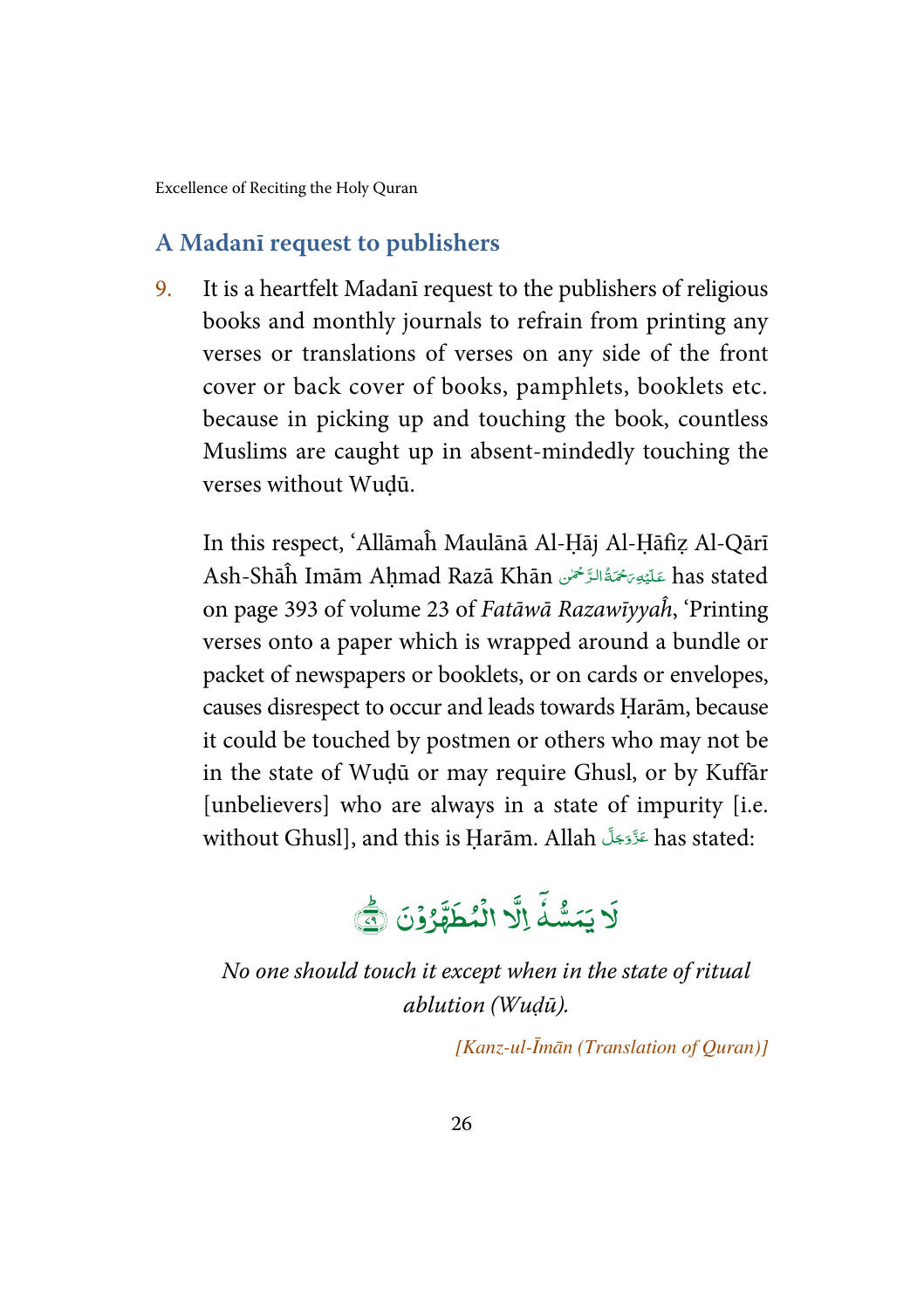## A Madanī request to publishers

9. It is a heartfelt Madanī request to the publishers of religious books and monthly journals to refrain from printing any verses or translations of verses on any side of the front cover or back cover of books, pamphlets, booklets etc. because in picking up and touching the book, countless Muslims are caught up in absent-mindedly touching the verses without Wuḍū.

   In this respect, 'Allāmaĥ Maulānā Al-Ḥāj Al-Ḥāfiẓ Al-Qārī Ash-Shāĥ Imām Aḥmad Razā Khān عَلَيْهِ رَحْمَةُ الرَّحْمٰن has stated on page 393 of volume 23 of *Fatāwā Razawīyyaĥ*, 'Printing verses onto a paper which is wrapped around a bundle or packet of newspapers or booklets, or on cards or envelopes, causes disrespect to occur and leads towards Ḥarām, because it could be touched by postmen or others who may not be in the state of Wuḍū or may require Ghusl, or by Kuffār [unbelievers] who are always in a state of impurity [i.e. without Ghusl], and this is Ḥarām. Allah عَزَّوَجَلَّ has stated:

   لَا يَمَسُّهٗۤ اِلَّا الْمُطَهَّرُوْنَ ﴿۷۹﴾

   *No one should touch it except when in the state of ritual ablution (Wuḍū).*

   *[Kanz-ul-Īmān (Translation of Quran)]*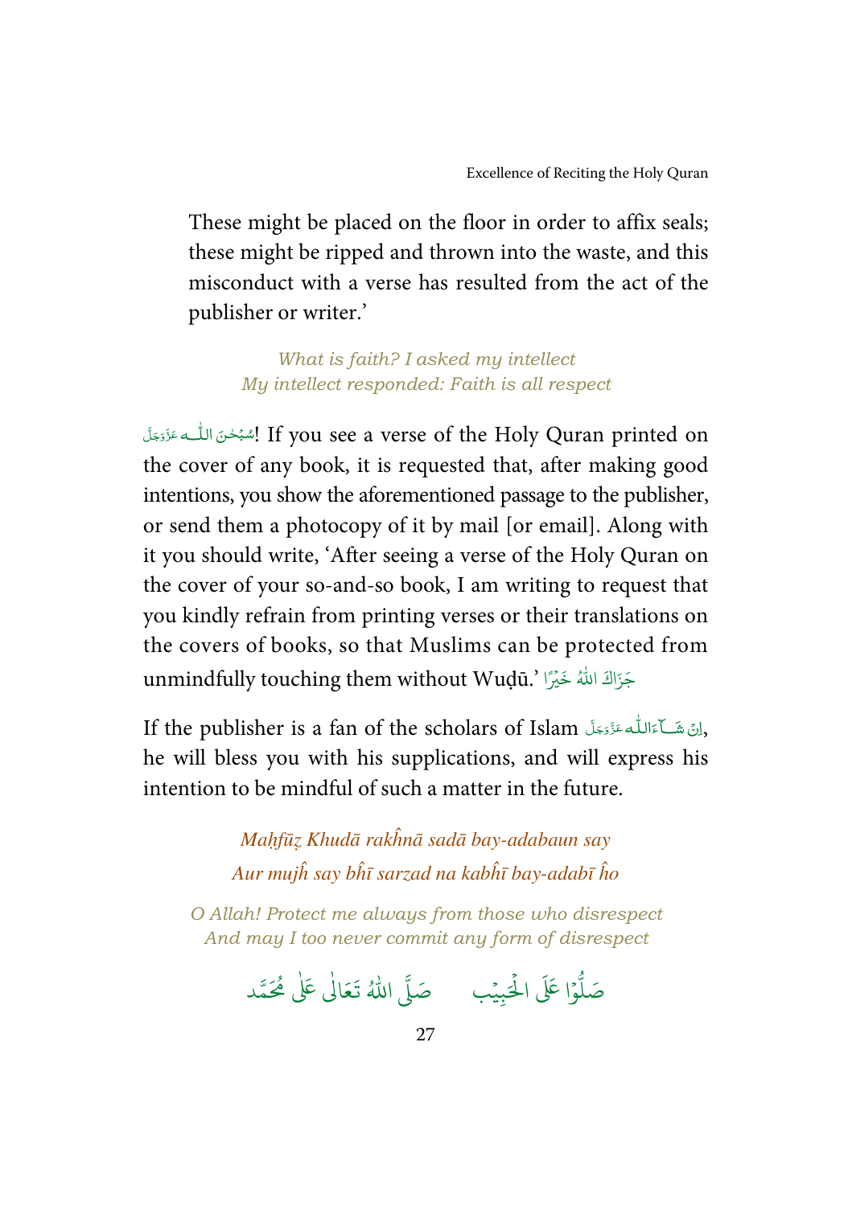These might be placed on the floor in order to affix seals; these might be ripped and thrown into the waste, and this misconduct with a verse has resulted from the act of the publisher or writer.'

*What is faith? I asked my intellect*
*My intellect responded: Faith is all respect*

سُبْحٰنَ اللّٰـه عَزَّوَجَلَّ! If you see a verse of the Holy Quran printed on the cover of any book, it is requested that, after making good intentions, you show the aforementioned passage to the publisher, or send them a photocopy of it by mail [or email]. Along with it you should write, 'After seeing a verse of the Holy Quran on the cover of your so-and-so book, I am writing to request that you kindly refrain from printing verses or their translations on the covers of books, so that Muslims can be protected from unmindfully touching them without Wuḍū.' جَزَاكَ اللّٰهُ خَيْرًا

If the publisher is a fan of the scholars of Islam اِنْ شَآءَاللّٰه عَزَّوَجَلَّ, he will bless you with his supplications, and will express his intention to be mindful of such a matter in the future.

*Maḥfūẓ Khudā rakĥnā sadā bay-adabaun say*
*Aur mujĥ say bĥī sarzad na kabĥī bay-adabī ĥo*

*O Allah! Protect me always from those who disrespect*
*And may I too never commit any form of disrespect*

صَلُّوْا عَلَى الْحَبِيْب     صَلَّى اللّٰهُ تَعَالٰى عَلٰى مُحَمَّد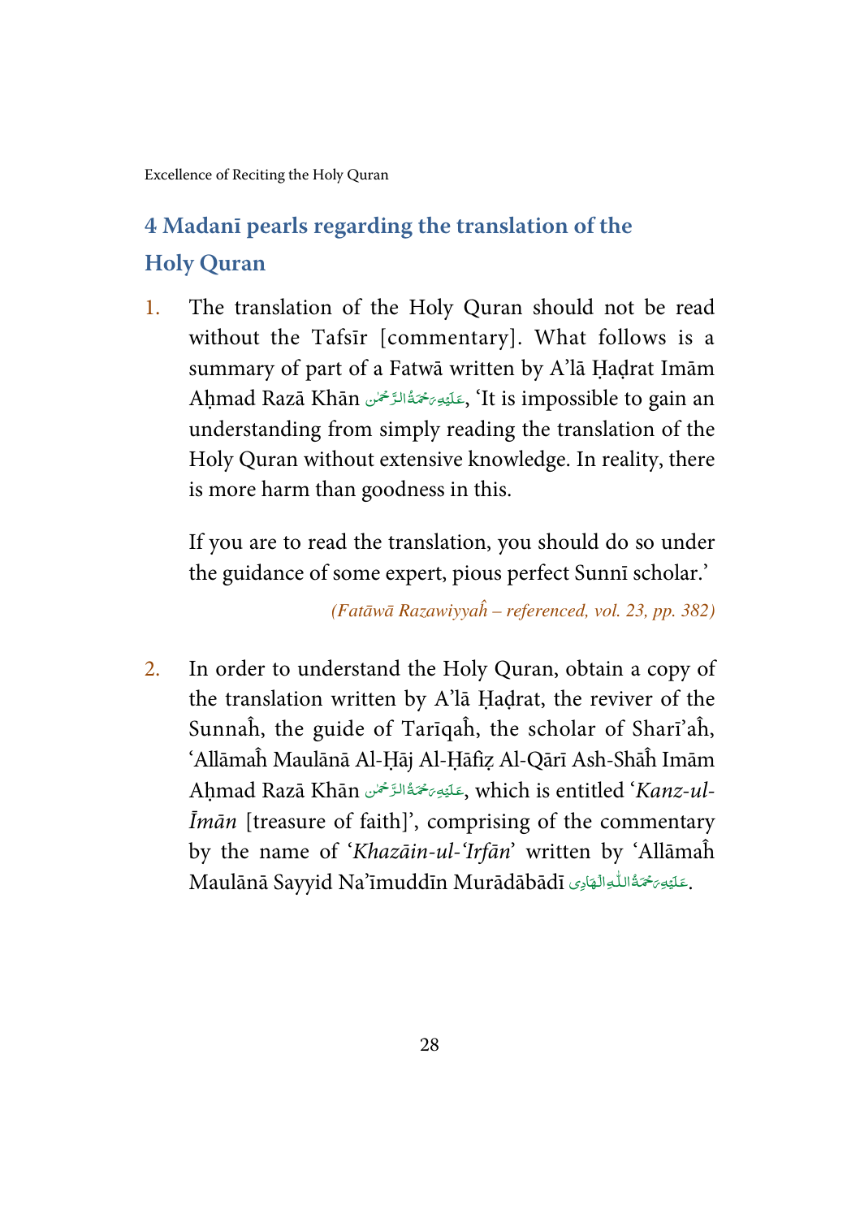## 4 Madanī pearls regarding the translation of the Holy Quran

1. The translation of the Holy Quran should not be read without the Tafsīr [commentary]. What follows is a summary of part of a Fatwā written by A'lā Ḥaḍrat Imām Aḥmad Razā Khān عَلَيْهِ رَحْمَةُ الرَّحْمٰن, 'It is impossible to gain an understanding from simply reading the translation of the Holy Quran without extensive knowledge. In reality, there is more harm than goodness in this.

   If you are to read the translation, you should do so under the guidance of some expert, pious perfect Sunnī scholar.'

   *(Fatāwā Razawiyyaĥ – referenced, vol. 23, pp. 382)*

2. In order to understand the Holy Quran, obtain a copy of the translation written by A'lā Ḥaḍrat, the reviver of the Sunnaĥ, the guide of Tarīqaĥ, the scholar of Sharī'aĥ, 'Allāmaĥ Maulānā Al-Ḥāj Al-Ḥāfiẓ Al-Qārī Ash-Shāĥ Imām Aḥmad Razā Khān عَلَيْهِ رَحْمَةُ الرَّحْمٰن, which is entitled '*Kanz-ul-Īmān* [treasure of faith]', comprising of the commentary by the name of '*Khazāin-ul-'Irfān*' written by 'Allāmaĥ Maulānā Sayyid Na'īmuddīn Murādābādī عَلَيْهِ رَحْمَةُ اللّٰهِ الْهَادِی.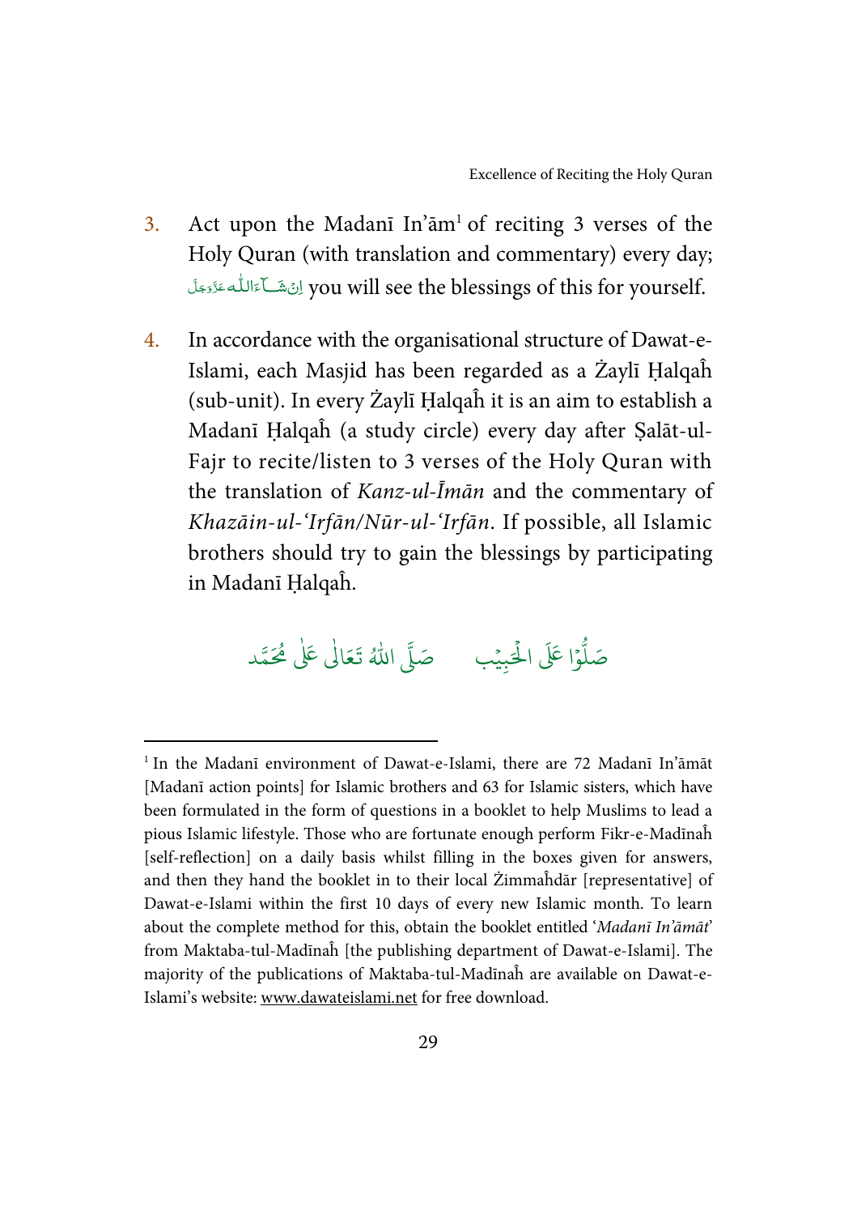3. Act upon the Madanī In'ām[1] of reciting 3 verses of the Holy Quran (with translation and commentary) every day; اِنْ شَآءَاللّٰہ عَزَّوَجَلَّ you will see the blessings of this for yourself.

4. In accordance with the organisational structure of Dawat-e-Islami, each Masjid has been regarded as a Żaylī Ḥalqaĥ (sub-unit). In every Żaylī Ḥalqaĥ it is an aim to establish a Madanī Ḥalqaĥ (a study circle) every day after Ṣalāt-ul-Fajr to recite/listen to 3 verses of the Holy Quran with the translation of *Kanz-ul-Īmān* and the commentary of *Khazāin-ul-'Irfān/Nūr-ul-'Irfān*. If possible, all Islamic brothers should try to gain the blessings by participating in Madanī Ḥalqaĥ.

صَلُّوْا عَلَى الْحَبِيْب &nbsp;&nbsp;&nbsp; صَلَّى اللّٰهُ تَعَالٰى عَلٰى مُحَمَّد

---

[1] In the Madanī environment of Dawat-e-Islami, there are 72 Madanī In'āmāt [Madanī action points] for Islamic brothers and 63 for Islamic sisters, which have been formulated in the form of questions in a booklet to help Muslims to lead a pious Islamic lifestyle. Those who are fortunate enough perform Fikr-e-Madīnaĥ [self-reflection] on a daily basis whilst filling in the boxes given for answers, and then they hand the booklet in to their local Żimmaĥdār [representative] of Dawat-e-Islami within the first 10 days of every new Islamic month. To learn about the complete method for this, obtain the booklet entitled '*Madanī In'āmāt*' from Maktaba-tul-Madīnaĥ [the publishing department of Dawat-e-Islami]. The majority of the publications of Maktaba-tul-Madīnaĥ are available on Dawat-e-Islami's website: www.dawateislami.net for free download.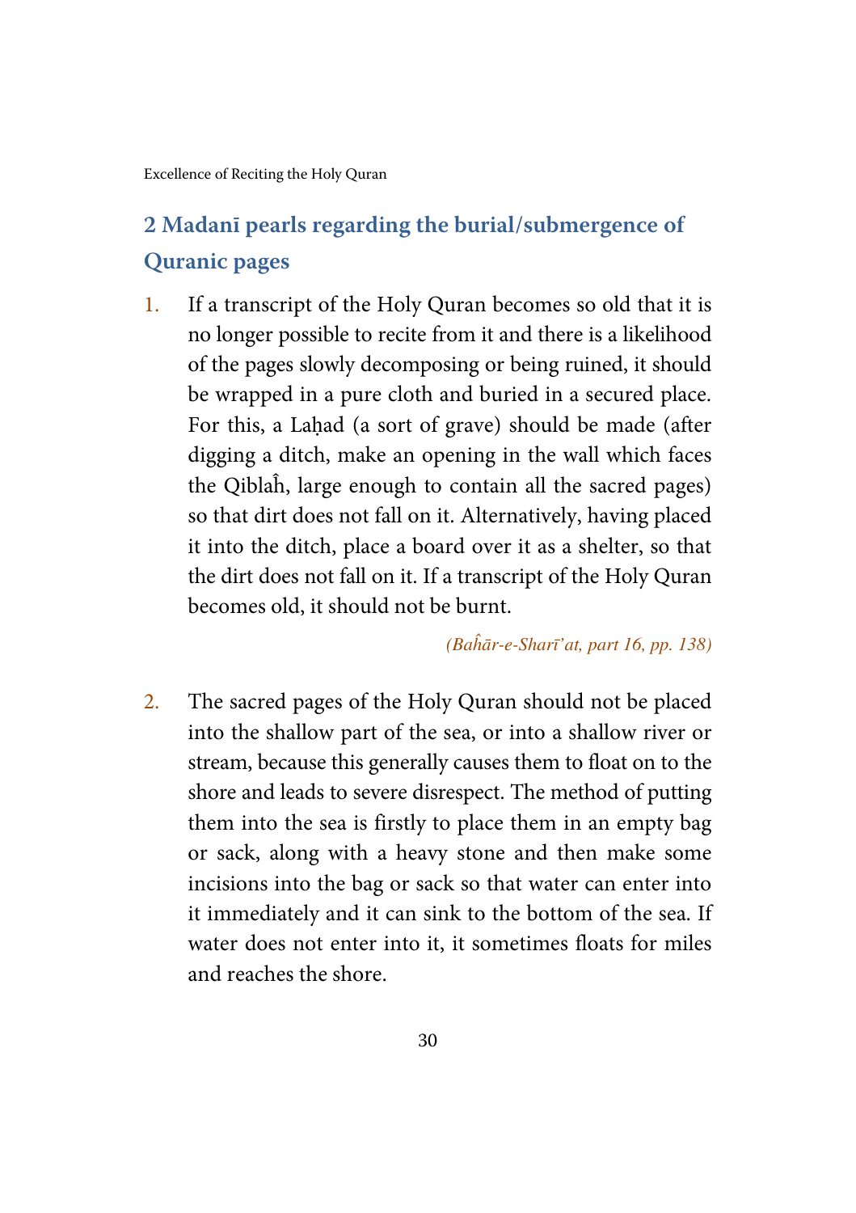## 2 Madanī pearls regarding the burial/submergence of Quranic pages

1. If a transcript of the Holy Quran becomes so old that it is no longer possible to recite from it and there is a likelihood of the pages slowly decomposing or being ruined, it should be wrapped in a pure cloth and buried in a secured place. For this, a Laḥad (a sort of grave) should be made (after digging a ditch, make an opening in the wall which faces the Qiblaĥ, large enough to contain all the sacred pages) so that dirt does not fall on it. Alternatively, having placed it into the ditch, place a board over it as a shelter, so that the dirt does not fall on it. If a transcript of the Holy Quran becomes old, it should not be burnt.

   *(Baĥār-e-Sharī'at, part 16, pp. 138)*

2. The sacred pages of the Holy Quran should not be placed into the shallow part of the sea, or into a shallow river or stream, because this generally causes them to float on to the shore and leads to severe disrespect. The method of putting them into the sea is firstly to place them in an empty bag or sack, along with a heavy stone and then make some incisions into the bag or sack so that water can enter into it immediately and it can sink to the bottom of the sea. If water does not enter into it, it sometimes floats for miles and reaches the shore.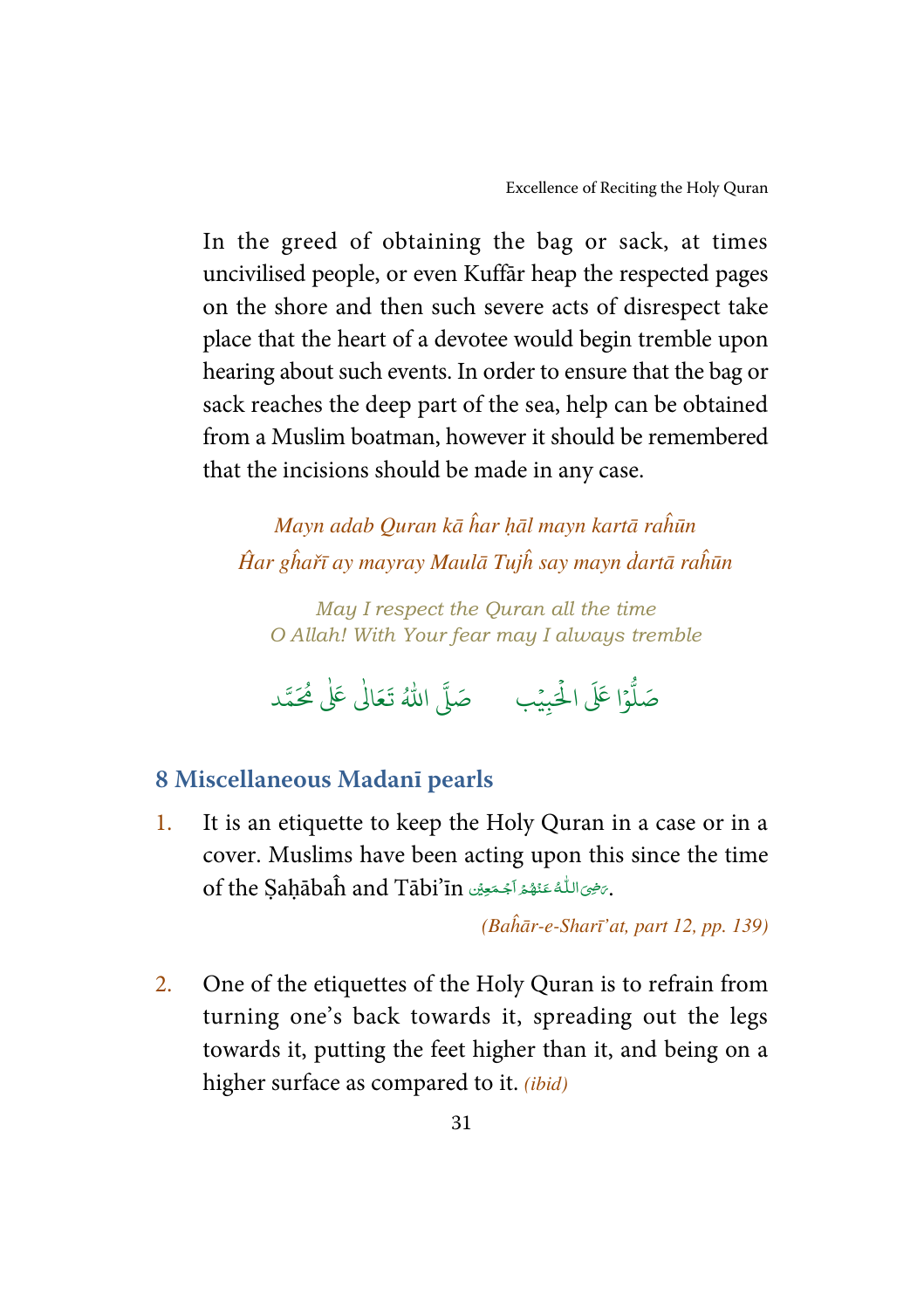In the greed of obtaining the bag or sack, at times uncivilised people, or even Kuffār heap the respected pages on the shore and then such severe acts of disrespect take place that the heart of a devotee would begin tremble upon hearing about such events. In order to ensure that the bag or sack reaches the deep part of the sea, help can be obtained from a Muslim boatman, however it should be remembered that the incisions should be made in any case.

*Mayn adab Quran kā ĥar ḥāl mayn kartā raĥūn*
*Ĥar gĥaṙī ay mayray Maulā Tujĥ say mayn ḋartā raĥūn*

*May I respect the Quran all the time*
*O Allah! With Your fear may I always tremble*

صَلُّوْا عَلَى الْحَبِيْب صَلَّى اللّٰهُ تَعَالٰى عَلٰى مُحَمَّد

## 8 Miscellaneous Madanī pearls

1. It is an etiquette to keep the Holy Quran in a case or in a cover. Muslims have been acting upon this since the time of the Ṣaḥābaĥ and Tābi'īn رَضِیَ اللّٰہُ عَنْہُمْ اَجْمَعِیْن.

   *(Baĥār-e-Sharī'at, part 12, pp. 139)*

2. One of the etiquettes of the Holy Quran is to refrain from turning one's back towards it, spreading out the legs towards it, putting the feet higher than it, and being on a higher surface as compared to it. *(ibid)*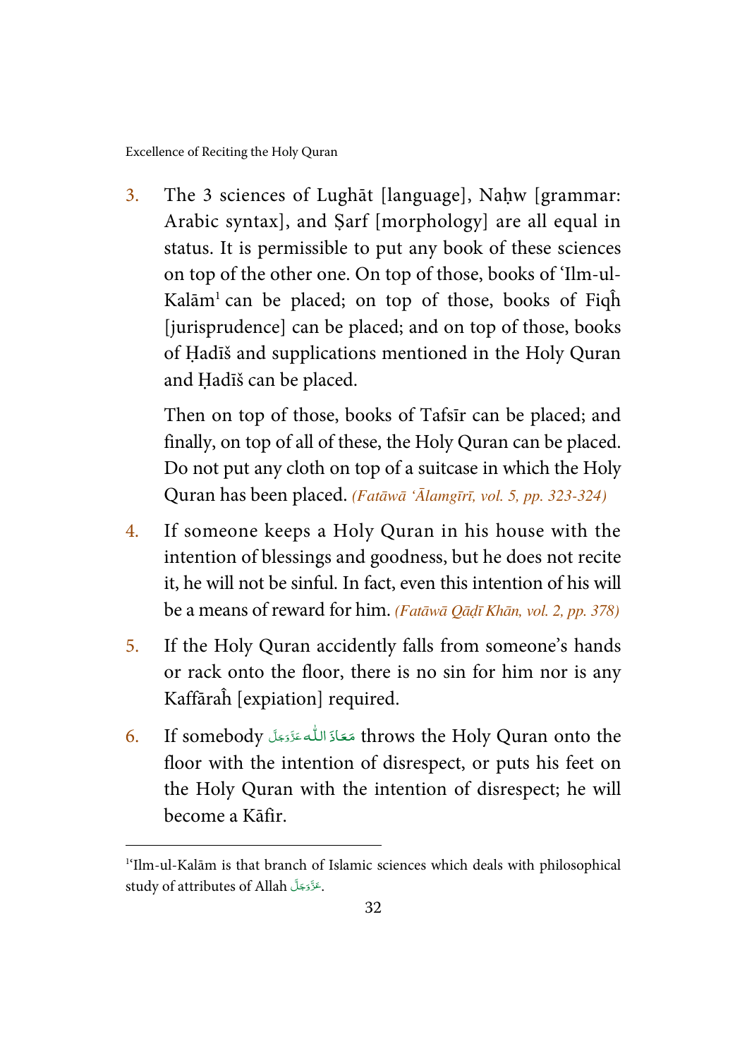3. The 3 sciences of Lughāt [language], Naḥw [grammar: Arabic syntax], and Ṣarf [morphology] are all equal in status. It is permissible to put any book of these sciences on top of the other one. On top of those, books of 'Ilm-ul-Kalām[1] can be placed; on top of those, books of Fiqĥ [jurisprudence] can be placed; and on top of those, books of Ḥadīš and supplications mentioned in the Holy Quran and Ḥadīš can be placed.

   Then on top of those, books of Tafsīr can be placed; and finally, on top of all of these, the Holy Quran can be placed. Do not put any cloth on top of a suitcase in which the Holy Quran has been placed. *(Fatāwā 'Ālamgīrī, vol. 5, pp. 323-324)*

4. If someone keeps a Holy Quran in his house with the intention of blessings and goodness, but he does not recite it, he will not be sinful. In fact, even this intention of his will be a means of reward for him. *(Fatāwā Qāḍī Khān, vol. 2, pp. 378)*

5. If the Holy Quran accidently falls from someone's hands or rack onto the floor, there is no sin for him nor is any Kaffāraĥ [expiation] required.

6. If somebody مَعَاذَ اللّٰه عَزَّوَجَلَّ throws the Holy Quran onto the floor with the intention of disrespect, or puts his feet on the Holy Quran with the intention of disrespect; he will become a Kāfir.

---

[1] 'Ilm-ul-Kalām is that branch of Islamic sciences which deals with philosophical study of attributes of Allah عَزَّوَجَلَّ.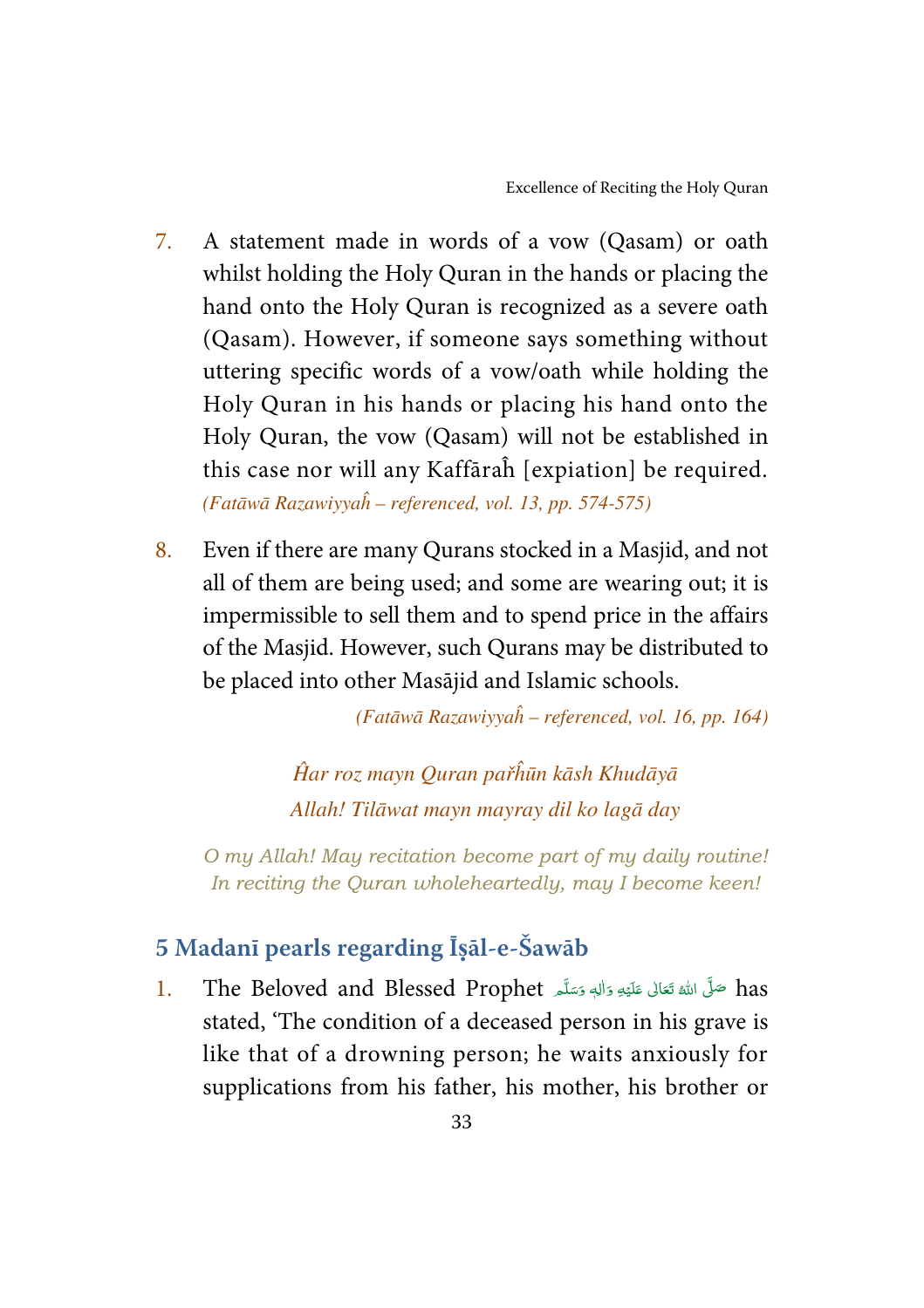7. A statement made in words of a vow (Qasam) or oath whilst holding the Holy Quran in the hands or placing the hand onto the Holy Quran is recognized as a severe oath (Qasam). However, if someone says something without uttering specific words of a vow/oath while holding the Holy Quran in his hands or placing his hand onto the Holy Quran, the vow (Qasam) will not be established in this case nor will any Kaffāraĥ [expiation] be required. *(Fatāwā Razawiyyaĥ – referenced, vol. 13, pp. 574-575)*

8. Even if there are many Qurans stocked in a Masjid, and not all of them are being used; and some are wearing out; it is impermissible to sell them and to spend price in the affairs of the Masjid. However, such Qurans may be distributed to be placed into other Masājid and Islamic schools.

*(Fatāwā Razawiyyaĥ – referenced, vol. 16, pp. 164)*

*Ĥar roz mayn Quran pařĥūn kāsh Khudāyā*
*Allah! Tilāwat mayn mayray dil ko lagā day*

*O my Allah! May recitation become part of my daily routine!*
*In reciting the Quran wholeheartedly, may I become keen!*

## 5 Madanī pearls regarding Īṣāl-e-Šawāb

1. The Beloved and Blessed Prophet صَلَّى اللهُ تَعَالٰى عَلَيْهِ وَاٰلِهٖ وَسَلَّم has stated, 'The condition of a deceased person in his grave is like that of a drowning person; he waits anxiously for supplications from his father, his mother, his brother or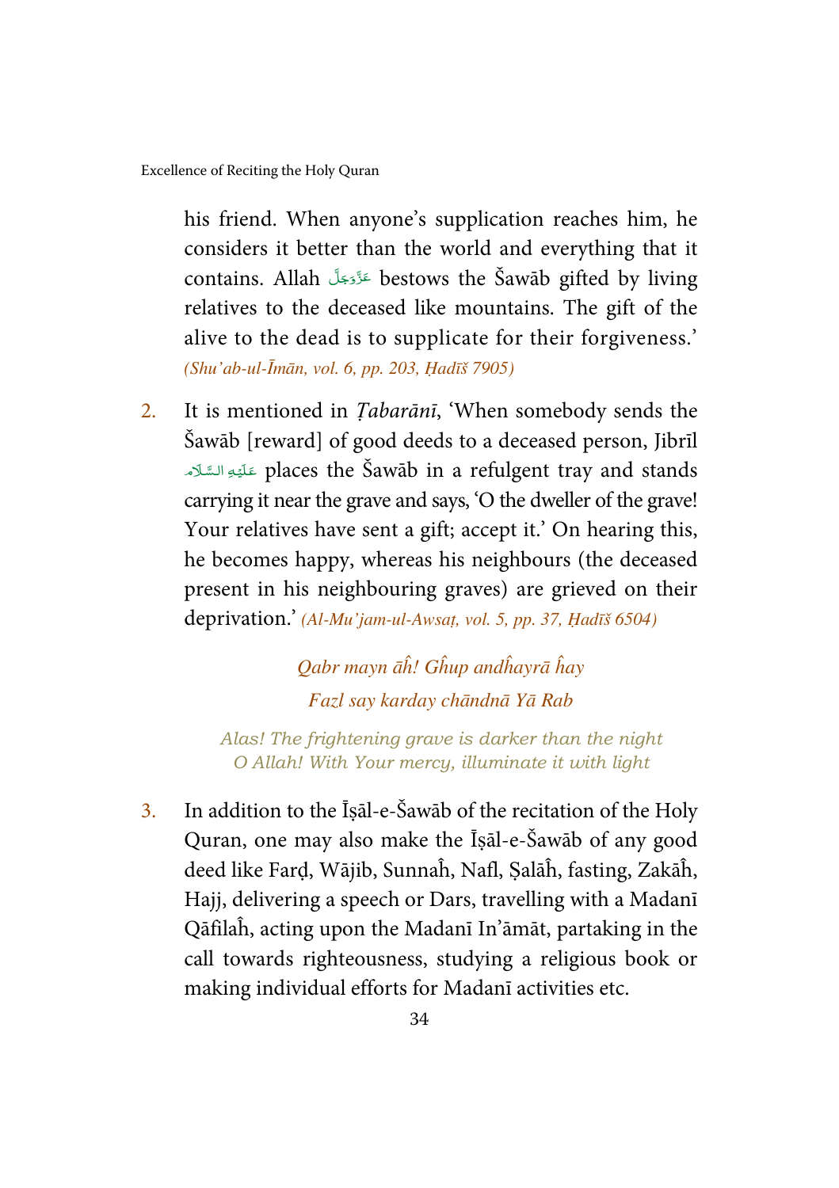his friend. When anyone's supplication reaches him, he considers it better than the world and everything that it contains. Allah عَزَّوَجَلَّ bestows the Šawāb gifted by living relatives to the deceased like mountains. The gift of the alive to the dead is to supplicate for their forgiveness.' *(Shu'ab-ul-Īmān, vol. 6, pp. 203, Ḥadīš 7905)*

2. It is mentioned in *Ṭabarānī*, 'When somebody sends the Šawāb [reward] of good deeds to a deceased person, Jibrīl عَلَيْهِ السَّلَام places the Šawāb in a refulgent tray and stands carrying it near the grave and says, 'O the dweller of the grave! Your relatives have sent a gift; accept it.' On hearing this, he becomes happy, whereas his neighbours (the deceased present in his neighbouring graves) are grieved on their deprivation.' *(Al-Mu'jam-ul-Awsaṭ, vol. 5, pp. 37, Ḥadīš 6504)*

*Qabr mayn āĥ! Għup andħayrā ĥay*
*Fażl say karday chāndnā Yā Rab*

*Alas! The frightening grave is darker than the night*
*O Allah! With Your mercy, illuminate it with light*

3. In addition to the Īṣāl-e-Šawāb of the recitation of the Holy Quran, one may also make the Īṣāl-e-Šawāb of any good deed like Farḍ, Wājib, Sunnaĥ, Nafl, Ṣalāĥ, fasting, Zakāĥ, Hajj, delivering a speech or Dars, travelling with a Madanī Qāfilaĥ, acting upon the Madanī In'āmāt, partaking in the call towards righteousness, studying a religious book or making individual efforts for Madanī activities etc.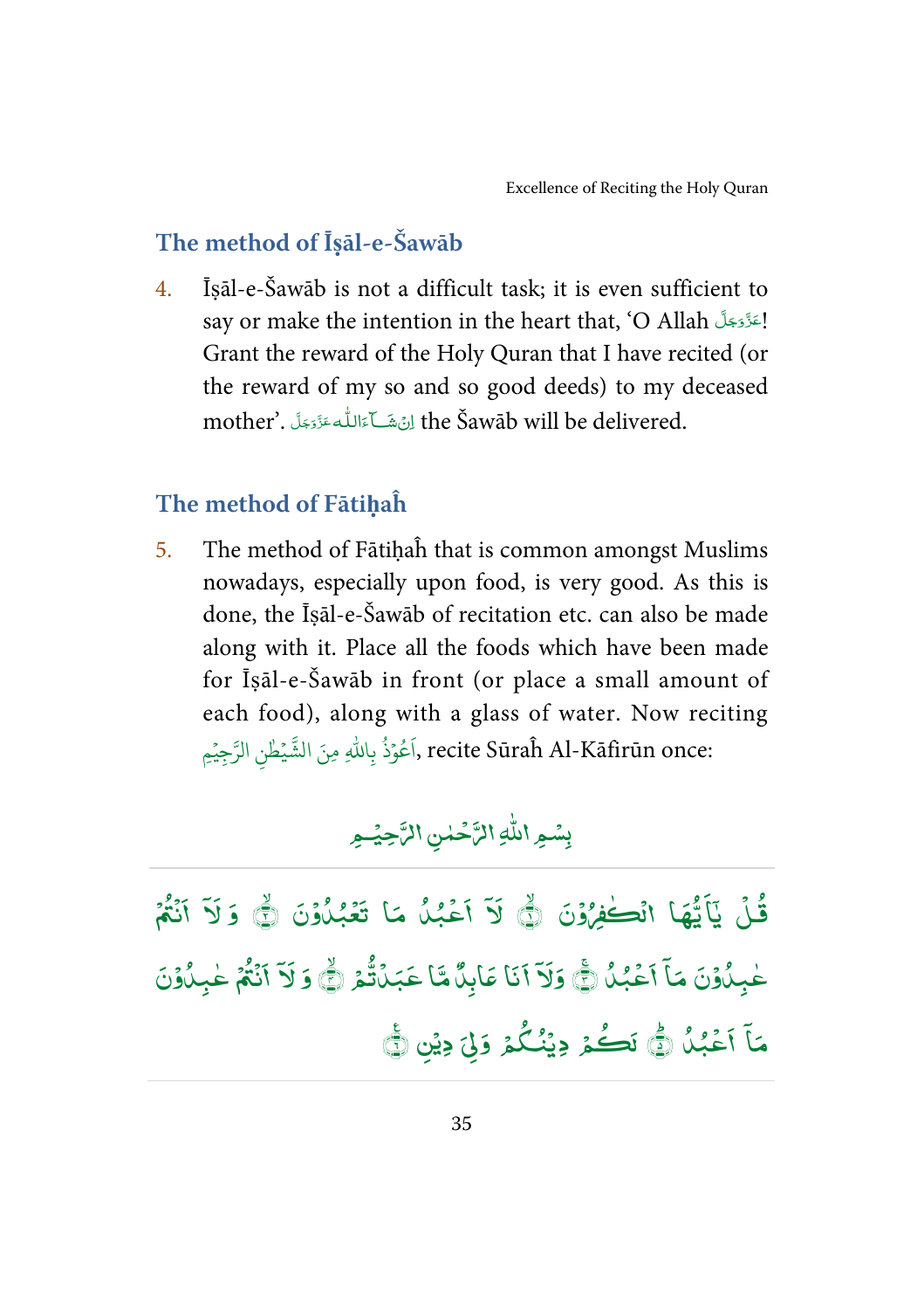## The method of Īṣāl-e-Šawāb

4. Īṣāl-e-Šawāb is not a difficult task; it is even sufficient to say or make the intention in the heart that, 'O Allah عَزَّوَجَلَّ! Grant the reward of the Holy Quran that I have recited (or the reward of my so and so good deeds) to my deceased mother'. اِنْ شَآءَاللّٰه عَزَّوَجَلَّ the Šawāb will be delivered.

## The method of Fātiḥaĥ

5. The method of Fātiḥaĥ that is common amongst Muslims nowadays, especially upon food, is very good. As this is done, the Īṣāl-e-Šawāb of recitation etc. can also be made along with it. Place all the foods which have been made for Īṣāl-e-Šawāb in front (or place a small amount of each food), along with a glass of water. Now reciting اَعُوْذُ بِاللّٰهِ مِنَ الشَّيْطٰنِ الرَّجِيْمِ, recite Sūraĥ Al-Kāfirūn once:

بِسْمِ اللّٰهِ الرَّحْمٰنِ الرَّحِيْمِ

قُلْ يٰۤاَيُّهَا الْكٰفِرُوْنَ ﴿۱﴾ لَاۤ اَعْبُدُ مَا تَعْبُدُوْنَ ﴿۲﴾ وَ لَاۤ اَنْتُمْ عٰبِدُوْنَ مَاۤ اَعْبُدُ ﴿۳﴾ وَلَاۤ اَنَا عَابِدٌ مَّا عَبَدْتُّمْ ﴿۴﴾ وَ لَاۤ اَنْتُمْ عٰبِدُوْنَ مَاۤ اَعْبُدُ ﴿۵﴾ لَكُمْ دِيْنُكُمْ وَلِيَ دِيْنِ ﴿۶﴾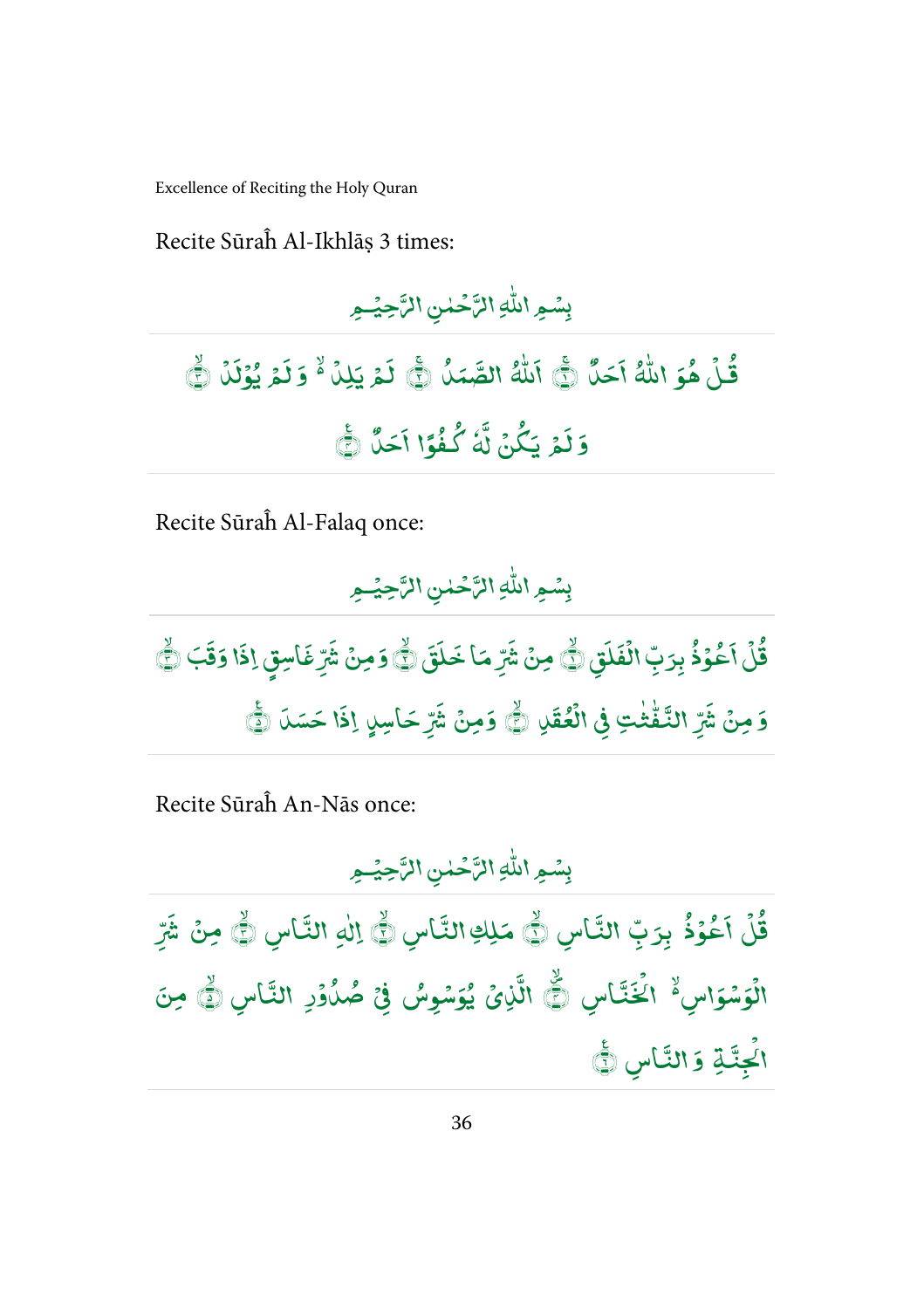Recite Sūraĥ Al-Ikhlāṣ 3 times:

بِسۡمِ اللّٰہِ الرَّحۡمٰنِ الرَّحِیۡمِ

قُلۡ ہُوَ اللّٰہُ اَحَدٌ ۚ﴿۱﴾ اَللّٰہُ الصَّمَدُ ۚ﴿۲﴾ لَمۡ یَلِدۡ ۬ۙ وَ لَمۡ یُوۡلَدۡ ۙ﴿۳﴾ وَ لَمۡ یَکُنۡ لَّہٗ کُفُوًا اَحَدٌ ﴿۴﴾

Recite Sūraĥ Al-Falaq once:

بِسۡمِ اللّٰہِ الرَّحۡمٰنِ الرَّحِیۡمِ

قُلۡ اَعُوۡذُ بِرَبِّ الۡفَلَقِ ۙ﴿۱﴾ مِنۡ شَرِّ مَا خَلَقَ ۙ﴿۲﴾ وَ مِنۡ شَرِّ غَاسِقٍ اِذَا وَقَبَ ۙ﴿۳﴾ وَ مِنۡ شَرِّ النَّفّٰثٰتِ فِی الۡعُقَدِ ۙ﴿۴﴾ وَ مِنۡ شَرِّ حَاسِدٍ اِذَا حَسَدَ ﴿۵﴾

Recite Sūraĥ An-Nās once:

بِسۡمِ اللّٰہِ الرَّحۡمٰنِ الرَّحِیۡمِ

قُلۡ اَعُوۡذُ بِرَبِّ النَّاسِ ۙ﴿۱﴾ مَلِکِ النَّاسِ ۙ﴿۲﴾ اِلٰہِ النَّاسِ ۙ﴿۳﴾ مِنۡ شَرِّ الۡوَسۡوَاسِ ۬ۙ الۡخَنَّاسِ ۪ۙ﴿۴﴾ الَّذِیۡ یُوَسۡوِسُ فِیۡ صُدُوۡرِ النَّاسِ ۙ﴿۵﴾ مِنَ الۡجِنَّۃِ وَ النَّاسِ ﴿۶﴾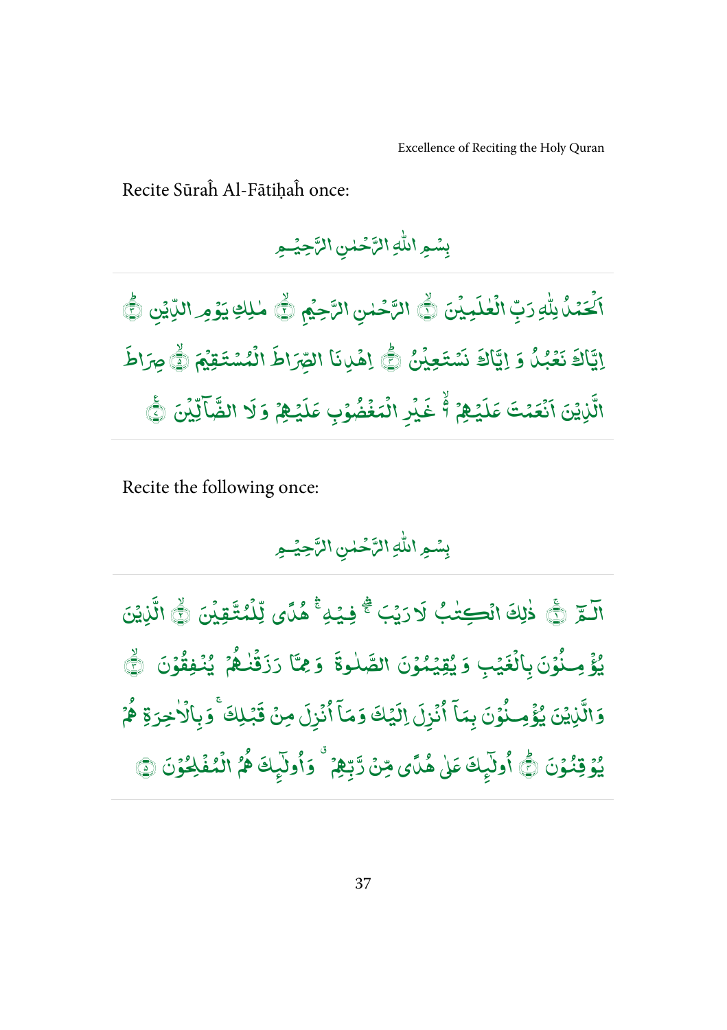Recite Sūraĥ Al-Fātiḥaĥ once:

بِسْمِ اللّٰهِ الرَّحْمٰنِ الرَّحِيْمِ

اَلْحَمْدُ لِلّٰهِ رَبِّ الْعٰلَمِيْنَ ﴿۱﴾ الرَّحْمٰنِ الرَّحِيْمِ ﴿۲﴾ مٰلِكِ يَوْمِ الدِّيْنِ ﴿۳﴾ اِيَّاكَ نَعْبُدُ وَ اِيَّاكَ نَسْتَعِيْنُ ﴿۴﴾ اِهْدِنَا الصِّرَاطَ الْمُسْتَقِيْمَ ﴿۵﴾ صِرَاطَ الَّذِيْنَ اَنْعَمْتَ عَلَيْهِمْ ۙ۬ غَيْرِ الْمَغْضُوْبِ عَلَيْهِمْ وَ لَا الضَّآلِّيْنَ ﴿۷﴾

Recite the following once:

بِسْمِ اللّٰهِ الرَّحْمٰنِ الرَّحِيْمِ

الٓمّٓ ﴿۱﴾ ذٰلِكَ الْكِتٰبُ لَا رَيْبَ ۛۚ فِيْهِ ۛۚ هُدًى لِّلْمُتَّقِيْنَ ﴿۲﴾ الَّذِيْنَ يُؤْمِنُوْنَ بِالْغَيْبِ وَ يُقِيْمُوْنَ الصَّلٰوةَ وَ مِمَّا رَزَقْنٰهُمْ يُنْفِقُوْنَ ﴿۳﴾ وَالَّذِيْنَ يُؤْمِنُوْنَ بِمَآ اُنْزِلَ اِلَيْكَ وَمَآ اُنْزِلَ مِنْ قَبْلِكَ ۚ وَبِالْاٰخِرَةِ هُمْ يُوْقِنُوْنَ ﴿۴﴾ اُولٰٓئِكَ عَلٰى هُدًى مِّنْ رَّبِّهِمْ ۗ وَاُولٰٓئِكَ هُمُ الْمُفْلِحُوْنَ ﴿۵﴾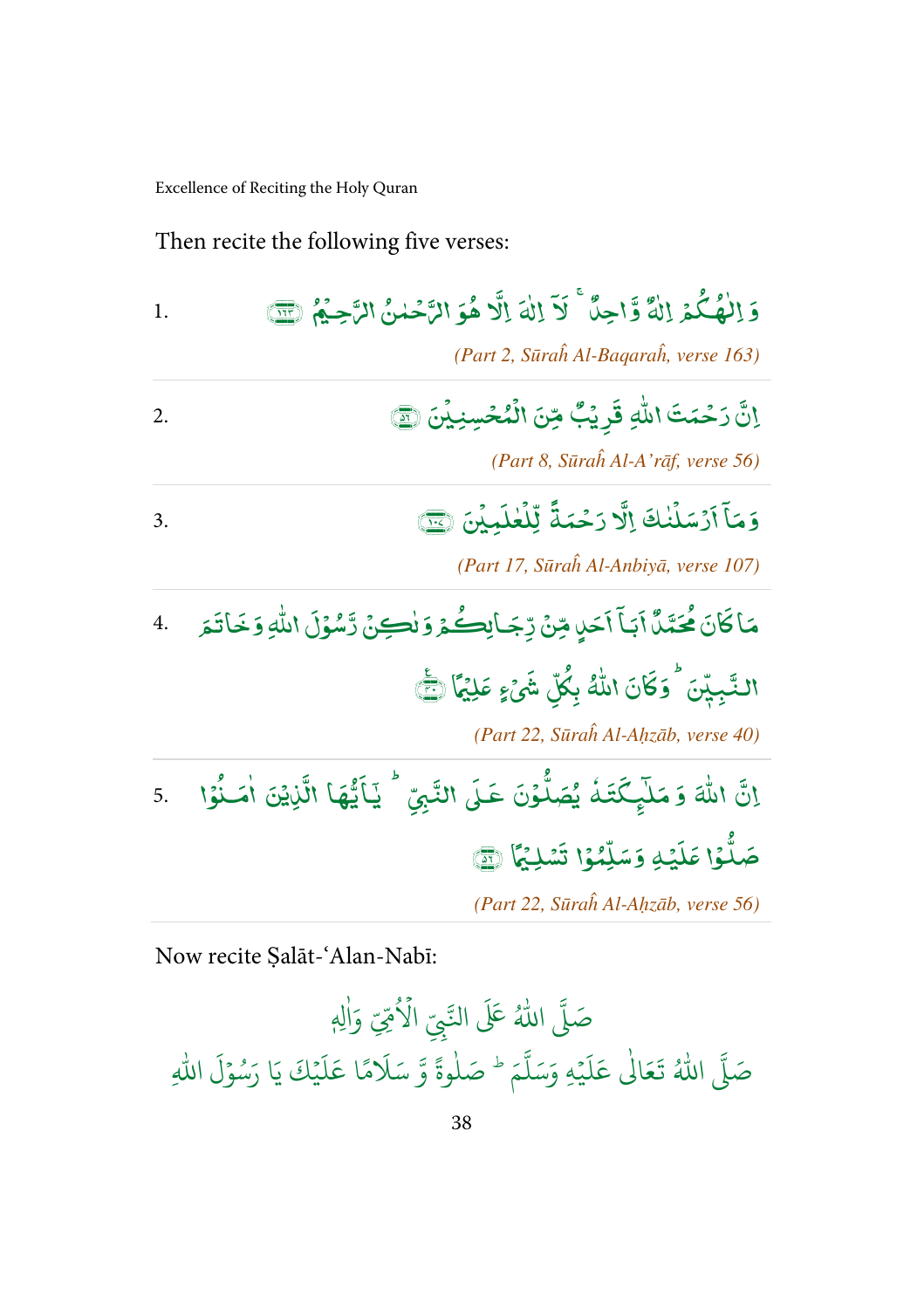Then recite the following five verses:

1. وَ اِلٰـهُكُمْ اِلٰهٌ وَّاحِدٌ ۚ لَآ اِلٰهَ اِلَّا هُوَ الرَّحْمٰنُ الرَّحِيْمُ ﴿۱۶۳﴾

*(Part 2, Sūraĥ Al-Baqaraĥ, verse 163)*

2. اِنَّ رَحْمَتَ اللّٰهِ قَرِيْبٌ مِّنَ الْمُحْسِنِيْنَ ﴿۵۶﴾

*(Part 8, Sūraĥ Al-A'rāf, verse 56)*

3. وَمَآ اَرْسَلْنٰكَ اِلَّا رَحْمَةً لِّلْعٰلَمِيْنَ ﴿۱۰۷﴾

*(Part 17, Sūraĥ Al-Anbiyā, verse 107)*

4. مَا كَانَ مُحَمَّدٌ اَبَآ اَحَدٍ مِّنْ رِّجَالِكُمْ وَلٰكِنْ رَّسُوْلَ اللّٰهِ وَخَاتَمَ النَّبِيّٖنَ ؕ وَكَانَ اللّٰهُ بِكُلِّ شَیْءٍ عَلِيْمًا ﴿۴۰﴾

*(Part 22, Sūraĥ Al-Aḥzāb, verse 40)*

5. اِنَّ اللّٰهَ وَ مَلٰٓىِٕكَتَهٗ يُصَلُّوْنَ عَلَى النَّبِيِّ ؕ يٰٓاَيُّهَا الَّذِيْنَ اٰمَنُوْا صَلُّوْا عَلَيْهِ وَسَلِّمُوْا تَسْلِيْمًا ﴿۵۶﴾

*(Part 22, Sūraĥ Al-Aḥzāb, verse 56)*

Now recite Ṣalāt-'Alan-Nabī:

صَلَّى اللّٰهُ عَلَى النَّبِيِّ الْاُمِّيِّ وَاٰلِهٖ

صَلَّى اللّٰهُ تَعَالٰى عَلَيْهِ وَسَلَّمَ ؕ صَلٰوةً وَّ سَلَامًا عَلَيْكَ يَا رَسُوْلَ اللّٰهِ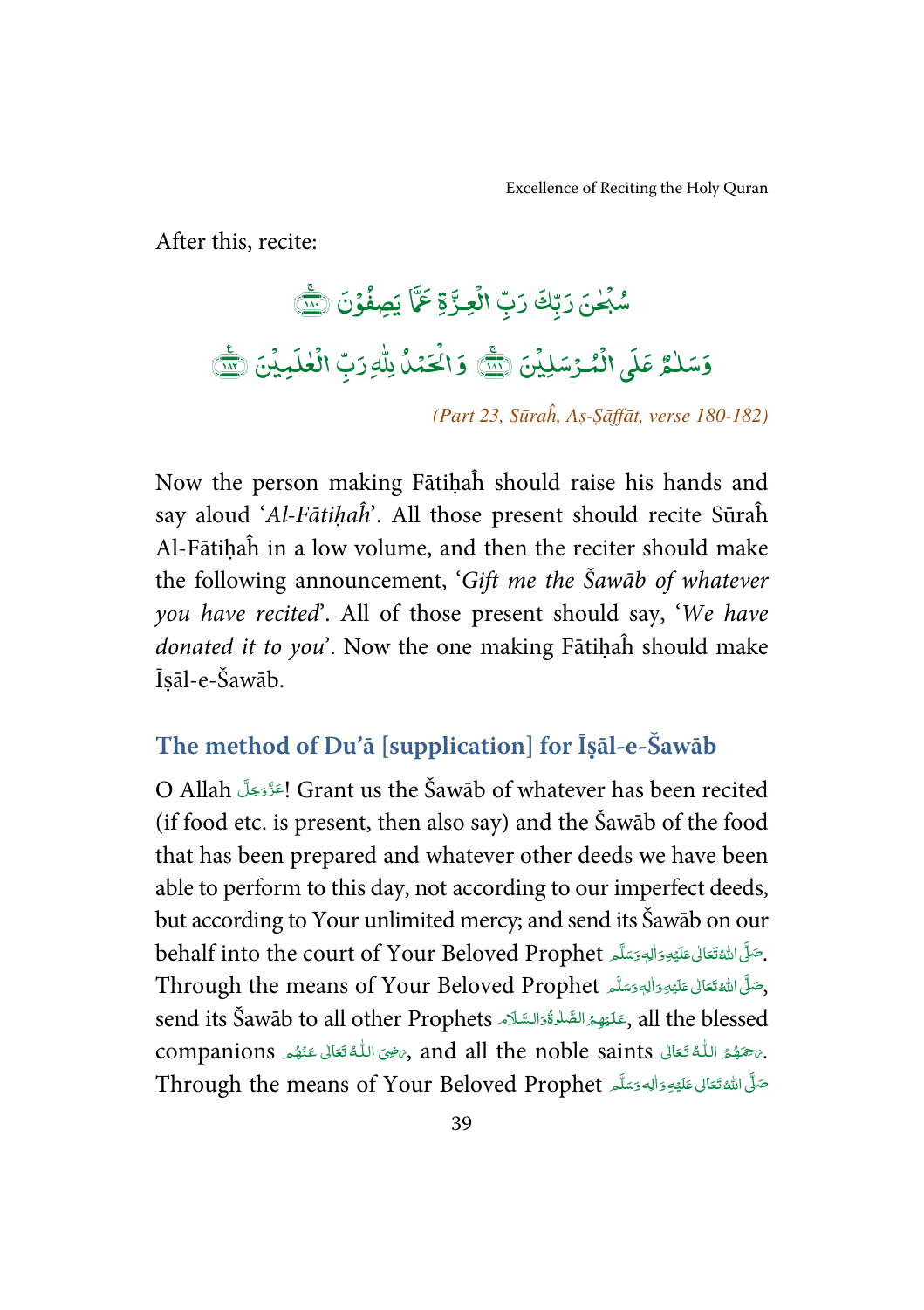After this, recite:

سُبْحٰنَ رَبِّكَ رَبِّ الْعِزَّةِ عَمَّا يَصِفُوْنَ ﴿١٨٠﴾
وَسَلٰمٌ عَلَى الْمُرْسَلِيْنَ ﴿١٨١﴾ وَالْحَمْدُ لِلّٰهِ رَبِّ الْعٰلَمِيْنَ ﴿١٨٢﴾

*(Part 23, Sūraĥ, Aṣ-Ṣāffāt, verse 180-182)*

Now the person making Fātiḥaĥ should raise his hands and say aloud '*Al-Fātiḥaĥ*'. All those present should recite Sūraĥ Al-Fātiḥaĥ in a low volume, and then the reciter should make the following announcement, '*Gift me the Šawāb of whatever you have recited*'. All of those present should say, '*We have donated it to you*'. Now the one making Fātiḥaĥ should make Īṣāl-e-Šawāb.

## The method of Du'ā [supplication] for Īṣāl-e-Šawāb

O Allah عَزَّوَجَلَّ! Grant us the Šawāb of whatever has been recited (if food etc. is present, then also say) and the Šawāb of the food that has been prepared and whatever other deeds we have been able to perform to this day, not according to our imperfect deeds, but according to Your unlimited mercy; and send its Šawāb on our behalf into the court of Your Beloved Prophet صَلَّى اللّٰهُ تَعَالٰى عَلَيْهِ وَاٰلِهٖ وَسَلَّم. Through the means of Your Beloved Prophet صَلَّى اللّٰهُ تَعَالٰى عَلَيْهِ وَاٰلِهٖ وَسَلَّم, send its Šawāb to all other Prophets عَلَيْهِمُ الصَّلٰوةُ وَالسَّلَام, all the blessed companions رَضِىَ اللّٰهُ تَعَالٰى عَنْهُم, and all the noble saints رَحِمَهُمُ اللّٰهُ تَعَالٰى. Through the means of Your Beloved Prophet صَلَّى اللّٰهُ تَعَالٰى عَلَيْهِ وَاٰلِهٖ وَسَلَّم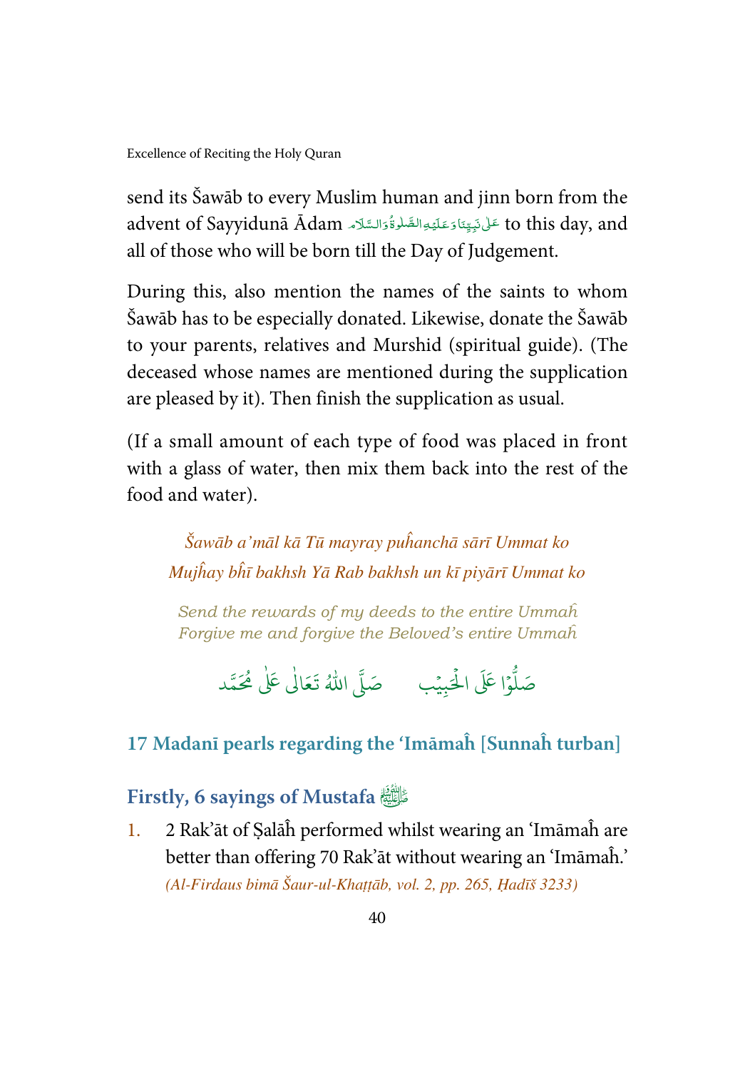send its Šawāb to every Muslim human and jinn born from the advent of Sayyidunā Ādam عَلٰی نَبِیِّنَا وَعَلَیْہِ الصَّلٰوۃُ وَالسَّلَام to this day, and all of those who will be born till the Day of Judgement.

During this, also mention the names of the saints to whom Šawāb has to be especially donated. Likewise, donate the Šawāb to your parents, relatives and Murshid (spiritual guide). (The deceased whose names are mentioned during the supplication are pleased by it). Then finish the supplication as usual.

(If a small amount of each type of food was placed in front with a glass of water, then mix them back into the rest of the food and water).

*Šawāb a'māl kā Tū mayray puĥanchā sārī Ummat ko*
*Mujĥay bĥī bakhsh Yā Rab bakhsh un kī piyārī Ummat ko*

*Send the rewards of my deeds to the entire Ummaĥ*
*Forgive me and forgive the Beloved's entire Ummaĥ*

صَلُّوْا عَلَى الْحَبِيْب &emsp; صَلَّى اللّٰهُ تَعَالٰى عَلٰى مُحَمَّد

## 17 Madanī pearls regarding the 'Imāmaĥ [Sunnaĥ turban]

### Firstly, 6 sayings of Mustafa ﷺ

1. 2 Rak'āt of Ṣalāĥ performed whilst wearing an 'Imāmaĥ are better than offering 70 Rak'āt without wearing an 'Imāmaĥ.' *(Al-Firdaus bimā Šaur-ul-Khaṭṭāb, vol. 2, pp. 265, Ḥadīš 3233)*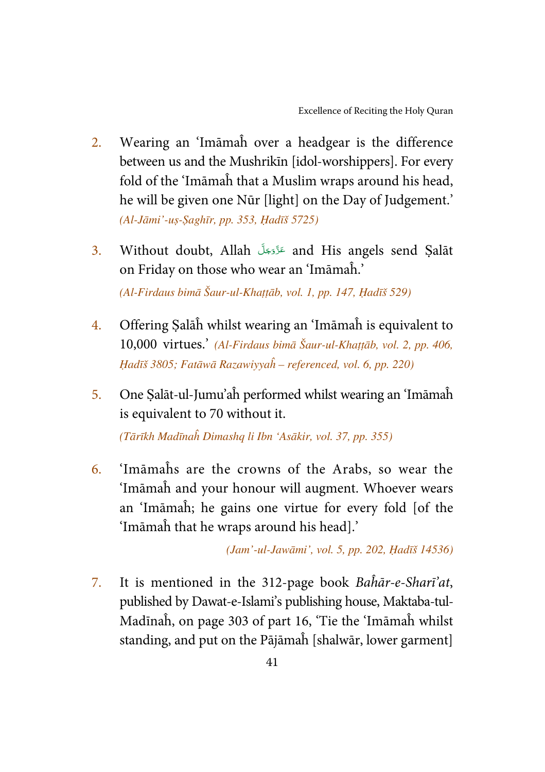2. Wearing an 'Imāmaĥ over a headgear is the difference between us and the Mushrikīn [idol-worshippers]. For every fold of the 'Imāmaĥ that a Muslim wraps around his head, he will be given one Nūr [light] on the Day of Judgement.' *(Al-Jāmi'-uṣ-Ṣaghīr, pp. 353, Ḥadīš 5725)*

3. Without doubt, Allah عَزَّوَجَلَّ and His angels send Ṣalāt on Friday on those who wear an 'Imāmaĥ.'

   *(Al-Firdaus bimā Šaur-ul-Khaṭṭāb, vol. 1, pp. 147, Ḥadīš 529)*

4. Offering Ṣalāĥ whilst wearing an 'Imāmaĥ is equivalent to 10,000 virtues.' *(Al-Firdaus bimā Šaur-ul-Khaṭṭāb, vol. 2, pp. 406, Ḥadīš 3805; Fatāwā Razawiyyaĥ – referenced, vol. 6, pp. 220)*

5. One Ṣalāt-ul-Jumu'aĥ performed whilst wearing an 'Imāmaĥ is equivalent to 70 without it.

   *(Tārīkh Madīnaĥ Dimashq li Ibn 'Asākir, vol. 37, pp. 355)*

6. 'Imāmaĥs are the crowns of the Arabs, so wear the 'Imāmaĥ and your honour will augment. Whoever wears an 'Imāmaĥ; he gains one virtue for every fold [of the 'Imāmaĥ that he wraps around his head].'

   *(Jam'-ul-Jawāmi', vol. 5, pp. 202, Ḥadīš 14536)*

7. It is mentioned in the 312-page book *Baĥār-e-Sharī'at*, published by Dawat-e-Islami's publishing house, Maktaba-tul-Madīnaĥ, on page 303 of part 16, 'Tie the 'Imāmaĥ whilst standing, and put on the Pājāmaĥ [shalwār, lower garment]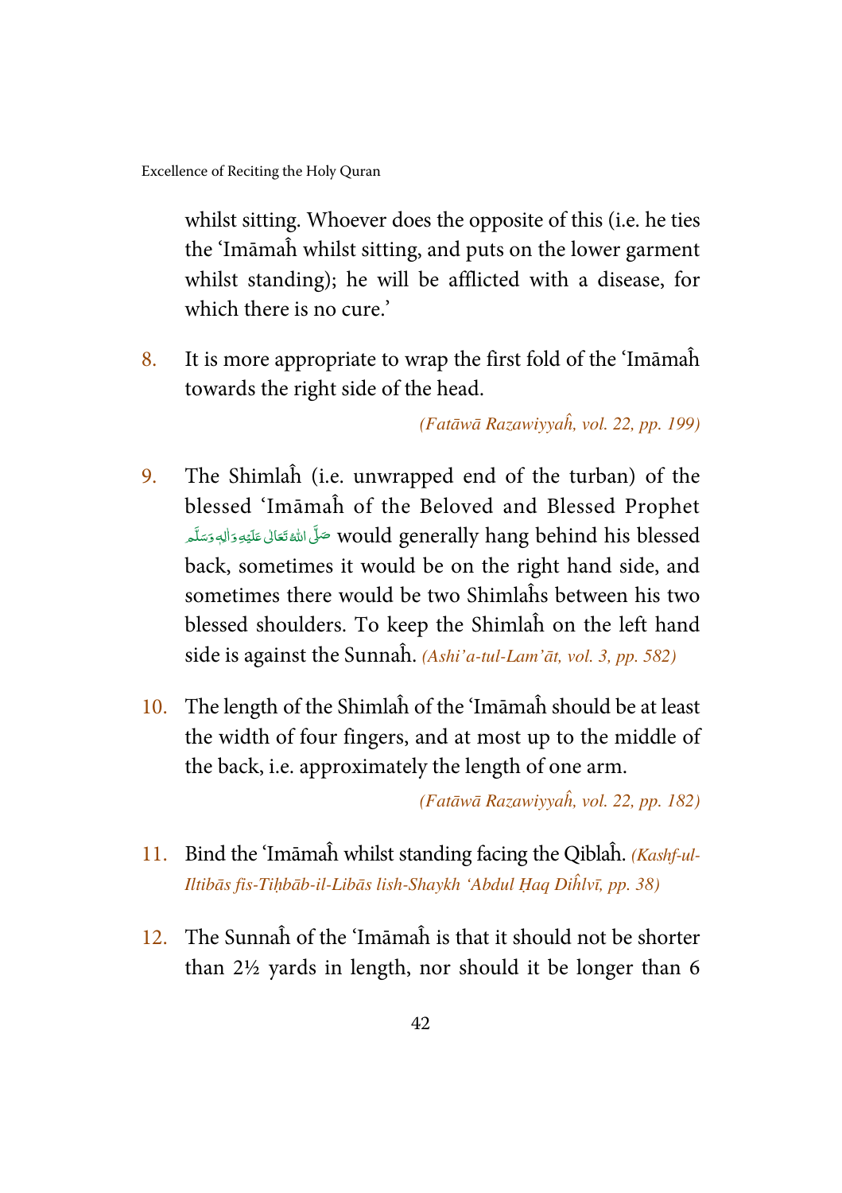whilst sitting. Whoever does the opposite of this (i.e. he ties the 'Imāmaĥ whilst sitting, and puts on the lower garment whilst standing); he will be afflicted with a disease, for which there is no cure.'

8. It is more appropriate to wrap the first fold of the 'Imāmaĥ towards the right side of the head.

*(Fatāwā Razawiyyaĥ, vol. 22, pp. 199)*

9. The Shimlaĥ (i.e. unwrapped end of the turban) of the blessed 'Imāmaĥ of the Beloved and Blessed Prophet صَلَّى اللهُ تَعَالٰى عَلَيْهِ وَاٰلِهٖ وَسَلَّم would generally hang behind his blessed back, sometimes it would be on the right hand side, and sometimes there would be two Shimlaĥs between his two blessed shoulders. To keep the Shimlaĥ on the left hand side is against the Sunnaĥ. *(Ashi'a-tul-Lam'āt, vol. 3, pp. 582)*

10. The length of the Shimlaĥ of the 'Imāmaĥ should be at least the width of four fingers, and at most up to the middle of the back, i.e. approximately the length of one arm.

*(Fatāwā Razawiyyaĥ, vol. 22, pp. 182)*

11. Bind the 'Imāmaĥ whilst standing facing the Qiblaĥ. *(Kashf-ul-Iltibās fis-Tiḥbāb-il-Libās lish-Shaykh 'Abdul Ḥaq Diĥlvī, pp. 38)*

12. The Sunnaĥ of the 'Imāmaĥ is that it should not be shorter than 2½ yards in length, nor should it be longer than 6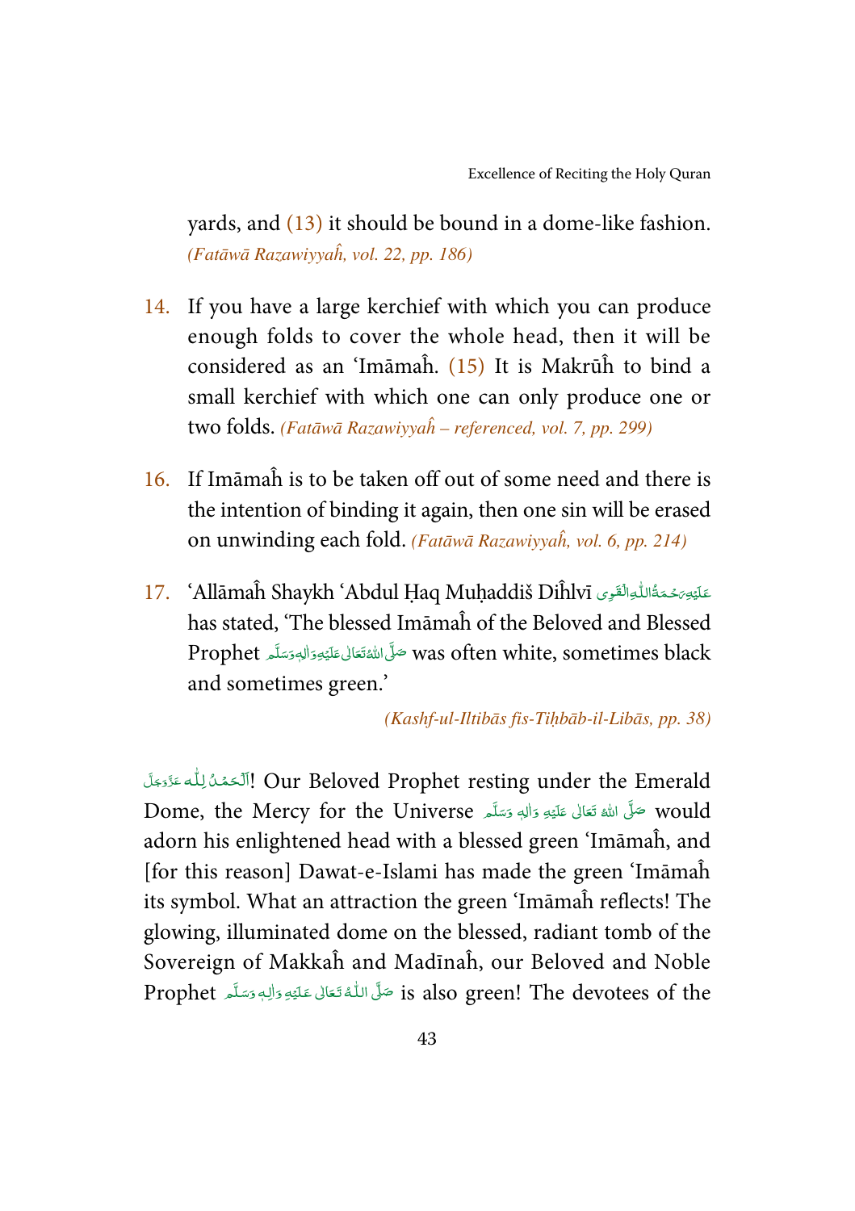yards, and (13) it should be bound in a dome-like fashion. *(Fatāwā Razawiyyaĥ, vol. 22, pp. 186)*

14. If you have a large kerchief with which you can produce enough folds to cover the whole head, then it will be considered as an 'Imāmaĥ. (15) It is Makrūĥ to bind a small kerchief with which one can only produce one or two folds. *(Fatāwā Razawiyyaĥ – referenced, vol. 7, pp. 299)*

16. If Imāmaĥ is to be taken off out of some need and there is the intention of binding it again, then one sin will be erased on unwinding each fold. *(Fatāwā Razawiyyaĥ, vol. 6, pp. 214)*

17. 'Allāmaĥ Shaykh 'Abdul Ḥaq Muḥaddiš Diĥlvī عَلَيۡهِ رَحۡمَةُ اللّٰهِ الۡقَوِی has stated, 'The blessed Imāmaĥ of the Beloved and Blessed Prophet صَلَّى اللهُ تَعَالٰى عَلَيۡهِ وَاٰلِهٖ وَسَلَّم was often white, sometimes black and sometimes green.'

*(Kashf-ul-Iltibās fis-Tiḥbāb-il-Libās, pp. 38)*

اَلۡحَمۡدُ لِلّٰه عَزَّوَجَلَّ! Our Beloved Prophet resting under the Emerald Dome, the Mercy for the Universe صَلَّى اللهُ تَعَالٰى عَلَيۡهِ وَاٰلِهٖ وَسَلَّم would adorn his enlightened head with a blessed green 'Imāmaĥ, and [for this reason] Dawat-e-Islami has made the green 'Imāmaĥ its symbol. What an attraction the green 'Imāmaĥ reflects! The glowing, illuminated dome on the blessed, radiant tomb of the Sovereign of Makkaĥ and Madīnaĥ, our Beloved and Noble Prophet صَلَّى اللّٰهُ تَعَالٰى عَلَيۡهِ وَاٰلِهٖ وَسَلَّم is also green! The devotees of the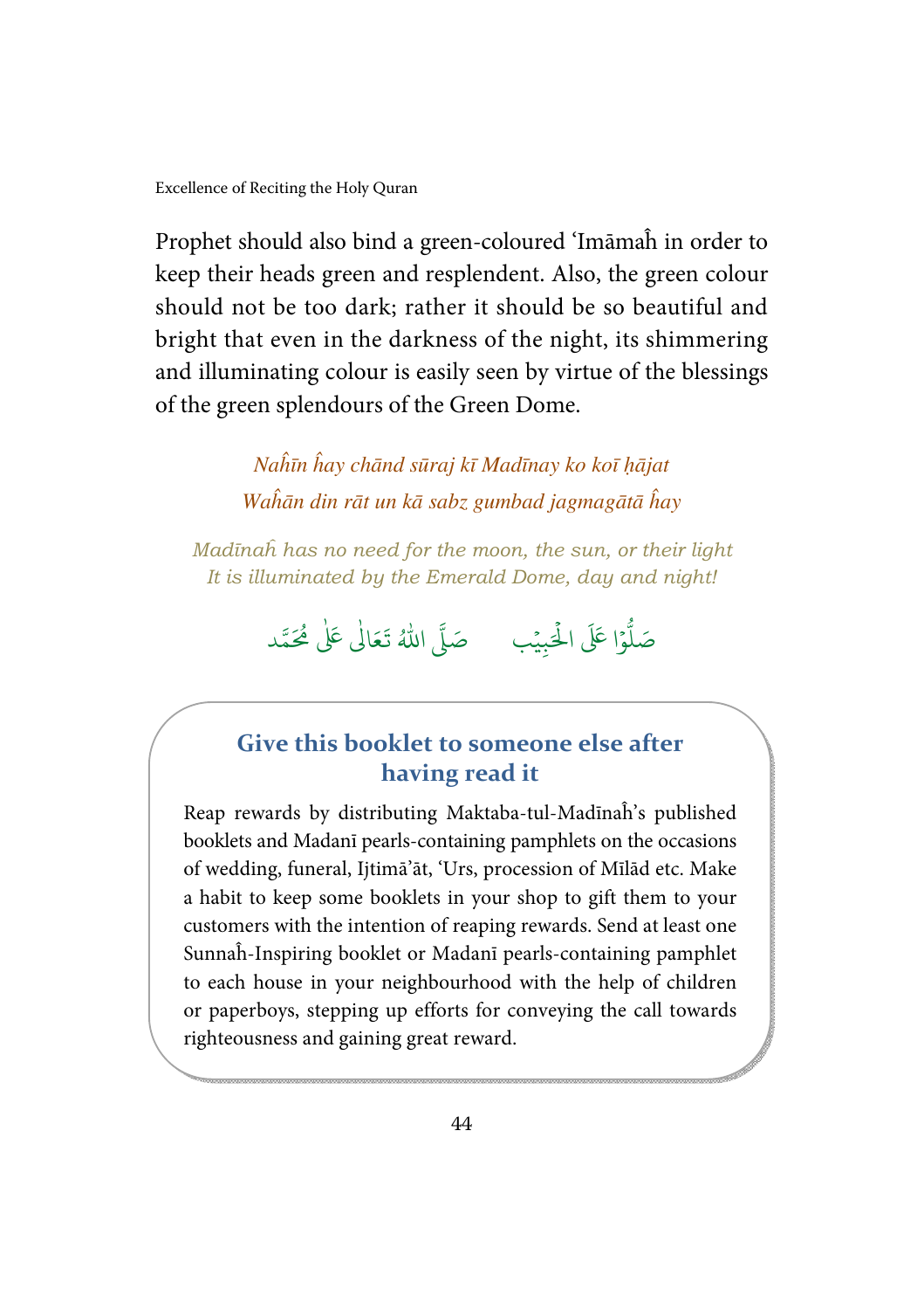Prophet should also bind a green-coloured 'Imāmaĥ in order to keep their heads green and resplendent. Also, the green colour should not be too dark; rather it should be so beautiful and bright that even in the darkness of the night, its shimmering and illuminating colour is easily seen by virtue of the blessings of the green splendours of the Green Dome.

*Naĥīn ĥay chānd sūraj kī Madīnay ko koī ḥājat*
*Waĥān din rāt un kā sabz gumbad jagmagātā ĥay*

*Madīnaĥ has no need for the moon, the sun, or their light*
*It is illuminated by the Emerald Dome, day and night!*

صَلُّوْا عَلَى الْحَبِيْب صَلَّى اللّٰهُ تَعَالٰى عَلٰى مُحَمَّد

## Give this booklet to someone else after having read it

Reap rewards by distributing Maktaba-tul-Madīnaĥ's published booklets and Madanī pearls-containing pamphlets on the occasions of wedding, funeral, Ijtimā'āt, 'Urs, procession of Mīlād etc. Make a habit to keep some booklets in your shop to gift them to your customers with the intention of reaping rewards. Send at least one Sunnaĥ-Inspiring booklet or Madanī pearls-containing pamphlet to each house in your neighbourhood with the help of children or paperboys, stepping up efforts for conveying the call towards righteousness and gaining great reward.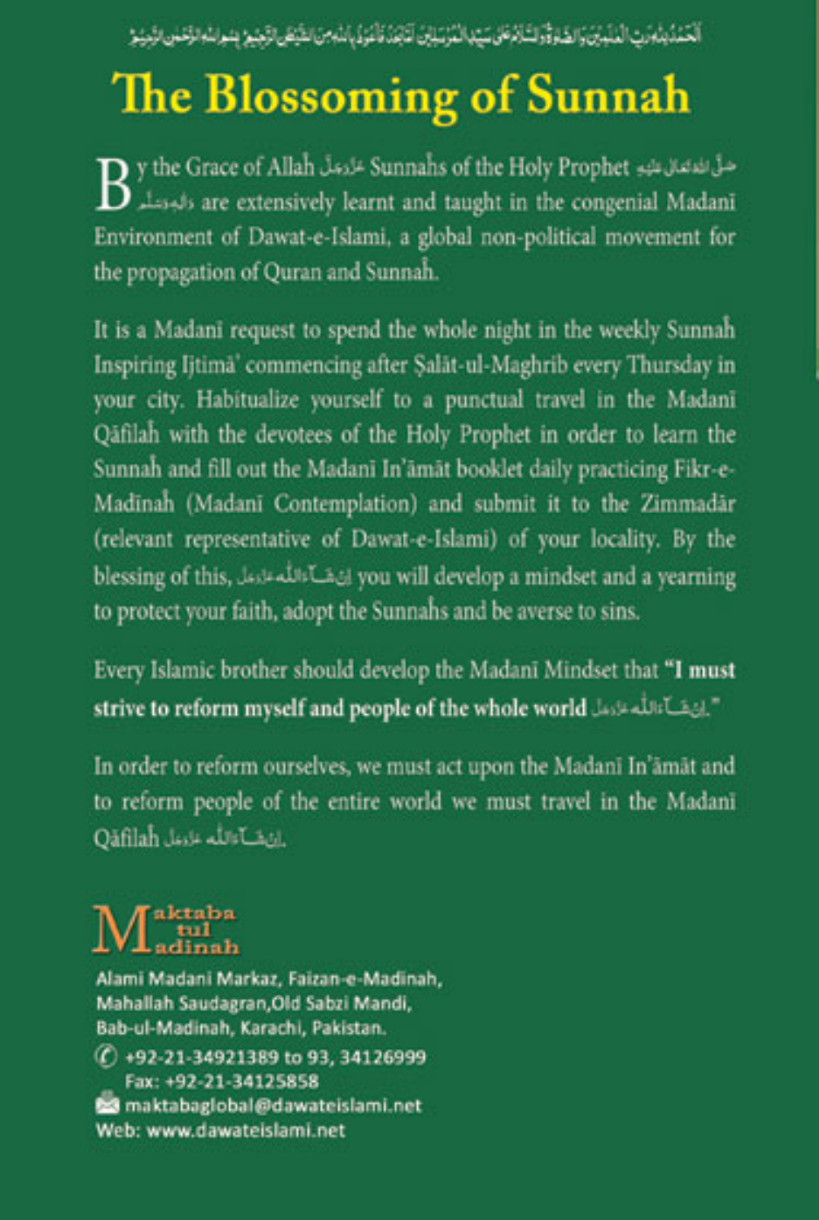اَلْحَمْدُ لِلّٰهِ رَبِّ الْعٰلَمِیْنَ وَالصَّلٰوةُ وَالسَّلَامُ عَلٰی سَیِّدِ الْمُرْسَلِیْنَ اَمَّا بَعْدُ فَاَعُوْذُ بِاللّٰهِ مِنَ الشَّیْطٰنِ الرَّجِیْمِ بِسْمِ اللّٰهِ الرَّحْمٰنِ الرَّحِیْمِ

# The Blossoming of Sunnah

By the Grace of Allah عَزَّوَجَلَّ Sunnahs of the Holy Prophet صَلَّی اللّٰهُ تَعَالٰی عَلَیْهِ وَاٰلِهٖ وَسَلَّم are extensively learnt and taught in the congenial Madanī Environment of Dawat-e-Islami, a global non-political movement for the propagation of Quran and Sunnah.

It is a Madanī request to spend the whole night in the weekly Sunnah Inspiring Ijtimā' commencing after Ṣalāt-ul-Maghrib every Thursday in your city. Habitualize yourself to a punctual travel in the Madanī Qāfilah with the devotees of the Holy Prophet in order to learn the Sunnah and fill out the Madanī In'āmāt booklet daily practicing Fikr-e-Madīnah (Madanī Contemplation) and submit it to the Zimmadār (relevant representative of Dawat-e-Islami) of your locality. By the blessing of this, اِنْ شَآءَ اللّٰه عَزَّوَجَلَّ you will develop a mindset and a yearning to protect your faith, adopt the Sunnahs and be averse to sins.

Every Islamic brother should develop the Madanī Mindset that **"I must strive to reform myself and people of the whole world** اِنْ شَآءَ اللّٰه عَزَّوَجَلَّ**."**

In order to reform ourselves, we must act upon the Madanī In'āmāt and to reform people of the entire world we must travel in the Madanī Qāfilah اِنْ شَآءَ اللّٰه عَزَّوَجَلَّ.

**Maktaba tul Madinah**

Alami Madani Markaz, Faizan-e-Madinah, Mahallah Saudagran, Old Sabzi Mandi, Bab-ul-Madinah, Karachi, Pakistan.

✆ +92-21-34921389 to 93, 34126999
Fax: +92-21-34125858
maktabaglobal@dawateislami.net
Web: www.dawateislami.net